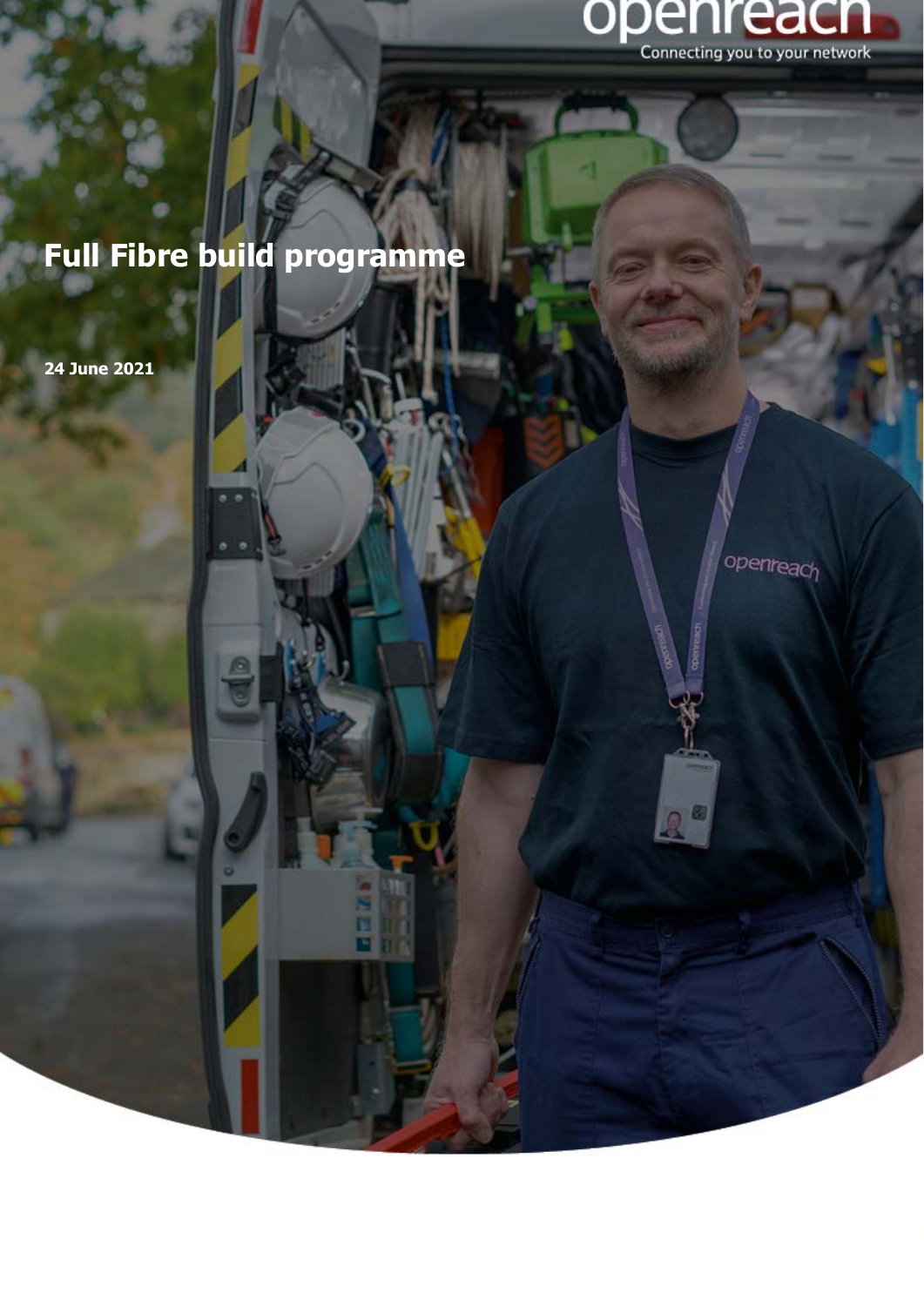# Full Fibre build programme

**24 June 2021**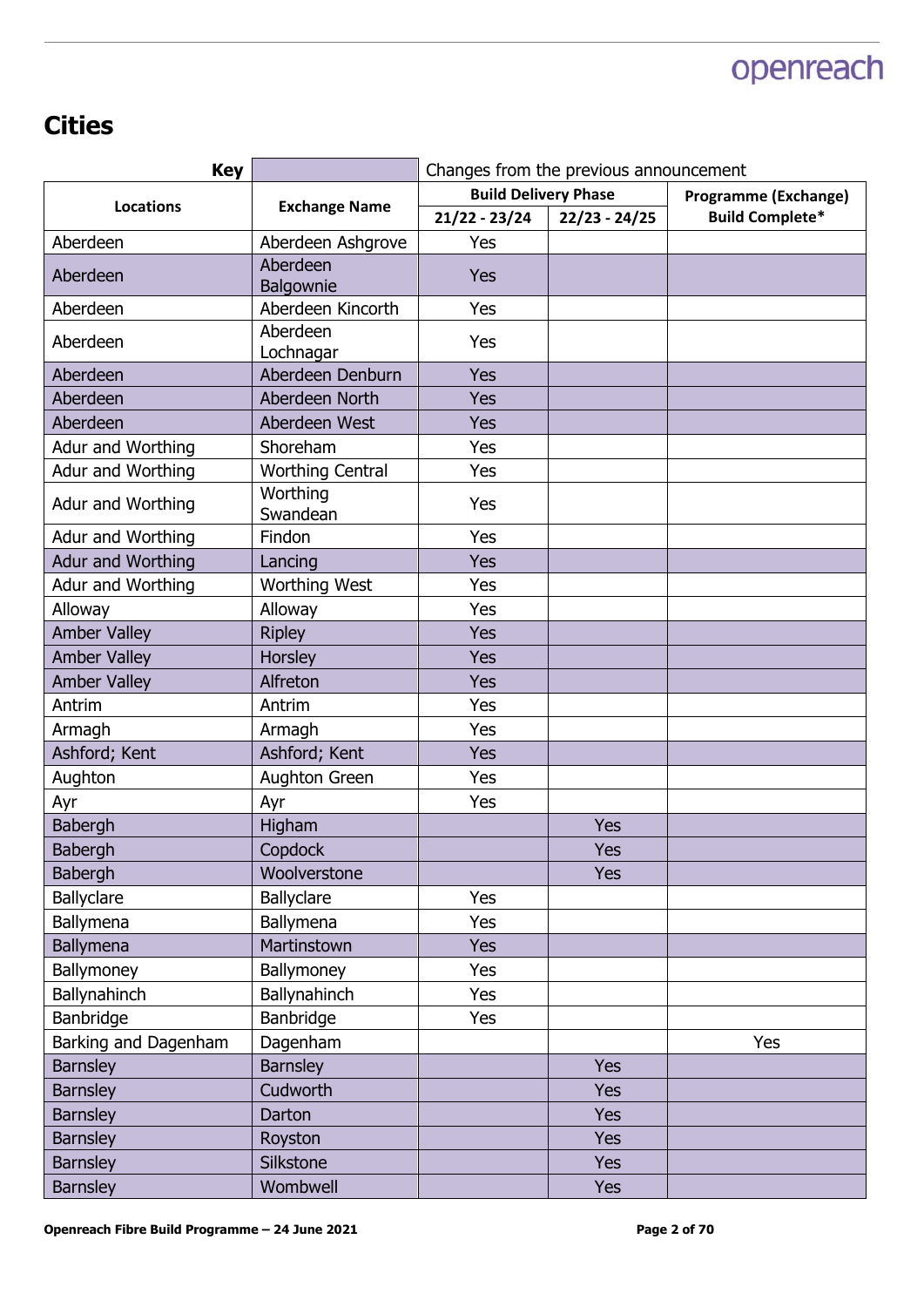# Cities

| Key | | Changes from the previous announcement | | |
|---|---|---|---|---|
| **Locations** | **Exchange Name** | **Build Delivery Phase** | | **Programme (Exchange) Build Complete*** |
| | | **21/22 - 23/24** | **22/23 - 24/25** | |
| Aberdeen | Aberdeen Ashgrove | Yes | | |
| Aberdeen | Aberdeen Balgownie | Yes | | |
| Aberdeen | Aberdeen Kincorth | Yes | | |
| Aberdeen | Aberdeen Lochnagar | Yes | | |
| Aberdeen | Aberdeen Denburn | Yes | | |
| Aberdeen | Aberdeen North | Yes | | |
| Aberdeen | Aberdeen West | Yes | | |
| Adur and Worthing | Shoreham | Yes | | |
| Adur and Worthing | Worthing Central | Yes | | |
| Adur and Worthing | Worthing Swandean | Yes | | |
| Adur and Worthing | Findon | Yes | | |
| Adur and Worthing | Lancing | Yes | | |
| Adur and Worthing | Worthing West | Yes | | |
| Alloway | Alloway | Yes | | |
| Amber Valley | Ripley | Yes | | |
| Amber Valley | Horsley | Yes | | |
| Amber Valley | Alfreton | Yes | | |
| Antrim | Antrim | Yes | | |
| Armagh | Armagh | Yes | | |
| Ashford; Kent | Ashford; Kent | Yes | | |
| Aughton | Aughton Green | Yes | | |
| Ayr | Ayr | Yes | | |
| Babergh | Higham | | Yes | |
| Babergh | Copdock | | Yes | |
| Babergh | Woolverstone | | Yes | |
| Ballyclare | Ballyclare | Yes | | |
| Ballymena | Ballymena | Yes | | |
| Ballymena | Martinstown | Yes | | |
| Ballymoney | Ballymoney | Yes | | |
| Ballynahinch | Ballynahinch | Yes | | |
| Banbridge | Banbridge | Yes | | |
| Barking and Dagenham | Dagenham | | | Yes |
| Barnsley | Barnsley | | Yes | |
| Barnsley | Cudworth | | Yes | |
| Barnsley | Darton | | Yes | |
| Barnsley | Royston | | Yes | |
| Barnsley | Silkstone | | Yes | |
| Barnsley | Wombwell | | Yes | |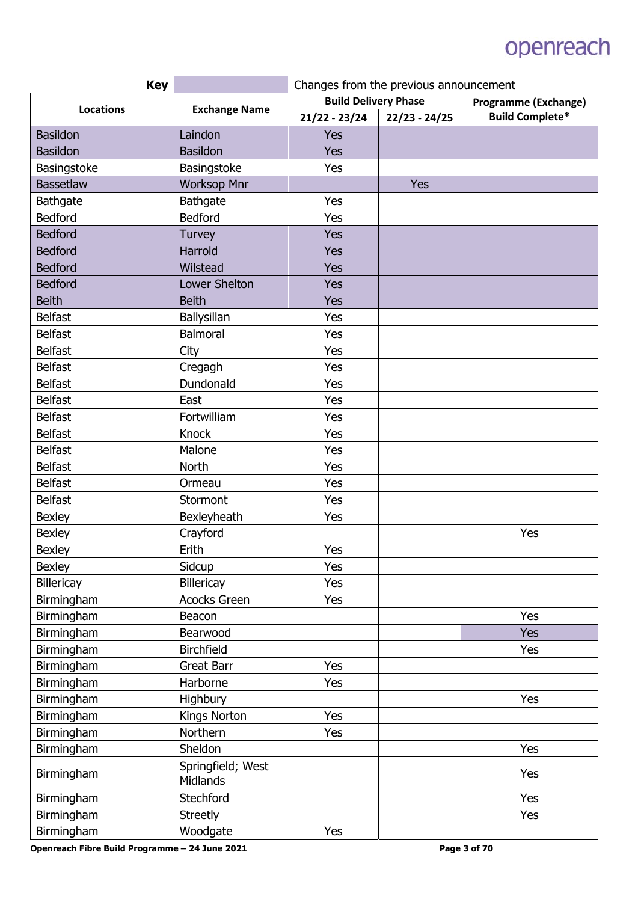| Key | | Changes from the previous announcement | | |
|---|---|---|---|---|

| Locations | Exchange Name | Build Delivery Phase | | Programme (Exchange) Build Complete* |
|---|---|---|---|---|
| | | 21/22 - 23/24 | 22/23 - 24/25 | |
| Basildon | Laindon | Yes | | |
| Basildon | Basildon | Yes | | |
| Basingstoke | Basingstoke | Yes | | |
| Bassetlaw | Worksop Mnr | | Yes | |
| Bathgate | Bathgate | Yes | | |
| Bedford | Bedford | Yes | | |
| Bedford | Turvey | Yes | | |
| Bedford | Harrold | Yes | | |
| Bedford | Wilstead | Yes | | |
| Bedford | Lower Shelton | Yes | | |
| Beith | Beith | Yes | | |
| Belfast | Ballysillan | Yes | | |
| Belfast | Balmoral | Yes | | |
| Belfast | City | Yes | | |
| Belfast | Cregagh | Yes | | |
| Belfast | Dundonald | Yes | | |
| Belfast | East | Yes | | |
| Belfast | Fortwilliam | Yes | | |
| Belfast | Knock | Yes | | |
| Belfast | Malone | Yes | | |
| Belfast | North | Yes | | |
| Belfast | Ormeau | Yes | | |
| Belfast | Stormont | Yes | | |
| Bexley | Bexleyheath | Yes | | |
| Bexley | Crayford | | | Yes |
| Bexley | Erith | Yes | | |
| Bexley | Sidcup | Yes | | |
| Billericay | Billericay | Yes | | |
| Birmingham | Acocks Green | Yes | | |
| Birmingham | Beacon | | | Yes |
| Birmingham | Bearwood | | | Yes |
| Birmingham | Birchfield | | | Yes |
| Birmingham | Great Barr | Yes | | |
| Birmingham | Harborne | Yes | | |
| Birmingham | Highbury | | | Yes |
| Birmingham | Kings Norton | Yes | | |
| Birmingham | Northern | Yes | | |
| Birmingham | Sheldon | | | Yes |
| Birmingham | Springfield; West Midlands | | | Yes |
| Birmingham | Stechford | | | Yes |
| Birmingham | Streetly | | | Yes |
| Birmingham | Woodgate | Yes | | |

Openreach Fibre Build Programme – 24 June 2021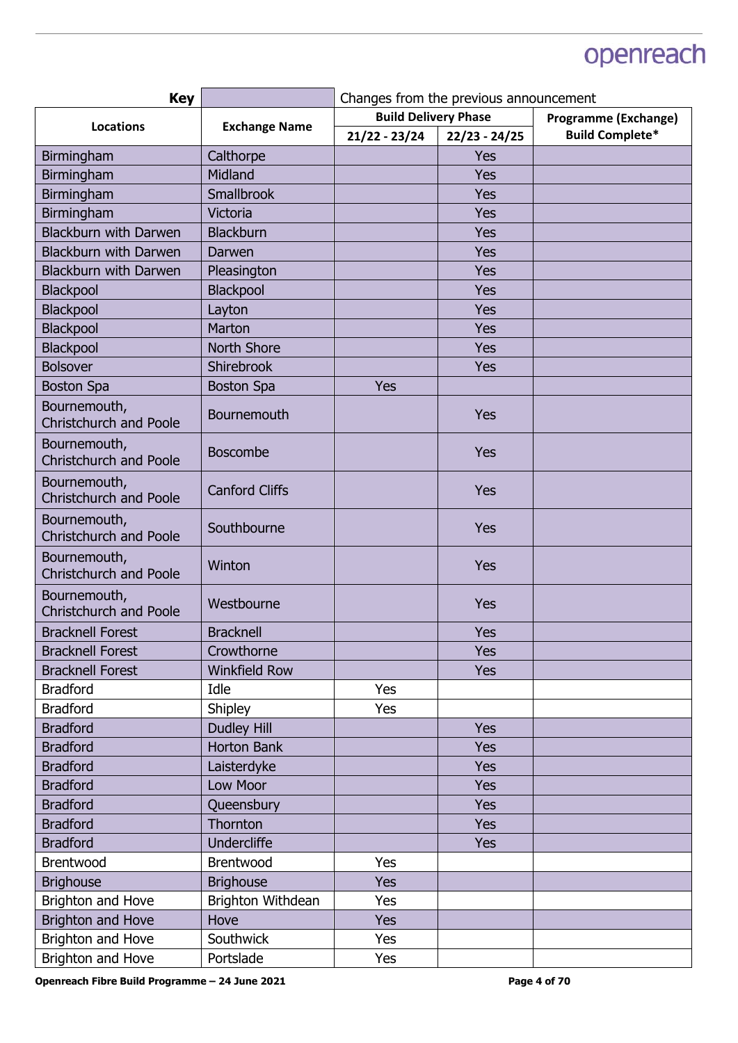| **Key** | | Changes from the previous announcement | | |
|---|---|---|---|---|
| **Locations** | **Exchange Name** | **Build Delivery Phase** | | **Programme (Exchange) Build Complete*** |
| | | **21/22 - 23/24** | **22/23 - 24/25** | |
| Birmingham | Calthorpe | | Yes | |
| Birmingham | Midland | | Yes | |
| Birmingham | Smallbrook | | Yes | |
| Birmingham | Victoria | | Yes | |
| Blackburn with Darwen | Blackburn | | Yes | |
| Blackburn with Darwen | Darwen | | Yes | |
| Blackburn with Darwen | Pleasington | | Yes | |
| Blackpool | Blackpool | | Yes | |
| Blackpool | Layton | | Yes | |
| Blackpool | Marton | | Yes | |
| Blackpool | North Shore | | Yes | |
| Bolsover | Shirebrook | | Yes | |
| Boston Spa | Boston Spa | Yes | | |
| Bournemouth, Christchurch and Poole | Bournemouth | | Yes | |
| Bournemouth, Christchurch and Poole | Boscombe | | Yes | |
| Bournemouth, Christchurch and Poole | Canford Cliffs | | Yes | |
| Bournemouth, Christchurch and Poole | Southbourne | | Yes | |
| Bournemouth, Christchurch and Poole | Winton | | Yes | |
| Bournemouth, Christchurch and Poole | Westbourne | | Yes | |
| Bracknell Forest | Bracknell | | Yes | |
| Bracknell Forest | Crowthorne | | Yes | |
| Bracknell Forest | Winkfield Row | | Yes | |
| Bradford | Idle | Yes | | |
| Bradford | Shipley | Yes | | |
| Bradford | Dudley Hill | | Yes | |
| Bradford | Horton Bank | | Yes | |
| Bradford | Laisterdyke | | Yes | |
| Bradford | Low Moor | | Yes | |
| Bradford | Queensbury | | Yes | |
| Bradford | Thornton | | Yes | |
| Bradford | Undercliffe | | Yes | |
| Brentwood | Brentwood | Yes | | |
| Brighouse | Brighouse | Yes | | |
| Brighton and Hove | Brighton Withdean | Yes | | |
| Brighton and Hove | Hove | Yes | | |
| Brighton and Hove | Southwick | Yes | | |
| Brighton and Hove | Portslade | Yes | | |

**Openreach Fibre Build Programme – 24 June 2021**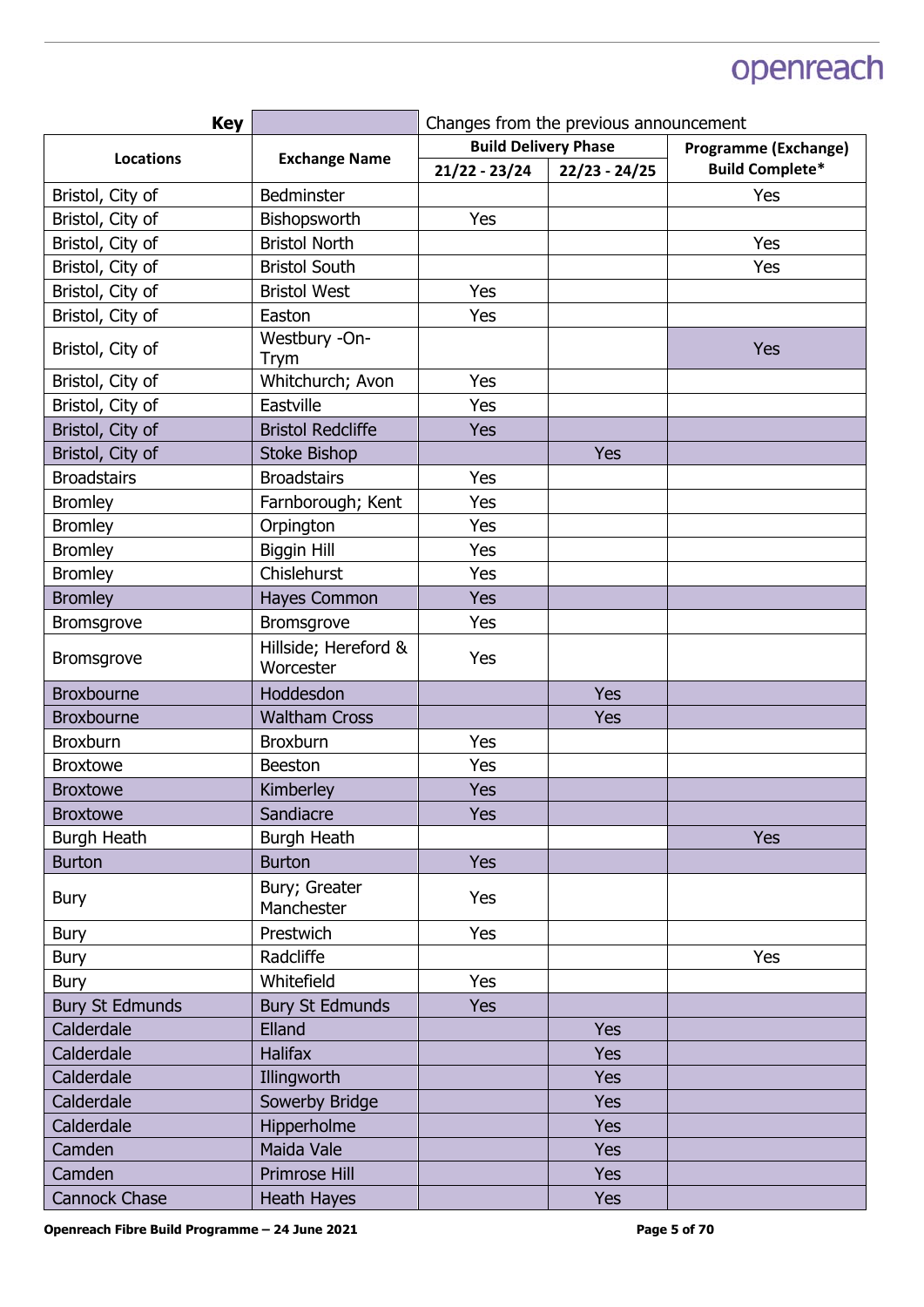| Key | | Changes from the previous announcement | | |
|---|---|---|---|---|
| **Locations** | **Exchange Name** | **Build Delivery Phase** | | **Programme (Exchange) Build Complete*** |
| | | **21/22 - 23/24** | **22/23 - 24/25** | |
| Bristol, City of | Bedminster | | | Yes |
| Bristol, City of | Bishopsworth | Yes | | |
| Bristol, City of | Bristol North | | | Yes |
| Bristol, City of | Bristol South | | | Yes |
| Bristol, City of | Bristol West | Yes | | |
| Bristol, City of | Easton | Yes | | |
| Bristol, City of | Westbury -On-Trym | | | Yes |
| Bristol, City of | Whitchurch; Avon | Yes | | |
| Bristol, City of | Eastville | Yes | | |
| Bristol, City of | Bristol Redcliffe | Yes | | |
| Bristol, City of | Stoke Bishop | | Yes | |
| Broadstairs | Broadstairs | Yes | | |
| Bromley | Farnborough; Kent | Yes | | |
| Bromley | Orpington | Yes | | |
| Bromley | Biggin Hill | Yes | | |
| Bromley | Chislehurst | Yes | | |
| Bromley | Hayes Common | Yes | | |
| Bromsgrove | Bromsgrove | Yes | | |
| Bromsgrove | Hillside; Hereford & Worcester | Yes | | |
| Broxbourne | Hoddesdon | | Yes | |
| Broxbourne | Waltham Cross | | Yes | |
| Broxburn | Broxburn | Yes | | |
| Broxtowe | Beeston | Yes | | |
| Broxtowe | Kimberley | Yes | | |
| Broxtowe | Sandiacre | Yes | | |
| Burgh Heath | Burgh Heath | | | Yes |
| Burton | Burton | Yes | | |
| Bury | Bury; Greater Manchester | Yes | | |
| Bury | Prestwich | Yes | | |
| Bury | Radcliffe | | | Yes |
| Bury | Whitefield | Yes | | |
| Bury St Edmunds | Bury St Edmunds | Yes | | |
| Calderdale | Elland | | Yes | |
| Calderdale | Halifax | | Yes | |
| Calderdale | Illingworth | | Yes | |
| Calderdale | Sowerby Bridge | | Yes | |
| Calderdale | Hipperholme | | Yes | |
| Camden | Maida Vale | | Yes | |
| Camden | Primrose Hill | | Yes | |
| Cannock Chase | Heath Hayes | | Yes | |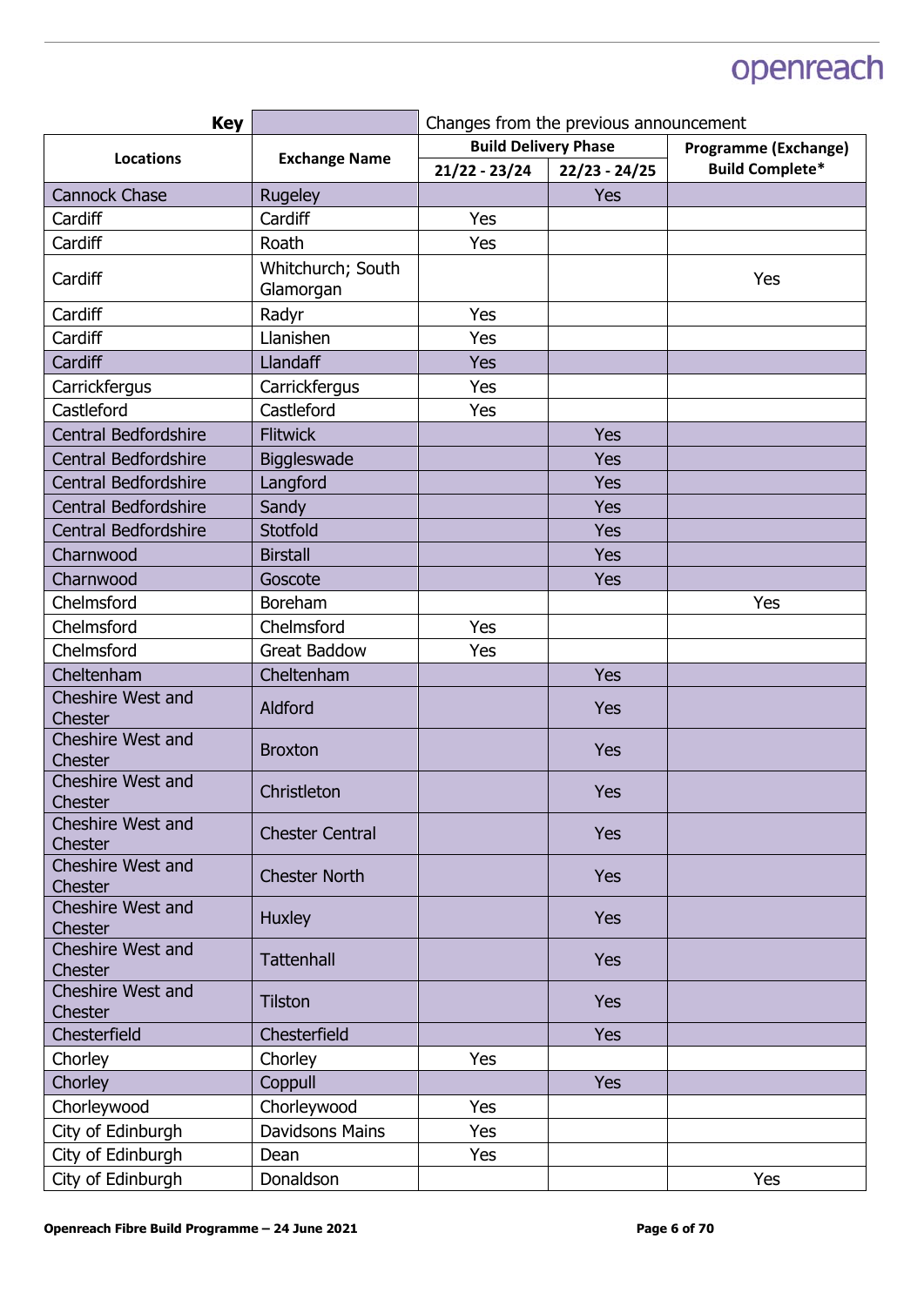| **Key** | | Changes from the previous announcement | | |
|---|---|---|---|---|
| **Locations** | **Exchange Name** | **Build Delivery Phase** | | **Programme (Exchange) Build Complete*** |
| | | **21/22 - 23/24** | **22/23 - 24/25** | |
| Cannock Chase | Rugeley | | Yes | |
| Cardiff | Cardiff | Yes | | |
| Cardiff | Roath | Yes | | |
| Cardiff | Whitchurch; South Glamorgan | | | Yes |
| Cardiff | Radyr | Yes | | |
| Cardiff | Llanishen | Yes | | |
| Cardiff | Llandaff | Yes | | |
| Carrickfergus | Carrickfergus | Yes | | |
| Castleford | Castleford | Yes | | |
| Central Bedfordshire | Flitwick | | Yes | |
| Central Bedfordshire | Biggleswade | | Yes | |
| Central Bedfordshire | Langford | | Yes | |
| Central Bedfordshire | Sandy | | Yes | |
| Central Bedfordshire | Stotfold | | Yes | |
| Charnwood | Birstall | | Yes | |
| Charnwood | Goscote | | Yes | |
| Chelmsford | Boreham | | | Yes |
| Chelmsford | Chelmsford | Yes | | |
| Chelmsford | Great Baddow | Yes | | |
| Cheltenham | Cheltenham | | Yes | |
| Cheshire West and Chester | Aldford | | Yes | |
| Cheshire West and Chester | Broxton | | Yes | |
| Cheshire West and Chester | Christleton | | Yes | |
| Cheshire West and Chester | Chester Central | | Yes | |
| Cheshire West and Chester | Chester North | | Yes | |
| Cheshire West and Chester | Huxley | | Yes | |
| Cheshire West and Chester | Tattenhall | | Yes | |
| Cheshire West and Chester | Tilston | | Yes | |
| Chesterfield | Chesterfield | | Yes | |
| Chorley | Chorley | Yes | | |
| Chorley | Coppull | | Yes | |
| Chorleywood | Chorleywood | Yes | | |
| City of Edinburgh | Davidsons Mains | Yes | | |
| City of Edinburgh | Dean | Yes | | |
| City of Edinburgh | Donaldson | | | Yes |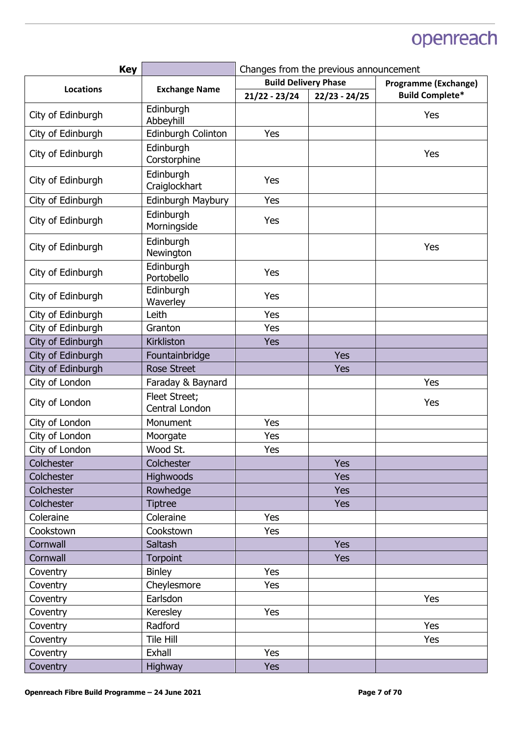| Key | | Changes from the previous announcement | | |
|---|---|---|---|---|
| **Locations** | **Exchange Name** | **Build Delivery Phase** | | **Programme (Exchange) Build Complete*** |
| | | **21/22 - 23/24** | **22/23 - 24/25** | |
| City of Edinburgh | Edinburgh Abbeyhill | | | Yes |
| City of Edinburgh | Edinburgh Colinton | Yes | | |
| City of Edinburgh | Edinburgh Corstorphine | | | Yes |
| City of Edinburgh | Edinburgh Craiglockhart | Yes | | |
| City of Edinburgh | Edinburgh Maybury | Yes | | |
| City of Edinburgh | Edinburgh Morningside | Yes | | |
| City of Edinburgh | Edinburgh Newington | | | Yes |
| City of Edinburgh | Edinburgh Portobello | Yes | | |
| City of Edinburgh | Edinburgh Waverley | Yes | | |
| City of Edinburgh | Leith | Yes | | |
| City of Edinburgh | Granton | Yes | | |
| City of Edinburgh | Kirkliston | Yes | | |
| City of Edinburgh | Fountainbridge | | Yes | |
| City of Edinburgh | Rose Street | | Yes | |
| City of London | Faraday & Baynard | | | Yes |
| City of London | Fleet Street; Central London | | | Yes |
| City of London | Monument | Yes | | |
| City of London | Moorgate | Yes | | |
| City of London | Wood St. | Yes | | |
| Colchester | Colchester | | Yes | |
| Colchester | Highwoods | | Yes | |
| Colchester | Rowhedge | | Yes | |
| Colchester | Tiptree | | Yes | |
| Coleraine | Coleraine | Yes | | |
| Cookstown | Cookstown | Yes | | |
| Cornwall | Saltash | | Yes | |
| Cornwall | Torpoint | | Yes | |
| Coventry | Binley | Yes | | |
| Coventry | Cheylesmore | Yes | | |
| Coventry | Earlsdon | | | Yes |
| Coventry | Keresley | Yes | | |
| Coventry | Radford | | | Yes |
| Coventry | Tile Hill | | | Yes |
| Coventry | Exhall | Yes | | |
| Coventry | Highway | Yes | | |

**Openreach Fibre Build Programme – 24 June 2021**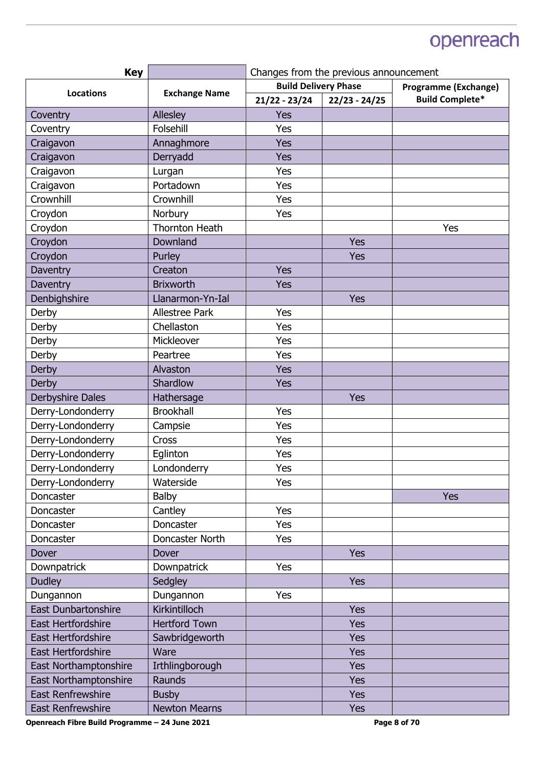| **Key** | | Changes from the previous announcement | | |
|---|---|---|---|---|

| Locations | Exchange Name | Build Delivery Phase | | Programme (Exchange) Build Complete* |
|---|---|---|---|---|
| | | 21/22 - 23/24 | 22/23 - 24/25 | |
| Coventry | Allesley | Yes | | |
| Coventry | Folsehill | Yes | | |
| Craigavon | Annaghmore | Yes | | |
| Craigavon | Derryadd | Yes | | |
| Craigavon | Lurgan | Yes | | |
| Craigavon | Portadown | Yes | | |
| Crownhill | Crownhill | Yes | | |
| Croydon | Norbury | Yes | | |
| Croydon | Thornton Heath | | | Yes |
| Croydon | Downland | | Yes | |
| Croydon | Purley | | Yes | |
| Daventry | Creaton | Yes | | |
| Daventry | Brixworth | Yes | | |
| Denbighshire | Llanarmon-Yn-Ial | | Yes | |
| Derby | Allestree Park | Yes | | |
| Derby | Chellaston | Yes | | |
| Derby | Mickleover | Yes | | |
| Derby | Peartree | Yes | | |
| Derby | Alvaston | Yes | | |
| Derby | Shardlow | Yes | | |
| Derbyshire Dales | Hathersage | | Yes | |
| Derry-Londonderry | Brookhall | Yes | | |
| Derry-Londonderry | Campsie | Yes | | |
| Derry-Londonderry | Cross | Yes | | |
| Derry-Londonderry | Eglinton | Yes | | |
| Derry-Londonderry | Londonderry | Yes | | |
| Derry-Londonderry | Waterside | Yes | | |
| Doncaster | Balby | | | Yes |
| Doncaster | Cantley | Yes | | |
| Doncaster | Doncaster | Yes | | |
| Doncaster | Doncaster North | Yes | | |
| Dover | Dover | | Yes | |
| Downpatrick | Downpatrick | Yes | | |
| Dudley | Sedgley | | Yes | |
| Dungannon | Dungannon | Yes | | |
| East Dunbartonshire | Kirkintilloch | | Yes | |
| East Hertfordshire | Hertford Town | | Yes | |
| East Hertfordshire | Sawbridgeworth | | Yes | |
| East Hertfordshire | Ware | | Yes | |
| East Northamptonshire | Irthlingborough | | Yes | |
| East Northamptonshire | Raunds | | Yes | |
| East Renfrewshire | Busby | | Yes | |
| East Renfrewshire | Newton Mearns | | Yes | |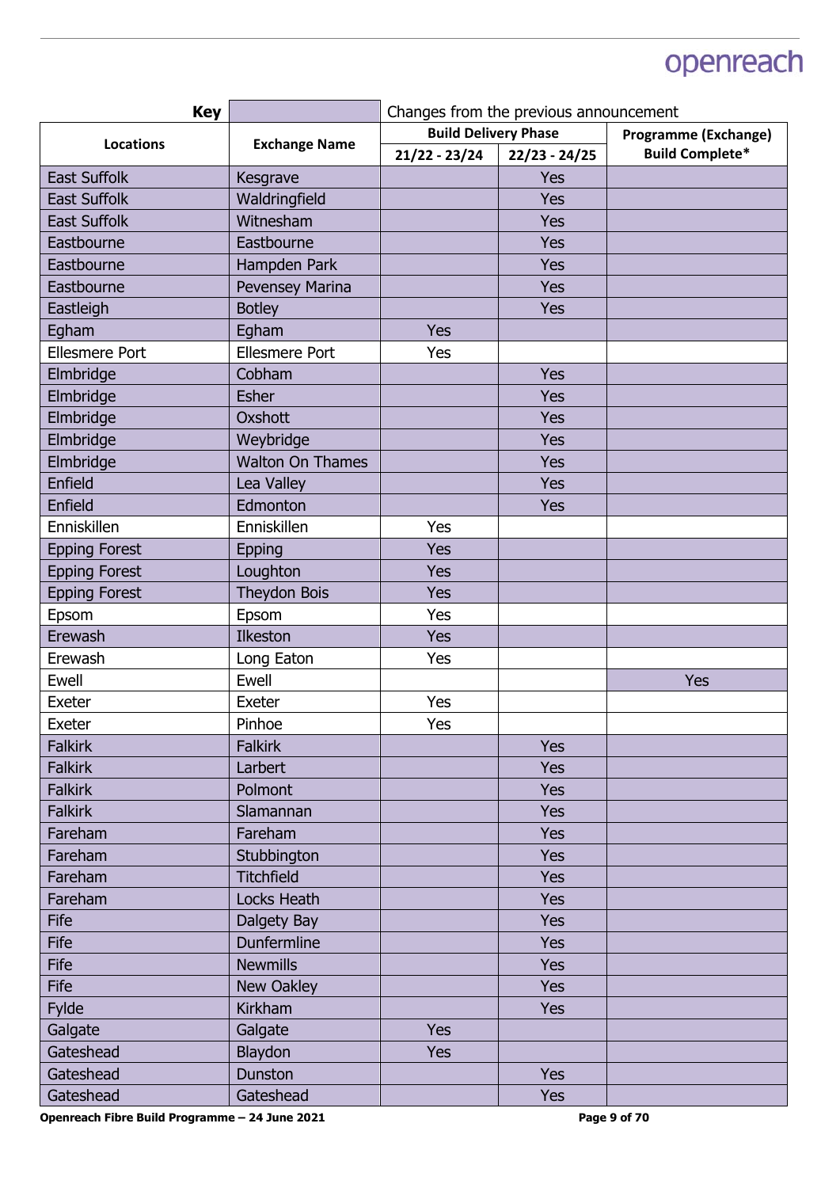| Key | | Changes from the previous announcement | | |
|---|---|---|---|---|

| Locations | Exchange Name | Build Delivery Phase | | Programme (Exchange) Build Complete* |
|---|---|---|---|---|
| | | 21/22 - 23/24 | 22/23 - 24/25 | |
| East Suffolk | Kesgrave | | Yes | |
| East Suffolk | Waldringfield | | Yes | |
| East Suffolk | Witnesham | | Yes | |
| Eastbourne | Eastbourne | | Yes | |
| Eastbourne | Hampden Park | | Yes | |
| Eastbourne | Pevensey Marina | | Yes | |
| Eastleigh | Botley | | Yes | |
| Egham | Egham | Yes | | |
| Ellesmere Port | Ellesmere Port | Yes | | |
| Elmbridge | Cobham | | Yes | |
| Elmbridge | Esher | | Yes | |
| Elmbridge | Oxshott | | Yes | |
| Elmbridge | Weybridge | | Yes | |
| Elmbridge | Walton On Thames | | Yes | |
| Enfield | Lea Valley | | Yes | |
| Enfield | Edmonton | | Yes | |
| Enniskillen | Enniskillen | Yes | | |
| Epping Forest | Epping | Yes | | |
| Epping Forest | Loughton | Yes | | |
| Epping Forest | Theydon Bois | Yes | | |
| Epsom | Epsom | Yes | | |
| Erewash | Ilkeston | Yes | | |
| Erewash | Long Eaton | Yes | | |
| Ewell | Ewell | | | Yes |
| Exeter | Exeter | Yes | | |
| Exeter | Pinhoe | Yes | | |
| Falkirk | Falkirk | | Yes | |
| Falkirk | Larbert | | Yes | |
| Falkirk | Polmont | | Yes | |
| Falkirk | Slamannan | | Yes | |
| Fareham | Fareham | | Yes | |
| Fareham | Stubbington | | Yes | |
| Fareham | Titchfield | | Yes | |
| Fareham | Locks Heath | | Yes | |
| Fife | Dalgety Bay | | Yes | |
| Fife | Dunfermline | | Yes | |
| Fife | Newmills | | Yes | |
| Fife | New Oakley | | Yes | |
| Fylde | Kirkham | | Yes | |
| Galgate | Galgate | Yes | | |
| Gateshead | Blaydon | Yes | | |
| Gateshead | Dunston | | Yes | |
| Gateshead | Gateshead | | Yes | |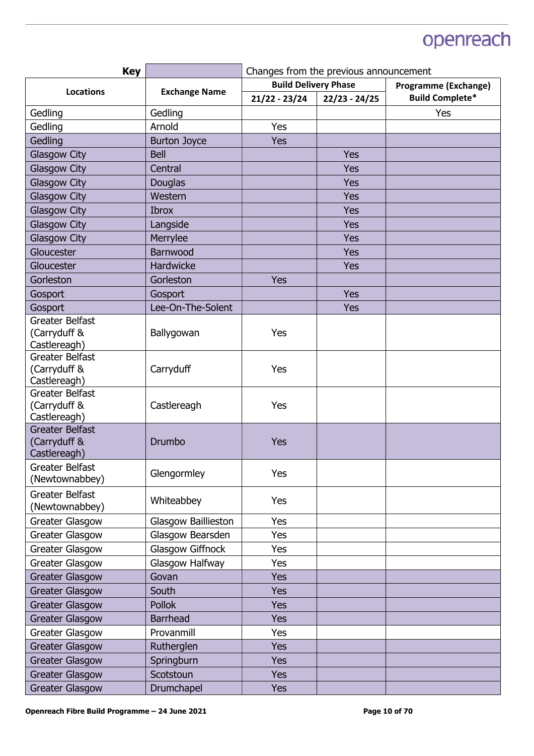| Key | | Changes from the previous announcement | | |
|---|---|---|---|---|
| **Locations** | **Exchange Name** | **Build Delivery Phase** | | **Programme (Exchange) Build Complete*** |
| | | **21/22 - 23/24** | **22/23 - 24/25** | |
| Gedling | Gedling | | | Yes |
| Gedling | Arnold | Yes | | |
| Gedling | Burton Joyce | Yes | | |
| Glasgow City | Bell | | Yes | |
| Glasgow City | Central | | Yes | |
| Glasgow City | Douglas | | Yes | |
| Glasgow City | Western | | Yes | |
| Glasgow City | Ibrox | | Yes | |
| Glasgow City | Langside | | Yes | |
| Glasgow City | Merrylee | | Yes | |
| Gloucester | Barnwood | | Yes | |
| Gloucester | Hardwicke | | Yes | |
| Gorleston | Gorleston | Yes | | |
| Gosport | Gosport | | Yes | |
| Gosport | Lee-On-The-Solent | | Yes | |
| Greater Belfast (Carryduff & Castlereagh) | Ballygowan | Yes | | |
| Greater Belfast (Carryduff & Castlereagh) | Carryduff | Yes | | |
| Greater Belfast (Carryduff & Castlereagh) | Castlereagh | Yes | | |
| Greater Belfast (Carryduff & Castlereagh) | Drumbo | Yes | | |
| Greater Belfast (Newtownabbey) | Glengormley | Yes | | |
| Greater Belfast (Newtownabbey) | Whiteabbey | Yes | | |
| Greater Glasgow | Glasgow Baillieston | Yes | | |
| Greater Glasgow | Glasgow Bearsden | Yes | | |
| Greater Glasgow | Glasgow Giffnock | Yes | | |
| Greater Glasgow | Glasgow Halfway | Yes | | |
| Greater Glasgow | Govan | Yes | | |
| Greater Glasgow | South | Yes | | |
| Greater Glasgow | Pollok | Yes | | |
| Greater Glasgow | Barrhead | Yes | | |
| Greater Glasgow | Provanmill | Yes | | |
| Greater Glasgow | Rutherglen | Yes | | |
| Greater Glasgow | Springburn | Yes | | |
| Greater Glasgow | Scotstoun | Yes | | |
| Greater Glasgow | Drumchapel | Yes | | |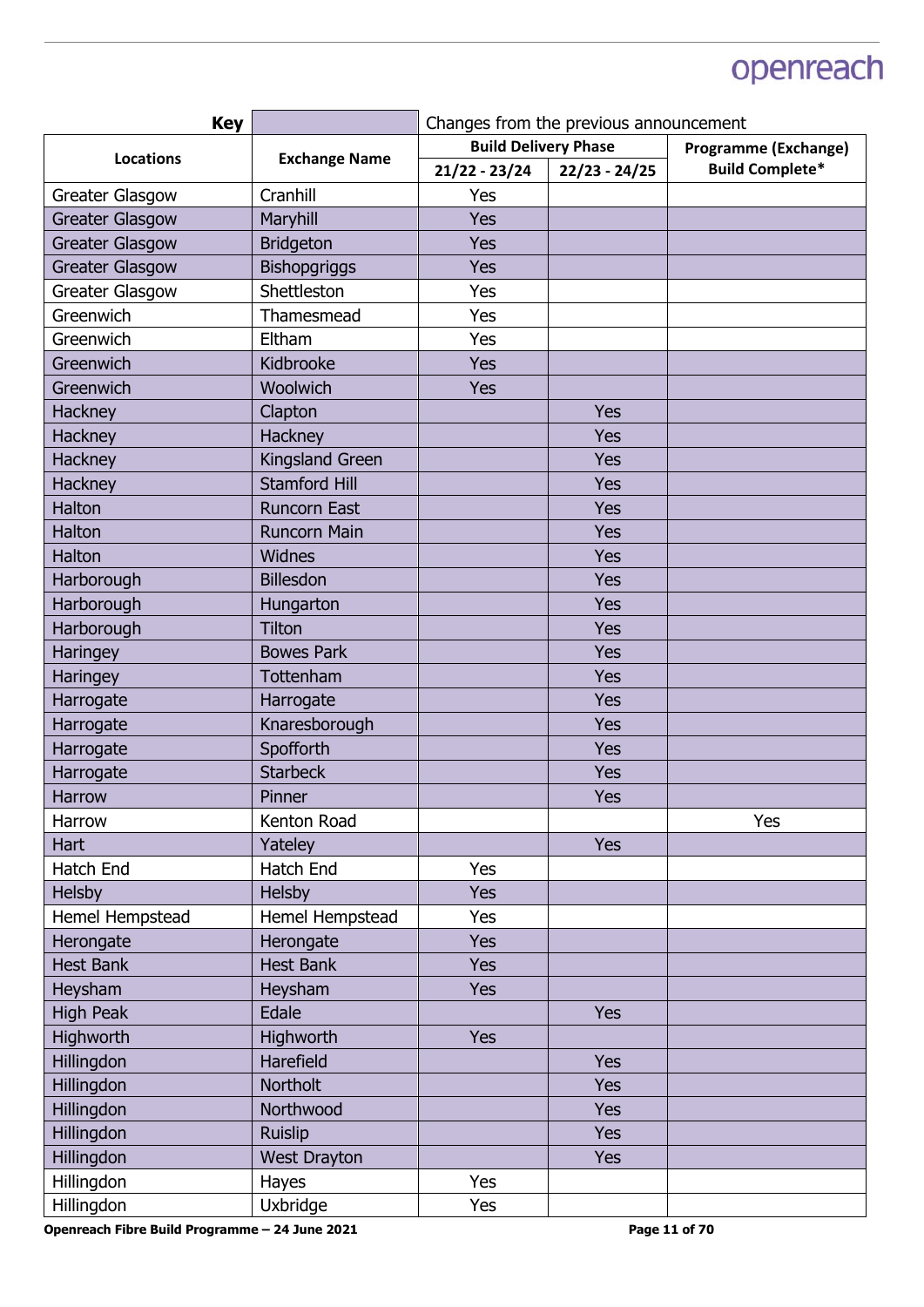| Key | | Changes from the previous announcement | | |
|---|---|---|---|---|
| **Locations** | **Exchange Name** | **Build Delivery Phase** | | **Programme (Exchange) Build Complete*** |
| | | **21/22 - 23/24** | **22/23 - 24/25** | |
| Greater Glasgow | Cranhill | Yes | | |
| Greater Glasgow | Maryhill | Yes | | |
| Greater Glasgow | Bridgeton | Yes | | |
| Greater Glasgow | Bishopgriggs | Yes | | |
| Greater Glasgow | Shettleston | Yes | | |
| Greenwich | Thamesmead | Yes | | |
| Greenwich | Eltham | Yes | | |
| Greenwich | Kidbrooke | Yes | | |
| Greenwich | Woolwich | Yes | | |
| Hackney | Clapton | | Yes | |
| Hackney | Hackney | | Yes | |
| Hackney | Kingsland Green | | Yes | |
| Hackney | Stamford Hill | | Yes | |
| Halton | Runcorn East | | Yes | |
| Halton | Runcorn Main | | Yes | |
| Halton | Widnes | | Yes | |
| Harborough | Billesdon | | Yes | |
| Harborough | Hungarton | | Yes | |
| Harborough | Tilton | | Yes | |
| Haringey | Bowes Park | | Yes | |
| Haringey | Tottenham | | Yes | |
| Harrogate | Harrogate | | Yes | |
| Harrogate | Knaresborough | | Yes | |
| Harrogate | Spofforth | | Yes | |
| Harrogate | Starbeck | | Yes | |
| Harrow | Pinner | | Yes | |
| Harrow | Kenton Road | | | Yes |
| Hart | Yateley | | Yes | |
| Hatch End | Hatch End | Yes | | |
| Helsby | Helsby | Yes | | |
| Hemel Hempstead | Hemel Hempstead | Yes | | |
| Herongate | Herongate | Yes | | |
| Hest Bank | Hest Bank | Yes | | |
| Heysham | Heysham | Yes | | |
| High Peak | Edale | | Yes | |
| Highworth | Highworth | Yes | | |
| Hillingdon | Harefield | | Yes | |
| Hillingdon | Northolt | | Yes | |
| Hillingdon | Northwood | | Yes | |
| Hillingdon | Ruislip | | Yes | |
| Hillingdon | West Drayton | | Yes | |
| Hillingdon | Hayes | Yes | | |
| Hillingdon | Uxbridge | Yes | | |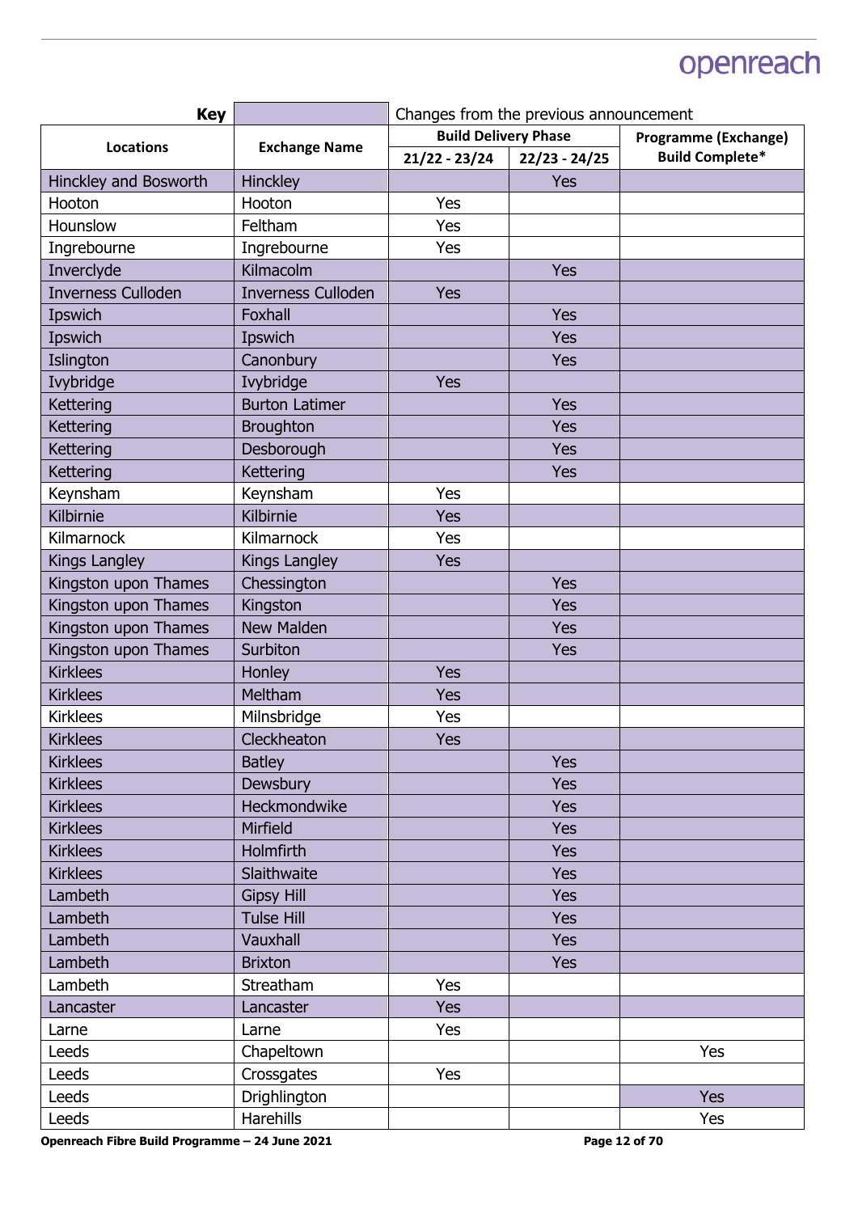| Key | | Changes from the previous announcement | | |
|---|---|---|---|---|
| **Locations** | **Exchange Name** | **Build Delivery Phase** | | **Programme (Exchange) Build Complete*** |
| | | **21/22 - 23/24** | **22/23 - 24/25** | |
| Hinckley and Bosworth | Hinckley | | Yes | |
| Hooton | Hooton | Yes | | |
| Hounslow | Feltham | Yes | | |
| Ingrebourne | Ingrebourne | Yes | | |
| Inverclyde | Kilmacolm | | Yes | |
| Inverness Culloden | Inverness Culloden | Yes | | |
| Ipswich | Foxhall | | Yes | |
| Ipswich | Ipswich | | Yes | |
| Islington | Canonbury | | Yes | |
| Ivybridge | Ivybridge | Yes | | |
| Kettering | Burton Latimer | | Yes | |
| Kettering | Broughton | | Yes | |
| Kettering | Desborough | | Yes | |
| Kettering | Kettering | | Yes | |
| Keynsham | Keynsham | Yes | | |
| Kilbirnie | Kilbirnie | Yes | | |
| Kilmarnock | Kilmarnock | Yes | | |
| Kings Langley | Kings Langley | Yes | | |
| Kingston upon Thames | Chessington | | Yes | |
| Kingston upon Thames | Kingston | | Yes | |
| Kingston upon Thames | New Malden | | Yes | |
| Kingston upon Thames | Surbiton | | Yes | |
| Kirklees | Honley | Yes | | |
| Kirklees | Meltham | Yes | | |
| Kirklees | Milnsbridge | Yes | | |
| Kirklees | Cleckheaton | Yes | | |
| Kirklees | Batley | | Yes | |
| Kirklees | Dewsbury | | Yes | |
| Kirklees | Heckmondwike | | Yes | |
| Kirklees | Mirfield | | Yes | |
| Kirklees | Holmfirth | | Yes | |
| Kirklees | Slaithwaite | | Yes | |
| Lambeth | Gipsy Hill | | Yes | |
| Lambeth | Tulse Hill | | Yes | |
| Lambeth | Vauxhall | | Yes | |
| Lambeth | Brixton | | Yes | |
| Lambeth | Streatham | Yes | | |
| Lancaster | Lancaster | Yes | | |
| Larne | Larne | Yes | | |
| Leeds | Chapeltown | | | Yes |
| Leeds | Crossgates | Yes | | |
| Leeds | Drighlington | | | Yes |
| Leeds | Harehills | | | Yes |

**Openreach Fibre Build Programme – 24 June 2021**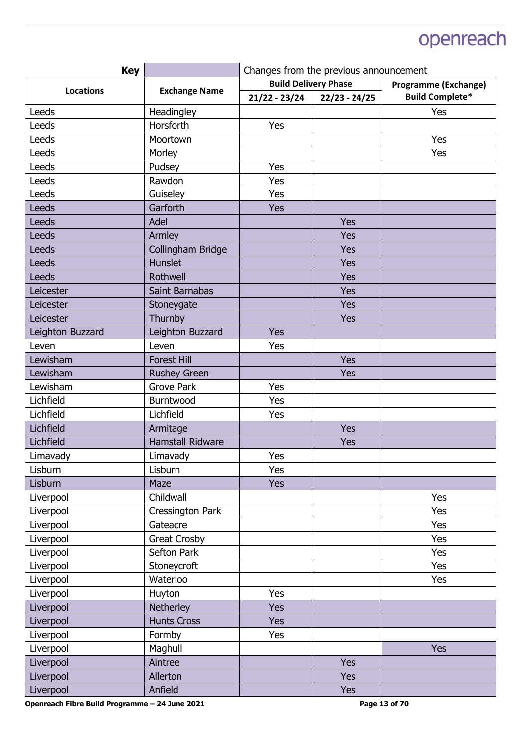| Key | | Changes from the previous announcement | | |
|---|---|---|---|---|
| **Locations** | **Exchange Name** | **Build Delivery Phase** | | **Programme (Exchange) Build Complete*** |
| | | **21/22 - 23/24** | **22/23 - 24/25** | |
| Leeds | Headingley | | | Yes |
| Leeds | Horsforth | Yes | | |
| Leeds | Moortown | | | Yes |
| Leeds | Morley | | | Yes |
| Leeds | Pudsey | Yes | | |
| Leeds | Rawdon | Yes | | |
| Leeds | Guiseley | Yes | | |
| Leeds | Garforth | Yes | | |
| Leeds | Adel | | Yes | |
| Leeds | Armley | | Yes | |
| Leeds | Collingham Bridge | | Yes | |
| Leeds | Hunslet | | Yes | |
| Leeds | Rothwell | | Yes | |
| Leicester | Saint Barnabas | | Yes | |
| Leicester | Stoneygate | | Yes | |
| Leicester | Thurnby | | Yes | |
| Leighton Buzzard | Leighton Buzzard | Yes | | |
| Leven | Leven | Yes | | |
| Lewisham | Forest Hill | | Yes | |
| Lewisham | Rushey Green | | Yes | |
| Lewisham | Grove Park | Yes | | |
| Lichfield | Burntwood | Yes | | |
| Lichfield | Lichfield | Yes | | |
| Lichfield | Armitage | | Yes | |
| Lichfield | Hamstall Ridware | | Yes | |
| Limavady | Limavady | Yes | | |
| Lisburn | Lisburn | Yes | | |
| Lisburn | Maze | Yes | | |
| Liverpool | Childwall | | | Yes |
| Liverpool | Cressington Park | | | Yes |
| Liverpool | Gateacre | | | Yes |
| Liverpool | Great Crosby | | | Yes |
| Liverpool | Sefton Park | | | Yes |
| Liverpool | Stoneycroft | | | Yes |
| Liverpool | Waterloo | | | Yes |
| Liverpool | Huyton | Yes | | |
| Liverpool | Netherley | Yes | | |
| Liverpool | Hunts Cross | Yes | | |
| Liverpool | Formby | Yes | | |
| Liverpool | Maghull | | | Yes |
| Liverpool | Aintree | | Yes | |
| Liverpool | Allerton | | Yes | |
| Liverpool | Anfield | | Yes | |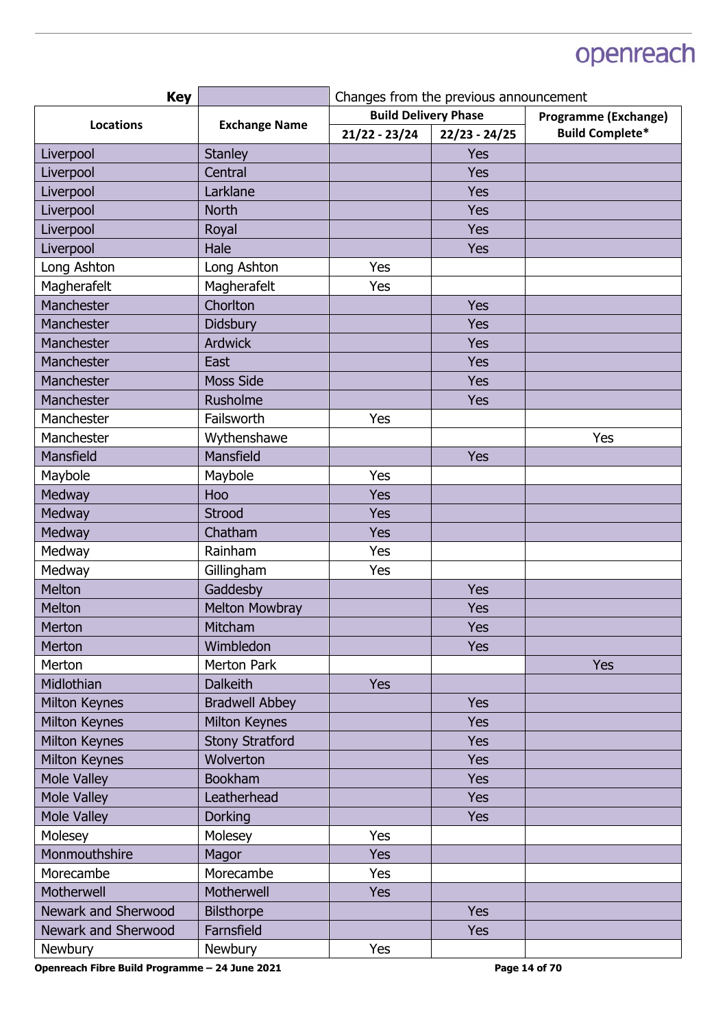| **Key** | | Changes from the previous announcement | | |
|---|---|---|---|---|
| **Locations** | **Exchange Name** | **Build Delivery Phase** | | **Programme (Exchange) Build Complete*** |
| | | **21/22 - 23/24** | **22/23 - 24/25** | |
| Liverpool | Stanley | | Yes | |
| Liverpool | Central | | Yes | |
| Liverpool | Larklane | | Yes | |
| Liverpool | North | | Yes | |
| Liverpool | Royal | | Yes | |
| Liverpool | Hale | | Yes | |
| Long Ashton | Long Ashton | Yes | | |
| Magherafelt | Magherafelt | Yes | | |
| Manchester | Chorlton | | Yes | |
| Manchester | Didsbury | | Yes | |
| Manchester | Ardwick | | Yes | |
| Manchester | East | | Yes | |
| Manchester | Moss Side | | Yes | |
| Manchester | Rusholme | | Yes | |
| Manchester | Failsworth | Yes | | |
| Manchester | Wythenshawe | | | Yes |
| Mansfield | Mansfield | | Yes | |
| Maybole | Maybole | Yes | | |
| Medway | Hoo | Yes | | |
| Medway | Strood | Yes | | |
| Medway | Chatham | Yes | | |
| Medway | Rainham | Yes | | |
| Medway | Gillingham | Yes | | |
| Melton | Gaddesby | | Yes | |
| Melton | Melton Mowbray | | Yes | |
| Merton | Mitcham | | Yes | |
| Merton | Wimbledon | | Yes | |
| Merton | Merton Park | | | Yes |
| Midlothian | Dalkeith | Yes | | |
| Milton Keynes | Bradwell Abbey | | Yes | |
| Milton Keynes | Milton Keynes | | Yes | |
| Milton Keynes | Stony Stratford | | Yes | |
| Milton Keynes | Wolverton | | Yes | |
| Mole Valley | Bookham | | Yes | |
| Mole Valley | Leatherhead | | Yes | |
| Mole Valley | Dorking | | Yes | |
| Molesey | Molesey | Yes | | |
| Monmouthshire | Magor | Yes | | |
| Morecambe | Morecambe | Yes | | |
| Motherwell | Motherwell | Yes | | |
| Newark and Sherwood | Bilsthorpe | | Yes | |
| Newark and Sherwood | Farnsfield | | Yes | |
| Newbury | Newbury | Yes | | |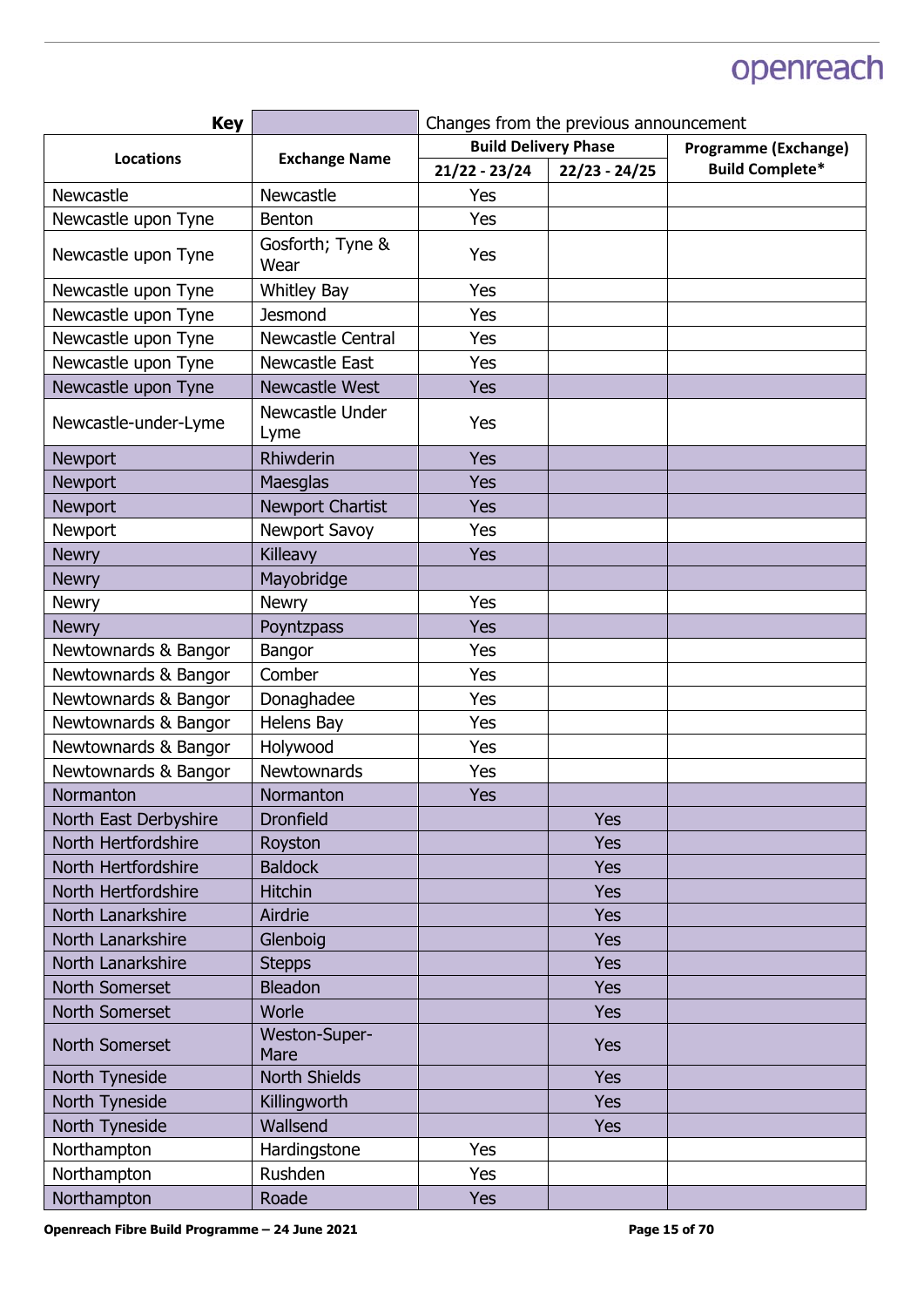| Key | | Changes from the previous announcement | | |
|---|---|---|---|---|
| **Locations** | **Exchange Name** | **Build Delivery Phase** | | **Programme (Exchange) Build Complete*** |
| | | **21/22 - 23/24** | **22/23 - 24/25** | |
| Newcastle | Newcastle | Yes | | |
| Newcastle upon Tyne | Benton | Yes | | |
| Newcastle upon Tyne | Gosforth; Tyne & Wear | Yes | | |
| Newcastle upon Tyne | Whitley Bay | Yes | | |
| Newcastle upon Tyne | Jesmond | Yes | | |
| Newcastle upon Tyne | Newcastle Central | Yes | | |
| Newcastle upon Tyne | Newcastle East | Yes | | |
| Newcastle upon Tyne | Newcastle West | Yes | | |
| Newcastle-under-Lyme | Newcastle Under Lyme | Yes | | |
| Newport | Rhiwderin | Yes | | |
| Newport | Maesglas | Yes | | |
| Newport | Newport Chartist | Yes | | |
| Newport | Newport Savoy | Yes | | |
| Newry | Killeavy | Yes | | |
| Newry | Mayobridge | | | |
| Newry | Newry | Yes | | |
| Newry | Poyntzpass | Yes | | |
| Newtownards & Bangor | Bangor | Yes | | |
| Newtownards & Bangor | Comber | Yes | | |
| Newtownards & Bangor | Donaghadee | Yes | | |
| Newtownards & Bangor | Helens Bay | Yes | | |
| Newtownards & Bangor | Holywood | Yes | | |
| Newtownards & Bangor | Newtownards | Yes | | |
| Normanton | Normanton | Yes | | |
| North East Derbyshire | Dronfield | | Yes | |
| North Hertfordshire | Royston | | Yes | |
| North Hertfordshire | Baldock | | Yes | |
| North Hertfordshire | Hitchin | | Yes | |
| North Lanarkshire | Airdrie | | Yes | |
| North Lanarkshire | Glenboig | | Yes | |
| North Lanarkshire | Stepps | | Yes | |
| North Somerset | Bleadon | | Yes | |
| North Somerset | Worle | | Yes | |
| North Somerset | Weston-Super-Mare | | Yes | |
| North Tyneside | North Shields | | Yes | |
| North Tyneside | Killingworth | | Yes | |
| North Tyneside | Wallsend | | Yes | |
| Northampton | Hardingstone | Yes | | |
| Northampton | Rushden | Yes | | |
| Northampton | Roade | Yes | | |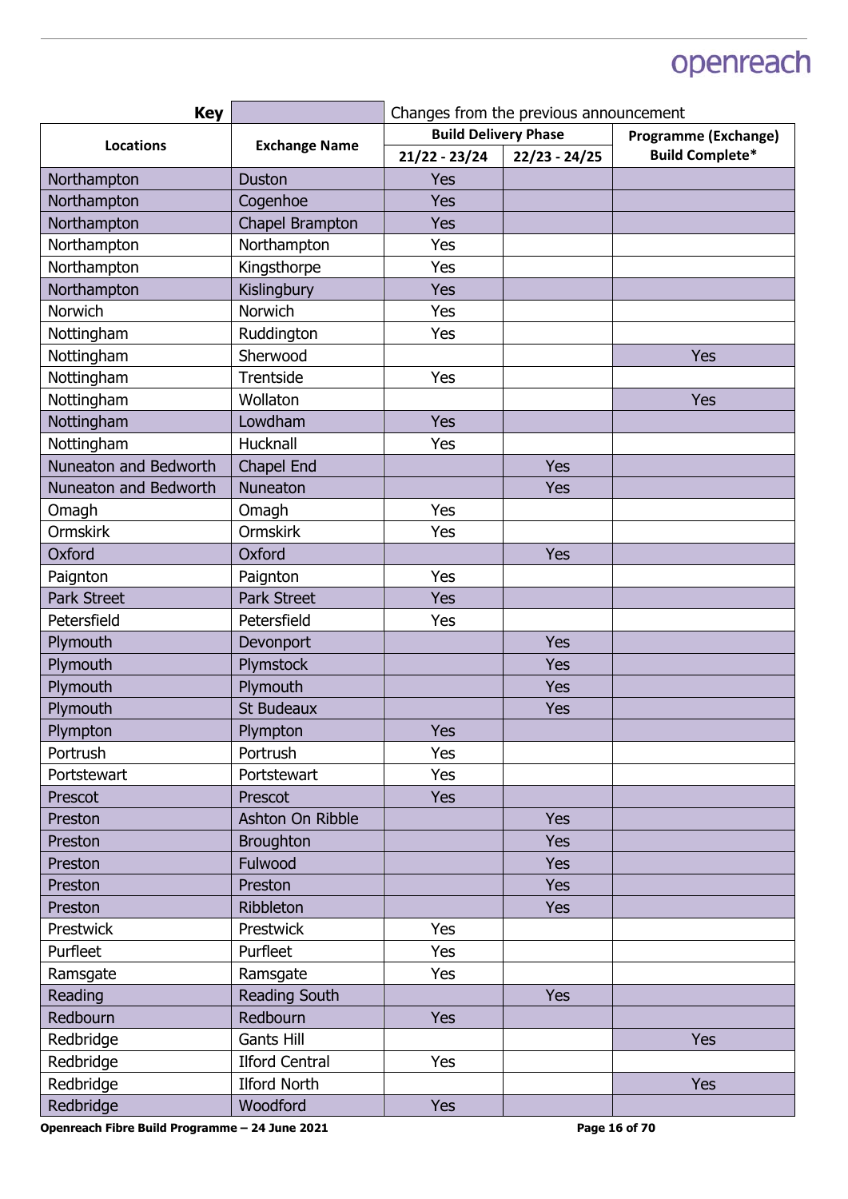| Key | | Changes from the previous announcement | | |
|---|---|---|---|---|
| **Locations** | **Exchange Name** | **Build Delivery Phase** | | **Programme (Exchange) Build Complete*** |
| | | **21/22 - 23/24** | **22/23 - 24/25** | |
| Northampton | Duston | Yes | | |
| Northampton | Cogenhoe | Yes | | |
| Northampton | Chapel Brampton | Yes | | |
| Northampton | Northampton | Yes | | |
| Northampton | Kingsthorpe | Yes | | |
| Northampton | Kislingbury | Yes | | |
| Norwich | Norwich | Yes | | |
| Nottingham | Ruddington | Yes | | |
| Nottingham | Sherwood | | | Yes |
| Nottingham | Trentside | Yes | | |
| Nottingham | Wollaton | | | Yes |
| Nottingham | Lowdham | Yes | | |
| Nottingham | Hucknall | Yes | | |
| Nuneaton and Bedworth | Chapel End | | Yes | |
| Nuneaton and Bedworth | Nuneaton | | Yes | |
| Omagh | Omagh | Yes | | |
| Ormskirk | Ormskirk | Yes | | |
| Oxford | Oxford | | Yes | |
| Paignton | Paignton | Yes | | |
| Park Street | Park Street | Yes | | |
| Petersfield | Petersfield | Yes | | |
| Plymouth | Devonport | | Yes | |
| Plymouth | Plymstock | | Yes | |
| Plymouth | Plymouth | | Yes | |
| Plymouth | St Budeaux | | Yes | |
| Plympton | Plympton | Yes | | |
| Portrush | Portrush | Yes | | |
| Portstewart | Portstewart | Yes | | |
| Prescot | Prescot | Yes | | |
| Preston | Ashton On Ribble | | Yes | |
| Preston | Broughton | | Yes | |
| Preston | Fulwood | | Yes | |
| Preston | Preston | | Yes | |
| Preston | Ribbleton | | Yes | |
| Prestwick | Prestwick | Yes | | |
| Purfleet | Purfleet | Yes | | |
| Ramsgate | Ramsgate | Yes | | |
| Reading | Reading South | | Yes | |
| Redbourn | Redbourn | Yes | | |
| Redbridge | Gants Hill | | | Yes |
| Redbridge | Ilford Central | Yes | | |
| Redbridge | Ilford North | | | Yes |
| Redbridge | Woodford | Yes | | |

**Openreach Fibre Build Programme – 24 June 2021**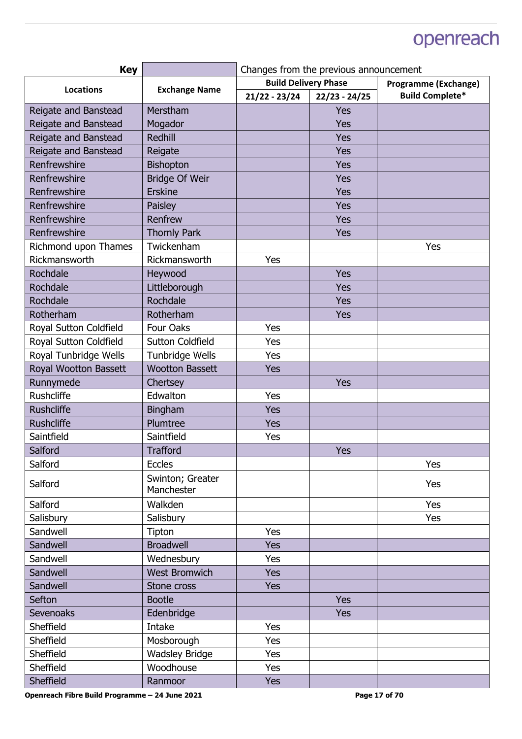| Key | | Changes from the previous announcement | | |
|---|---|---|---|---|
| **Locations** | **Exchange Name** | **Build Delivery Phase** | | **Programme (Exchange) Build Complete*** |
| | | **21/22 - 23/24** | **22/23 - 24/25** | |
| Reigate and Banstead | Merstham | | Yes | |
| Reigate and Banstead | Mogador | | Yes | |
| Reigate and Banstead | Redhill | | Yes | |
| Reigate and Banstead | Reigate | | Yes | |
| Renfrewshire | Bishopton | | Yes | |
| Renfrewshire | Bridge Of Weir | | Yes | |
| Renfrewshire | Erskine | | Yes | |
| Renfrewshire | Paisley | | Yes | |
| Renfrewshire | Renfrew | | Yes | |
| Renfrewshire | Thornly Park | | Yes | |
| Richmond upon Thames | Twickenham | | | Yes |
| Rickmansworth | Rickmansworth | Yes | | |
| Rochdale | Heywood | | Yes | |
| Rochdale | Littleborough | | Yes | |
| Rochdale | Rochdale | | Yes | |
| Rotherham | Rotherham | | Yes | |
| Royal Sutton Coldfield | Four Oaks | Yes | | |
| Royal Sutton Coldfield | Sutton Coldfield | Yes | | |
| Royal Tunbridge Wells | Tunbridge Wells | Yes | | |
| Royal Wootton Bassett | Wootton Bassett | Yes | | |
| Runnymede | Chertsey | | Yes | |
| Rushcliffe | Edwalton | Yes | | |
| Rushcliffe | Bingham | Yes | | |
| Rushcliffe | Plumtree | Yes | | |
| Saintfield | Saintfield | Yes | | |
| Salford | Trafford | | Yes | |
| Salford | Eccles | | | Yes |
| Salford | Swinton; Greater Manchester | | | Yes |
| Salford | Walkden | | | Yes |
| Salisbury | Salisbury | | | Yes |
| Sandwell | Tipton | Yes | | |
| Sandwell | Broadwell | Yes | | |
| Sandwell | Wednesbury | Yes | | |
| Sandwell | West Bromwich | Yes | | |
| Sandwell | Stone cross | Yes | | |
| Sefton | Bootle | | Yes | |
| Sevenoaks | Edenbridge | | Yes | |
| Sheffield | Intake | Yes | | |
| Sheffield | Mosborough | Yes | | |
| Sheffield | Wadsley Bridge | Yes | | |
| Sheffield | Woodhouse | Yes | | |
| Sheffield | Ranmoor | Yes | | |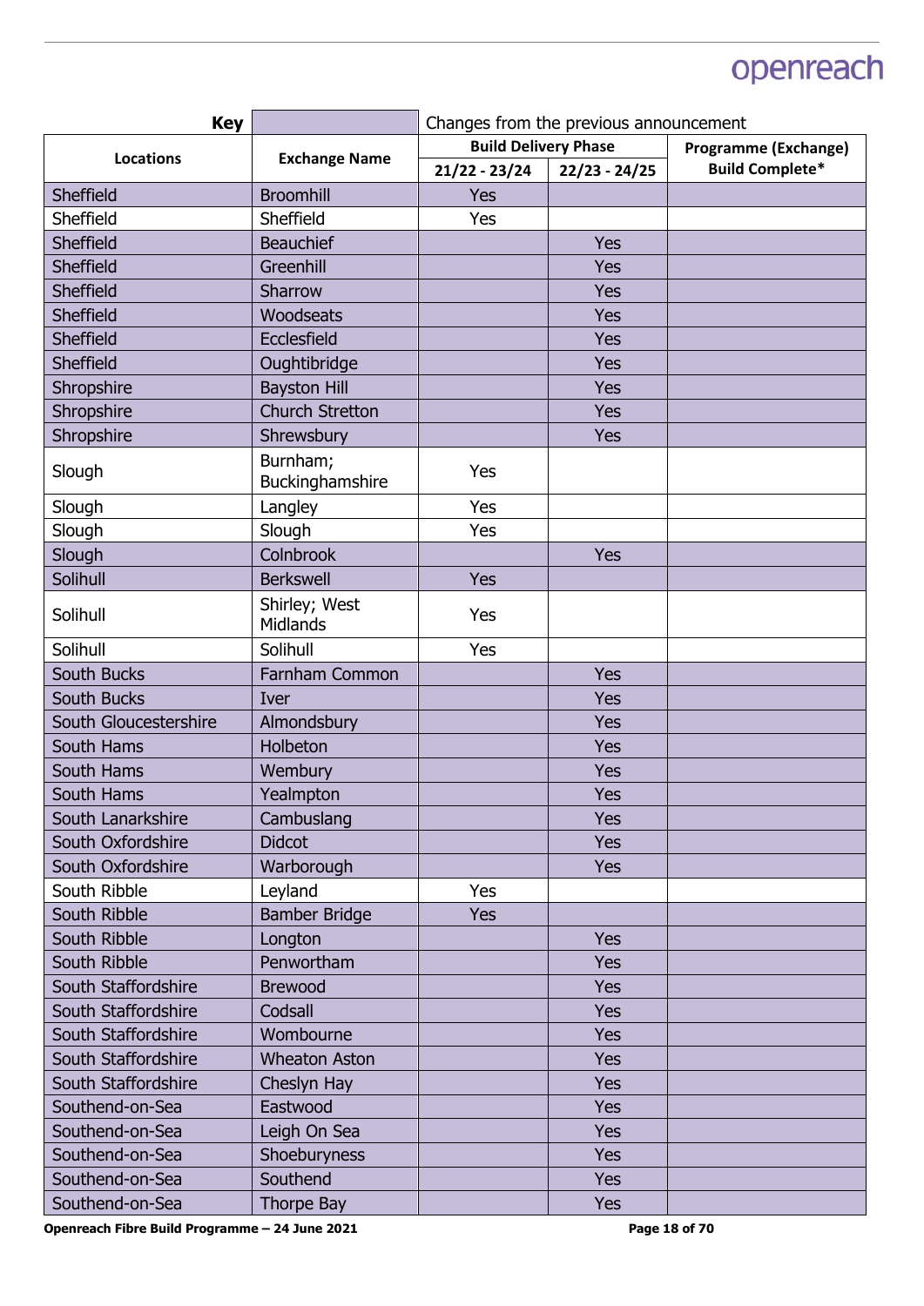| Key | | Changes from the previous announcement | | |
|---|---|---|---|---|
| **Locations** | **Exchange Name** | **Build Delivery Phase** | | **Programme (Exchange) Build Complete*** |
| | | **21/22 - 23/24** | **22/23 - 24/25** | |
| Sheffield | Broomhill | Yes | | |
| Sheffield | Sheffield | Yes | | |
| Sheffield | Beauchief | | Yes | |
| Sheffield | Greenhill | | Yes | |
| Sheffield | Sharrow | | Yes | |
| Sheffield | Woodseats | | Yes | |
| Sheffield | Ecclesfield | | Yes | |
| Sheffield | Oughtibridge | | Yes | |
| Shropshire | Bayston Hill | | Yes | |
| Shropshire | Church Stretton | | Yes | |
| Shropshire | Shrewsbury | | Yes | |
| Slough | Burnham; Buckinghamshire | Yes | | |
| Slough | Langley | Yes | | |
| Slough | Slough | Yes | | |
| Slough | Colnbrook | | Yes | |
| Solihull | Berkswell | Yes | | |
| Solihull | Shirley; West Midlands | Yes | | |
| Solihull | Solihull | Yes | | |
| South Bucks | Farnham Common | | Yes | |
| South Bucks | Iver | | Yes | |
| South Gloucestershire | Almondsbury | | Yes | |
| South Hams | Holbeton | | Yes | |
| South Hams | Wembury | | Yes | |
| South Hams | Yealmpton | | Yes | |
| South Lanarkshire | Cambuslang | | Yes | |
| South Oxfordshire | Didcot | | Yes | |
| South Oxfordshire | Warborough | | Yes | |
| South Ribble | Leyland | Yes | | |
| South Ribble | Bamber Bridge | Yes | | |
| South Ribble | Longton | | Yes | |
| South Ribble | Penwortham | | Yes | |
| South Staffordshire | Brewood | | Yes | |
| South Staffordshire | Codsall | | Yes | |
| South Staffordshire | Wombourne | | Yes | |
| South Staffordshire | Wheaton Aston | | Yes | |
| South Staffordshire | Cheslyn Hay | | Yes | |
| Southend-on-Sea | Eastwood | | Yes | |
| Southend-on-Sea | Leigh On Sea | | Yes | |
| Southend-on-Sea | Shoeburyness | | Yes | |
| Southend-on-Sea | Southend | | Yes | |
| Southend-on-Sea | Thorpe Bay | | Yes | |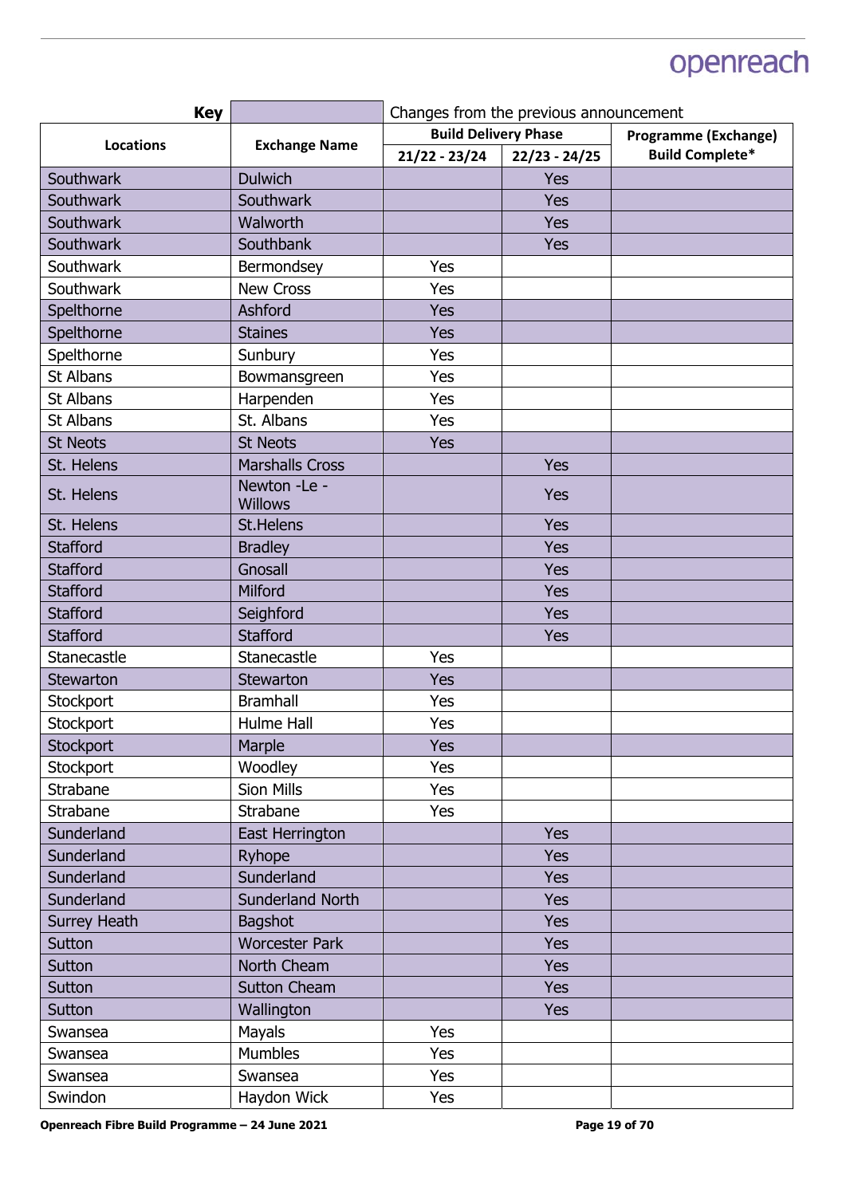| **Key** | | Changes from the previous announcement | | |
|---|---|---|---|---|
| **Locations** | **Exchange Name** | **Build Delivery Phase** | | **Programme (Exchange) Build Complete*** |
| | | **21/22 - 23/24** | **22/23 - 24/25** | |
| Southwark | Dulwich | | Yes | |
| Southwark | Southwark | | Yes | |
| Southwark | Walworth | | Yes | |
| Southwark | Southbank | | Yes | |
| Southwark | Bermondsey | Yes | | |
| Southwark | New Cross | Yes | | |
| Spelthorne | Ashford | Yes | | |
| Spelthorne | Staines | Yes | | |
| Spelthorne | Sunbury | Yes | | |
| St Albans | Bowmansgreen | Yes | | |
| St Albans | Harpenden | Yes | | |
| St Albans | St. Albans | Yes | | |
| St Neots | St Neots | Yes | | |
| St. Helens | Marshalls Cross | | Yes | |
| St. Helens | Newton -Le - Willows | | Yes | |
| St. Helens | St.Helens | | Yes | |
| Stafford | Bradley | | Yes | |
| Stafford | Gnosall | | Yes | |
| Stafford | Milford | | Yes | |
| Stafford | Seighford | | Yes | |
| Stafford | Stafford | | Yes | |
| Stanecastle | Stanecastle | Yes | | |
| Stewarton | Stewarton | Yes | | |
| Stockport | Bramhall | Yes | | |
| Stockport | Hulme Hall | Yes | | |
| Stockport | Marple | Yes | | |
| Stockport | Woodley | Yes | | |
| Strabane | Sion Mills | Yes | | |
| Strabane | Strabane | Yes | | |
| Sunderland | East Herrington | | Yes | |
| Sunderland | Ryhope | | Yes | |
| Sunderland | Sunderland | | Yes | |
| Sunderland | Sunderland North | | Yes | |
| Surrey Heath | Bagshot | | Yes | |
| Sutton | Worcester Park | | Yes | |
| Sutton | North Cheam | | Yes | |
| Sutton | Sutton Cheam | | Yes | |
| Sutton | Wallington | | Yes | |
| Swansea | Mayals | Yes | | |
| Swansea | Mumbles | Yes | | |
| Swansea | Swansea | Yes | | |
| Swindon | Haydon Wick | Yes | | |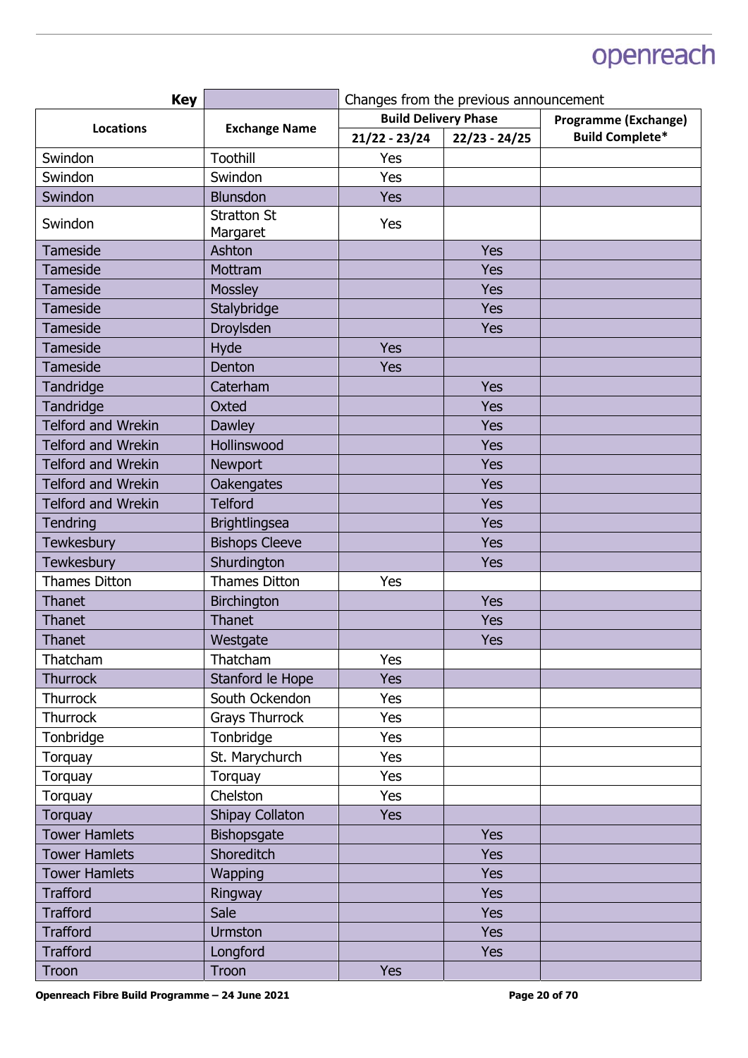| Key | | Changes from the previous announcement | | |
|---|---|---|---|---|
| **Locations** | **Exchange Name** | **Build Delivery Phase** | | **Programme (Exchange) Build Complete*** |
| | | **21/22 - 23/24** | **22/23 - 24/25** | |
| Swindon | Toothill | Yes | | |
| Swindon | Swindon | Yes | | |
| Swindon | Blunsdon | Yes | | |
| Swindon | Stratton St Margaret | Yes | | |
| Tameside | Ashton | | Yes | |
| Tameside | Mottram | | Yes | |
| Tameside | Mossley | | Yes | |
| Tameside | Stalybridge | | Yes | |
| Tameside | Droylsden | | Yes | |
| Tameside | Hyde | Yes | | |
| Tameside | Denton | Yes | | |
| Tandridge | Caterham | | Yes | |
| Tandridge | Oxted | | Yes | |
| Telford and Wrekin | Dawley | | Yes | |
| Telford and Wrekin | Hollinswood | | Yes | |
| Telford and Wrekin | Newport | | Yes | |
| Telford and Wrekin | Oakengates | | Yes | |
| Telford and Wrekin | Telford | | Yes | |
| Tendring | Brightlingsea | | Yes | |
| Tewkesbury | Bishops Cleeve | | Yes | |
| Tewkesbury | Shurdington | | Yes | |
| Thames Ditton | Thames Ditton | Yes | | |
| Thanet | Birchington | | Yes | |
| Thanet | Thanet | | Yes | |
| Thanet | Westgate | | Yes | |
| Thatcham | Thatcham | Yes | | |
| Thurrock | Stanford le Hope | Yes | | |
| Thurrock | South Ockendon | Yes | | |
| Thurrock | Grays Thurrock | Yes | | |
| Tonbridge | Tonbridge | Yes | | |
| Torquay | St. Marychurch | Yes | | |
| Torquay | Torquay | Yes | | |
| Torquay | Chelston | Yes | | |
| Torquay | Shipay Collaton | Yes | | |
| Tower Hamlets | Bishopsgate | | Yes | |
| Tower Hamlets | Shoreditch | | Yes | |
| Tower Hamlets | Wapping | | Yes | |
| Trafford | Ringway | | Yes | |
| Trafford | Sale | | Yes | |
| Trafford | Urmston | | Yes | |
| Trafford | Longford | | Yes | |
| Troon | Troon | Yes | | |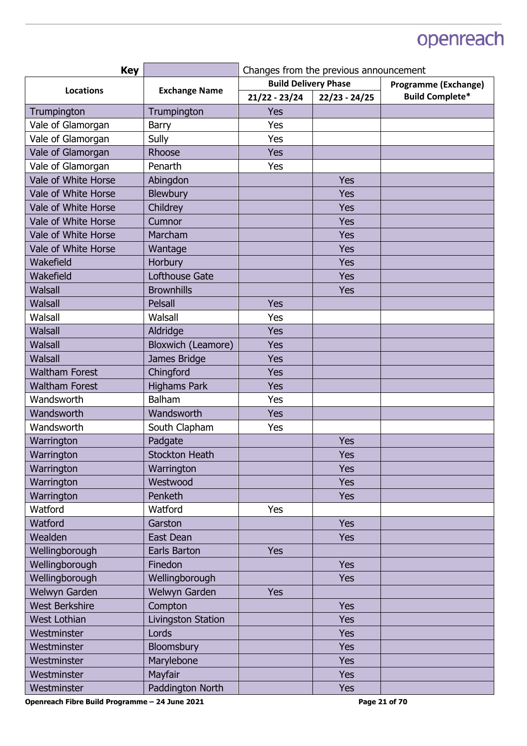| Key | | Changes from the previous announcement | | |
|---|---|---|---|---|
| **Locations** | **Exchange Name** | **Build Delivery Phase** | | **Programme (Exchange) Build Complete*** |
| | | **21/22 - 23/24** | **22/23 - 24/25** | |
| Trumpington | Trumpington | Yes | | |
| Vale of Glamorgan | Barry | Yes | | |
| Vale of Glamorgan | Sully | Yes | | |
| Vale of Glamorgan | Rhoose | Yes | | |
| Vale of Glamorgan | Penarth | Yes | | |
| Vale of White Horse | Abingdon | | Yes | |
| Vale of White Horse | Blewbury | | Yes | |
| Vale of White Horse | Childrey | | Yes | |
| Vale of White Horse | Cumnor | | Yes | |
| Vale of White Horse | Marcham | | Yes | |
| Vale of White Horse | Wantage | | Yes | |
| Wakefield | Horbury | | Yes | |
| Wakefield | Lofthouse Gate | | Yes | |
| Walsall | Brownhills | | Yes | |
| Walsall | Pelsall | Yes | | |
| Walsall | Walsall | Yes | | |
| Walsall | Aldridge | Yes | | |
| Walsall | Bloxwich (Leamore) | Yes | | |
| Walsall | James Bridge | Yes | | |
| Waltham Forest | Chingford | Yes | | |
| Waltham Forest | Highams Park | Yes | | |
| Wandsworth | Balham | Yes | | |
| Wandsworth | Wandsworth | Yes | | |
| Wandsworth | South Clapham | Yes | | |
| Warrington | Padgate | | Yes | |
| Warrington | Stockton Heath | | Yes | |
| Warrington | Warrington | | Yes | |
| Warrington | Westwood | | Yes | |
| Warrington | Penketh | | Yes | |
| Watford | Watford | Yes | | |
| Watford | Garston | | Yes | |
| Wealden | East Dean | | Yes | |
| Wellingborough | Earls Barton | Yes | | |
| Wellingborough | Finedon | | Yes | |
| Wellingborough | Wellingborough | | Yes | |
| Welwyn Garden | Welwyn Garden | Yes | | |
| West Berkshire | Compton | | Yes | |
| West Lothian | Livingston Station | | Yes | |
| Westminster | Lords | | Yes | |
| Westminster | Bloomsbury | | Yes | |
| Westminster | Marylebone | | Yes | |
| Westminster | Mayfair | | Yes | |
| Westminster | Paddington North | | Yes | |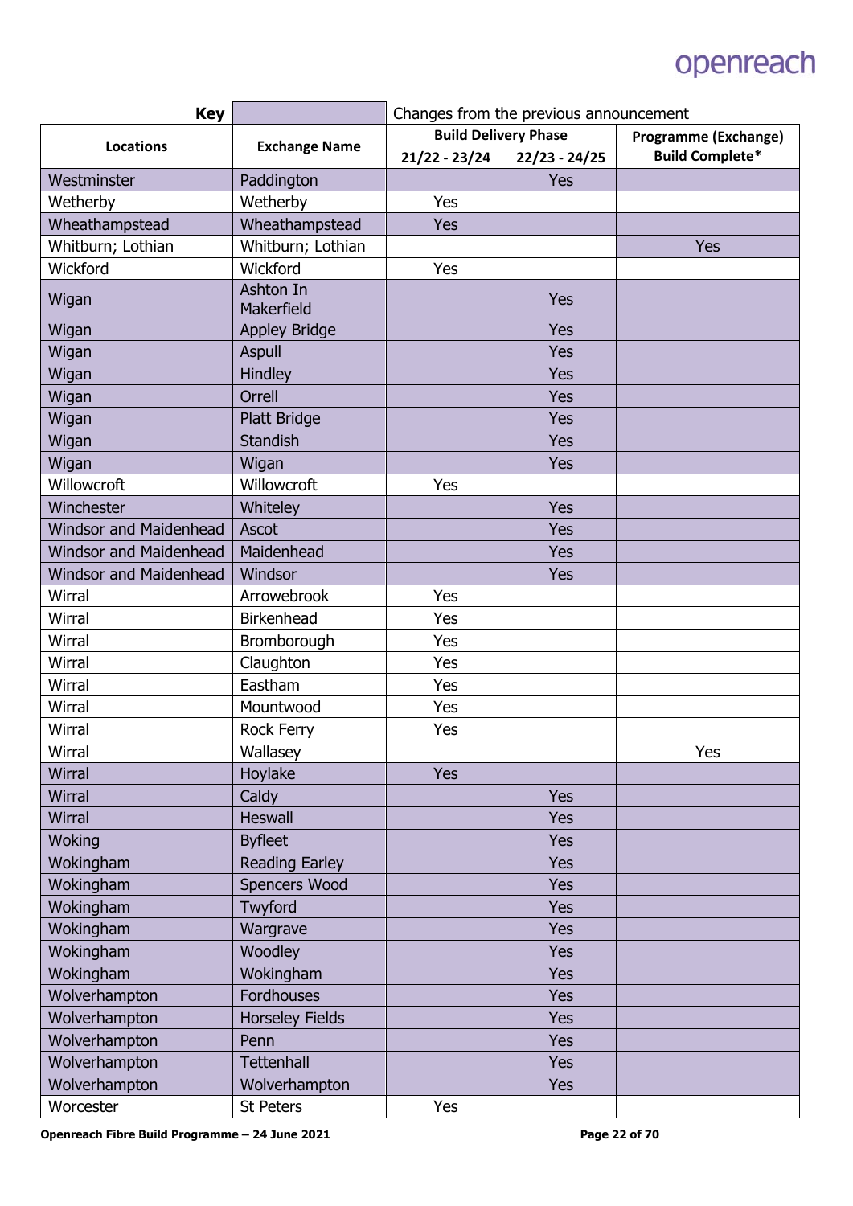| Key | | Changes from the previous announcement | | |
|---|---|---|---|---|
| **Locations** | **Exchange Name** | **Build Delivery Phase** | | **Programme (Exchange) Build Complete*** |
| | | **21/22 - 23/24** | **22/23 - 24/25** | |
| Westminster | Paddington | | Yes | |
| Wetherby | Wetherby | Yes | | |
| Wheathampstead | Wheathampstead | Yes | | |
| Whitburn; Lothian | Whitburn; Lothian | | | Yes |
| Wickford | Wickford | Yes | | |
| Wigan | Ashton In Makerfield | | Yes | |
| Wigan | Appley Bridge | | Yes | |
| Wigan | Aspull | | Yes | |
| Wigan | Hindley | | Yes | |
| Wigan | Orrell | | Yes | |
| Wigan | Platt Bridge | | Yes | |
| Wigan | Standish | | Yes | |
| Wigan | Wigan | | Yes | |
| Willowcroft | Willowcroft | Yes | | |
| Winchester | Whiteley | | Yes | |
| Windsor and Maidenhead | Ascot | | Yes | |
| Windsor and Maidenhead | Maidenhead | | Yes | |
| Windsor and Maidenhead | Windsor | | Yes | |
| Wirral | Arrowebrook | Yes | | |
| Wirral | Birkenhead | Yes | | |
| Wirral | Bromborough | Yes | | |
| Wirral | Claughton | Yes | | |
| Wirral | Eastham | Yes | | |
| Wirral | Mountwood | Yes | | |
| Wirral | Rock Ferry | Yes | | |
| Wirral | Wallasey | | | Yes |
| Wirral | Hoylake | Yes | | |
| Wirral | Caldy | | Yes | |
| Wirral | Heswall | | Yes | |
| Woking | Byfleet | | Yes | |
| Wokingham | Reading Earley | | Yes | |
| Wokingham | Spencers Wood | | Yes | |
| Wokingham | Twyford | | Yes | |
| Wokingham | Wargrave | | Yes | |
| Wokingham | Woodley | | Yes | |
| Wokingham | Wokingham | | Yes | |
| Wolverhampton | Fordhouses | | Yes | |
| Wolverhampton | Horseley Fields | | Yes | |
| Wolverhampton | Penn | | Yes | |
| Wolverhampton | Tettenhall | | Yes | |
| Wolverhampton | Wolverhampton | | Yes | |
| Worcester | St Peters | Yes | | |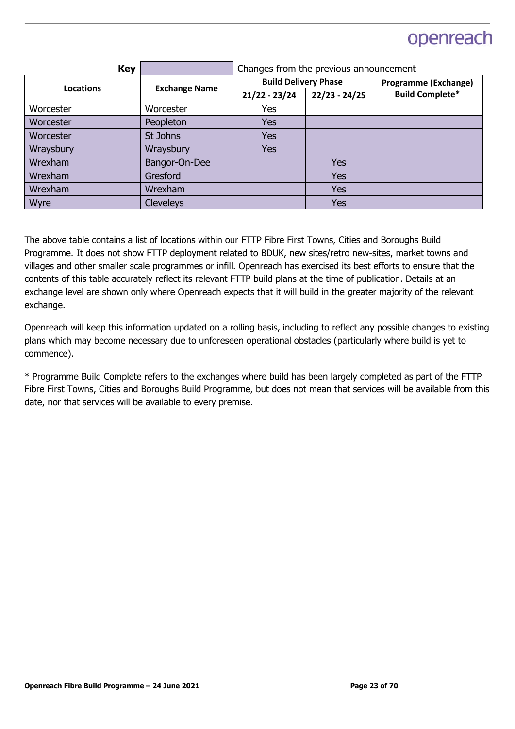| Key | | Changes from the previous announcement | | |
|---|---|---|---|---|
| **Locations** | **Exchange Name** | **Build Delivery Phase** | | **Programme (Exchange) Build Complete*** |
| | | **21/22 - 23/24** | **22/23 - 24/25** | |
| Worcester | Worcester | Yes | | |
| Worcester | Peopleton | Yes | | |
| Worcester | St Johns | Yes | | |
| Wraysbury | Wraysbury | Yes | | |
| Wrexham | Bangor-On-Dee | | Yes | |
| Wrexham | Gresford | | Yes | |
| Wrexham | Wrexham | | Yes | |
| Wyre | Cleveleys | | Yes | |

The above table contains a list of locations within our FTTP Fibre First Towns, Cities and Boroughs Build Programme. It does not show FTTP deployment related to BDUK, new sites/retro new-sites, market towns and villages and other smaller scale programmes or infill. Openreach has exercised its best efforts to ensure that the contents of this table accurately reflect its relevant FTTP build plans at the time of publication. Details at an exchange level are shown only where Openreach expects that it will build in the greater majority of the relevant exchange.

Openreach will keep this information updated on a rolling basis, including to reflect any possible changes to existing plans which may become necessary due to unforeseen operational obstacles (particularly where build is yet to commence).

* Programme Build Complete refers to the exchanges where build has been largely completed as part of the FTTP Fibre First Towns, Cities and Boroughs Build Programme, but does not mean that services will be available from this date, nor that services will be available to every premise.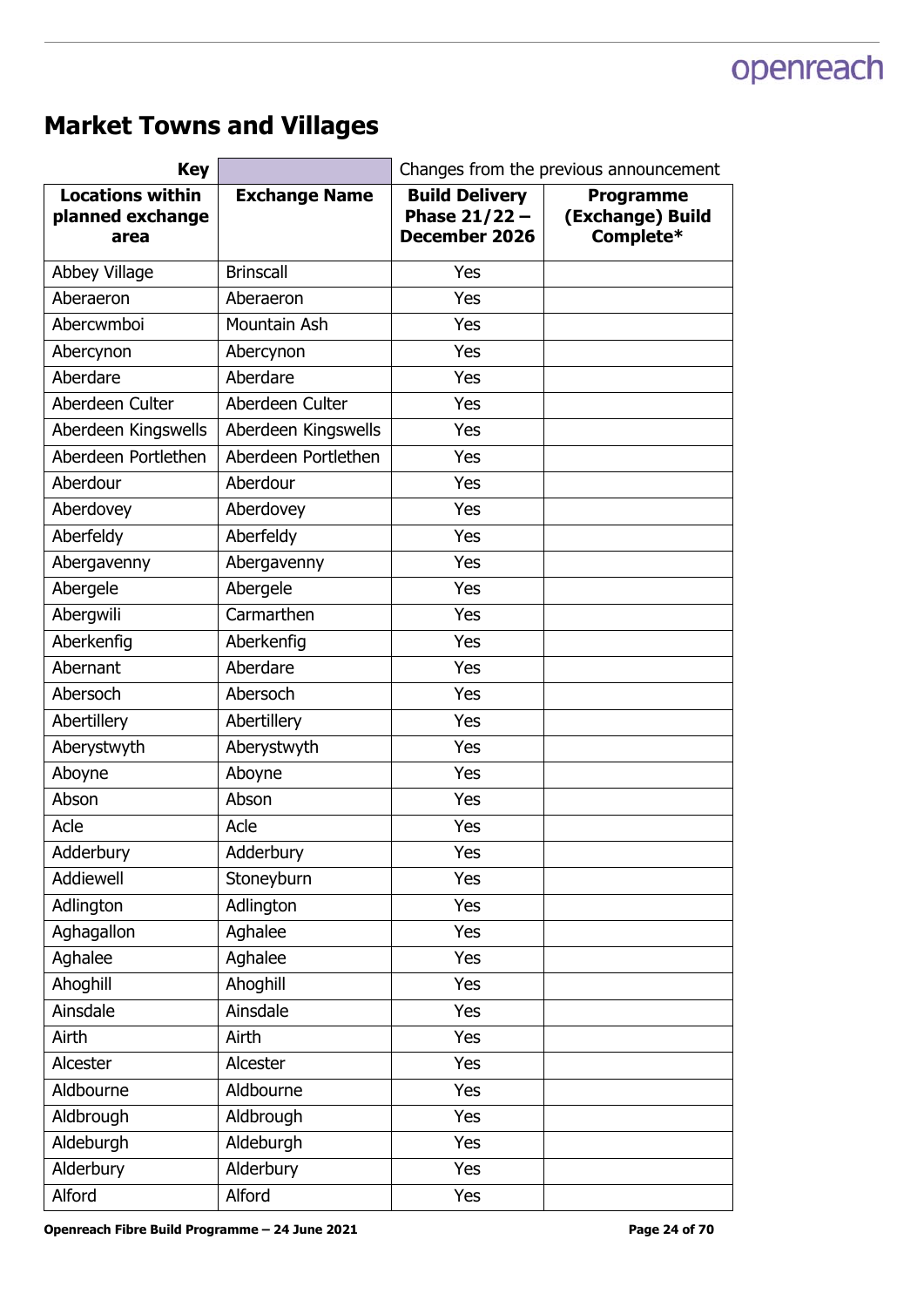# Market Towns and Villages

| Key | | Changes from the previous announcement | |
|---|---|---|---|
| **Locations within planned exchange area** | **Exchange Name** | **Build Delivery Phase 21/22 – December 2026** | **Programme (Exchange) Build Complete*** |
| Abbey Village | Brinscall | Yes | |
| Aberaeron | Aberaeron | Yes | |
| Abercwmboi | Mountain Ash | Yes | |
| Abercynon | Abercynon | Yes | |
| Aberdare | Aberdare | Yes | |
| Aberdeen Culter | Aberdeen Culter | Yes | |
| Aberdeen Kingswells | Aberdeen Kingswells | Yes | |
| Aberdeen Portlethen | Aberdeen Portlethen | Yes | |
| Aberdour | Aberdour | Yes | |
| Aberdovey | Aberdovey | Yes | |
| Aberfeldy | Aberfeldy | Yes | |
| Abergavenny | Abergavenny | Yes | |
| Abergele | Abergele | Yes | |
| Abergwili | Carmarthen | Yes | |
| Aberkenfig | Aberkenfig | Yes | |
| Abernant | Aberdare | Yes | |
| Abersoch | Abersoch | Yes | |
| Abertillery | Abertillery | Yes | |
| Aberystwyth | Aberystwyth | Yes | |
| Aboyne | Aboyne | Yes | |
| Abson | Abson | Yes | |
| Acle | Acle | Yes | |
| Adderbury | Adderbury | Yes | |
| Addiewell | Stoneyburn | Yes | |
| Adlington | Adlington | Yes | |
| Aghagallon | Aghalee | Yes | |
| Aghalee | Aghalee | Yes | |
| Ahoghill | Ahoghill | Yes | |
| Ainsdale | Ainsdale | Yes | |
| Airth | Airth | Yes | |
| Alcester | Alcester | Yes | |
| Aldbourne | Aldbourne | Yes | |
| Aldbrough | Aldbrough | Yes | |
| Aldeburgh | Aldeburgh | Yes | |
| Alderbury | Alderbury | Yes | |
| Alford | Alford | Yes | |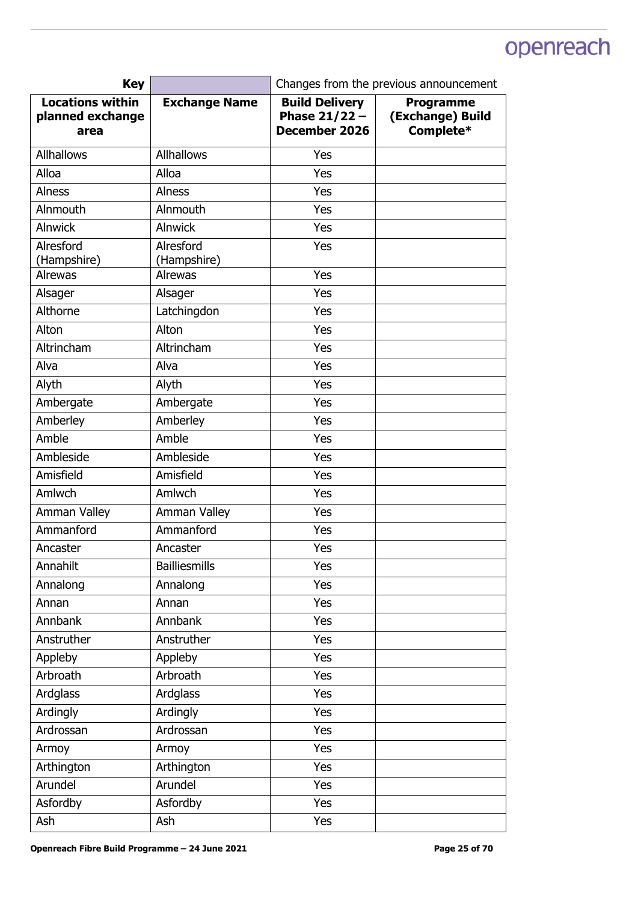| Key | | Changes from the previous announcement | |
|---|---|---|---|
| **Locations within planned exchange area** | **Exchange Name** | **Build Delivery Phase 21/22 – December 2026** | **Programme (Exchange) Build Complete*** |
| Allhallows | Allhallows | Yes | |
| Alloa | Alloa | Yes | |
| Alness | Alness | Yes | |
| Alnmouth | Alnmouth | Yes | |
| Alnwick | Alnwick | Yes | |
| Alresford (Hampshire) | Alresford (Hampshire) | Yes | |
| Alrewas | Alrewas | Yes | |
| Alsager | Alsager | Yes | |
| Althorne | Latchingdon | Yes | |
| Alton | Alton | Yes | |
| Altrincham | Altrincham | Yes | |
| Alva | Alva | Yes | |
| Alyth | Alyth | Yes | |
| Ambergate | Ambergate | Yes | |
| Amberley | Amberley | Yes | |
| Amble | Amble | Yes | |
| Ambleside | Ambleside | Yes | |
| Amisfield | Amisfield | Yes | |
| Amlwch | Amlwch | Yes | |
| Amman Valley | Amman Valley | Yes | |
| Ammanford | Ammanford | Yes | |
| Ancaster | Ancaster | Yes | |
| Annahilt | Bailliesmills | Yes | |
| Annalong | Annalong | Yes | |
| Annan | Annan | Yes | |
| Annbank | Annbank | Yes | |
| Anstruther | Anstruther | Yes | |
| Appleby | Appleby | Yes | |
| Arbroath | Arbroath | Yes | |
| Ardglass | Ardglass | Yes | |
| Ardingly | Ardingly | Yes | |
| Ardrossan | Ardrossan | Yes | |
| Armoy | Armoy | Yes | |
| Arthington | Arthington | Yes | |
| Arundel | Arundel | Yes | |
| Asfordby | Asfordby | Yes | |
| Ash | Ash | Yes | |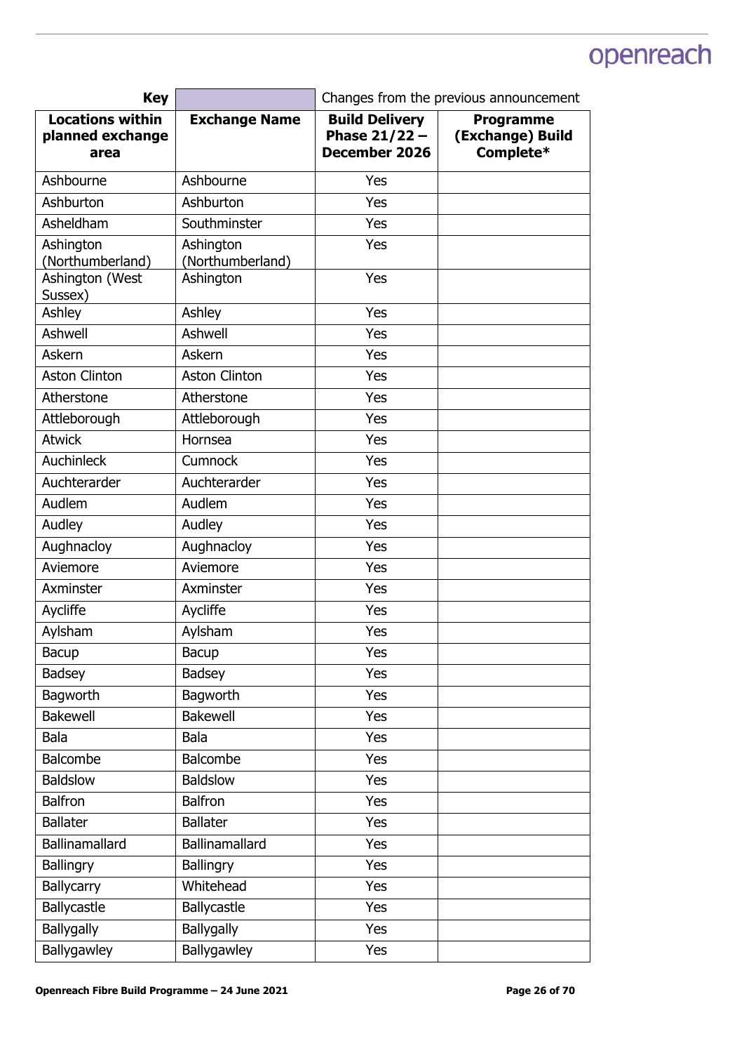| Key | | Changes from the previous announcement | |
|---|---|---|---|
| **Locations within planned exchange area** | **Exchange Name** | **Build Delivery Phase 21/22 – December 2026** | **Programme (Exchange) Build Complete*** |
| Ashbourne | Ashbourne | Yes | |
| Ashburton | Ashburton | Yes | |
| Asheldham | Southminster | Yes | |
| Ashington (Northumberland) | Ashington (Northumberland) | Yes | |
| Ashington (West Sussex) | Ashington | Yes | |
| Ashley | Ashley | Yes | |
| Ashwell | Ashwell | Yes | |
| Askern | Askern | Yes | |
| Aston Clinton | Aston Clinton | Yes | |
| Atherstone | Atherstone | Yes | |
| Attleborough | Attleborough | Yes | |
| Atwick | Hornsea | Yes | |
| Auchinleck | Cumnock | Yes | |
| Auchterarder | Auchterarder | Yes | |
| Audlem | Audlem | Yes | |
| Audley | Audley | Yes | |
| Aughnacloy | Aughnacloy | Yes | |
| Aviemore | Aviemore | Yes | |
| Axminster | Axminster | Yes | |
| Aycliffe | Aycliffe | Yes | |
| Aylsham | Aylsham | Yes | |
| Bacup | Bacup | Yes | |
| Badsey | Badsey | Yes | |
| Bagworth | Bagworth | Yes | |
| Bakewell | Bakewell | Yes | |
| Bala | Bala | Yes | |
| Balcombe | Balcombe | Yes | |
| Baldslow | Baldslow | Yes | |
| Balfron | Balfron | Yes | |
| Ballater | Ballater | Yes | |
| Ballinamallard | Ballinamallard | Yes | |
| Ballingry | Ballingry | Yes | |
| Ballycarry | Whitehead | Yes | |
| Ballycastle | Ballycastle | Yes | |
| Ballygally | Ballygally | Yes | |
| Ballygawley | Ballygawley | Yes | |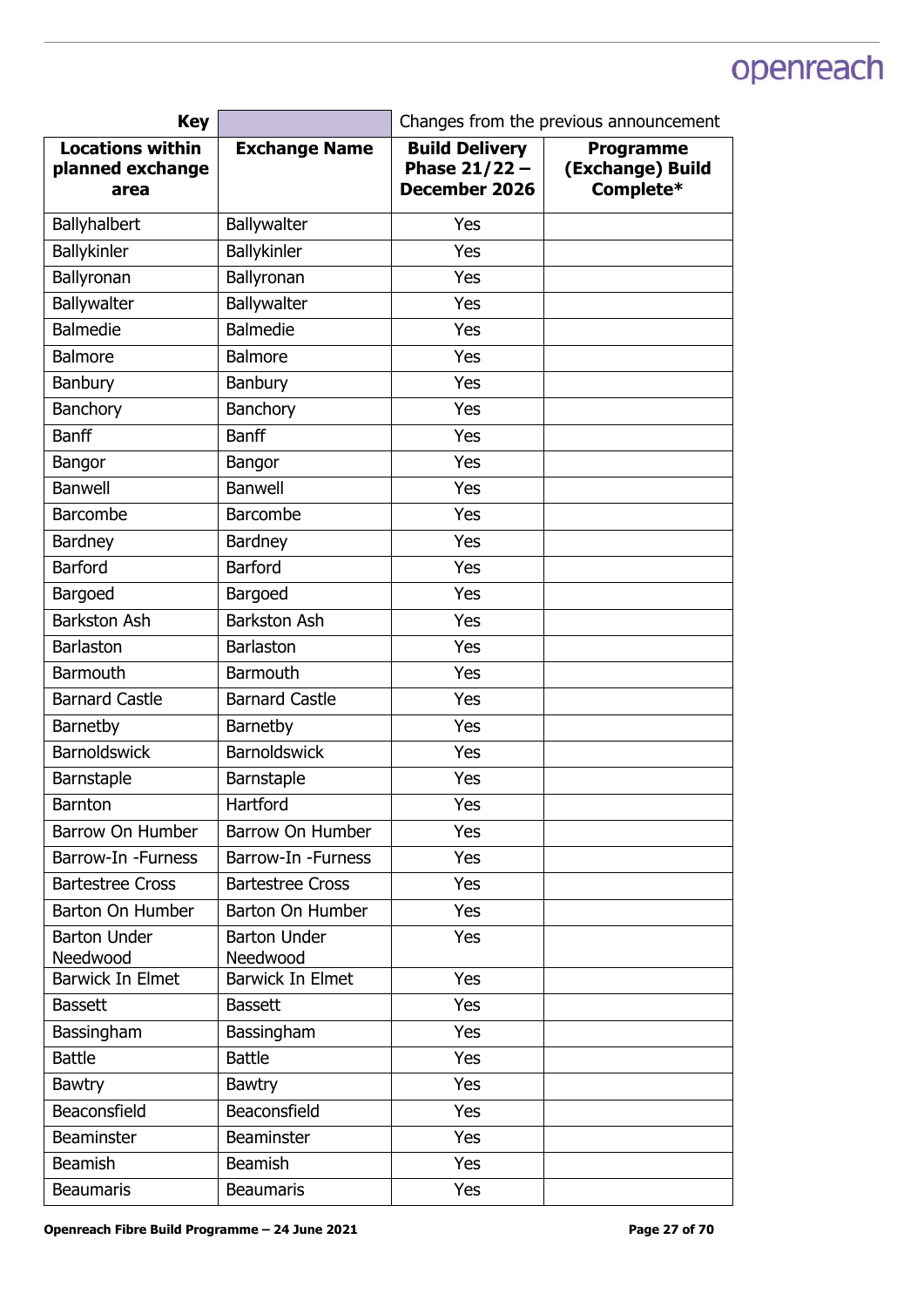| Key | | Changes from the previous announcement | |
|---|---|---|---|
| **Locations within planned exchange area** | **Exchange Name** | **Build Delivery Phase 21/22 – December 2026** | **Programme (Exchange) Build Complete*** |
| Ballyhalbert | Ballywalter | Yes | |
| Ballykinler | Ballykinler | Yes | |
| Ballyronan | Ballyronan | Yes | |
| Ballywalter | Ballywalter | Yes | |
| Balmedie | Balmedie | Yes | |
| Balmore | Balmore | Yes | |
| Banbury | Banbury | Yes | |
| Banchory | Banchory | Yes | |
| Banff | Banff | Yes | |
| Bangor | Bangor | Yes | |
| Banwell | Banwell | Yes | |
| Barcombe | Barcombe | Yes | |
| Bardney | Bardney | Yes | |
| Barford | Barford | Yes | |
| Bargoed | Bargoed | Yes | |
| Barkston Ash | Barkston Ash | Yes | |
| Barlaston | Barlaston | Yes | |
| Barmouth | Barmouth | Yes | |
| Barnard Castle | Barnard Castle | Yes | |
| Barnetby | Barnetby | Yes | |
| Barnoldswick | Barnoldswick | Yes | |
| Barnstaple | Barnstaple | Yes | |
| Barnton | Hartford | Yes | |
| Barrow On Humber | Barrow On Humber | Yes | |
| Barrow-In -Furness | Barrow-In -Furness | Yes | |
| Bartestree Cross | Bartestree Cross | Yes | |
| Barton On Humber | Barton On Humber | Yes | |
| Barton Under Needwood | Barton Under Needwood | Yes | |
| Barwick In Elmet | Barwick In Elmet | Yes | |
| Bassett | Bassett | Yes | |
| Bassingham | Bassingham | Yes | |
| Battle | Battle | Yes | |
| Bawtry | Bawtry | Yes | |
| Beaconsfield | Beaconsfield | Yes | |
| Beaminster | Beaminster | Yes | |
| Beamish | Beamish | Yes | |
| Beaumaris | Beaumaris | Yes | |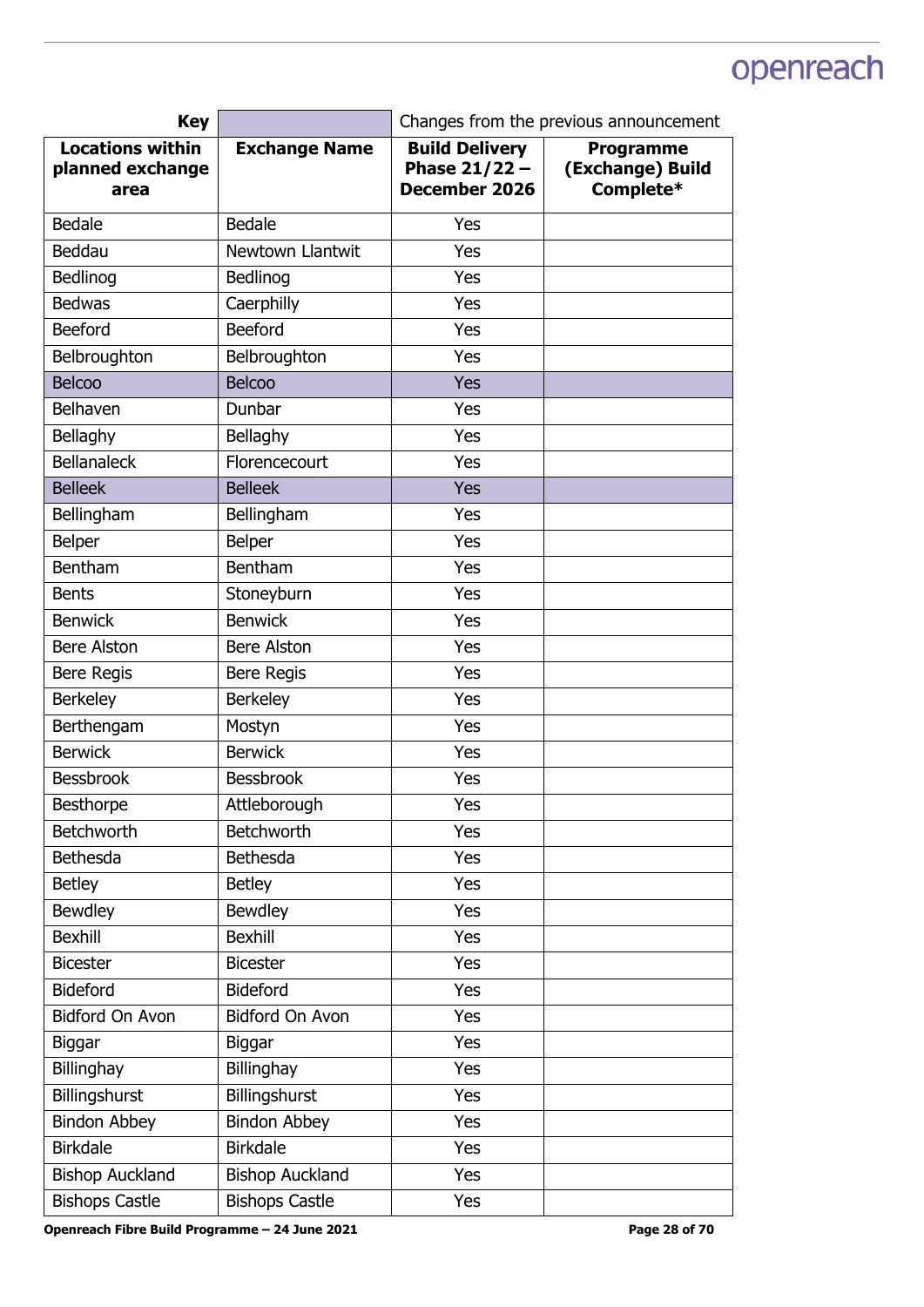| Key | | Changes from the previous announcement | |
|---|---|---|---|
| **Locations within planned exchange area** | **Exchange Name** | **Build Delivery Phase 21/22 – December 2026** | **Programme (Exchange) Build Complete*** |
| Bedale | Bedale | Yes | |
| Beddau | Newtown Llantwit | Yes | |
| Bedlinog | Bedlinog | Yes | |
| Bedwas | Caerphilly | Yes | |
| Beeford | Beeford | Yes | |
| Belbroughton | Belbroughton | Yes | |
| Belcoo | Belcoo | Yes | |
| Belhaven | Dunbar | Yes | |
| Bellaghy | Bellaghy | Yes | |
| Bellanaleck | Florencecourt | Yes | |
| Belleek | Belleek | Yes | |
| Bellingham | Bellingham | Yes | |
| Belper | Belper | Yes | |
| Bentham | Bentham | Yes | |
| Bents | Stoneyburn | Yes | |
| Benwick | Benwick | Yes | |
| Bere Alston | Bere Alston | Yes | |
| Bere Regis | Bere Regis | Yes | |
| Berkeley | Berkeley | Yes | |
| Berthengam | Mostyn | Yes | |
| Berwick | Berwick | Yes | |
| Bessbrook | Bessbrook | Yes | |
| Besthorpe | Attleborough | Yes | |
| Betchworth | Betchworth | Yes | |
| Bethesda | Bethesda | Yes | |
| Betley | Betley | Yes | |
| Bewdley | Bewdley | Yes | |
| Bexhill | Bexhill | Yes | |
| Bicester | Bicester | Yes | |
| Bideford | Bideford | Yes | |
| Bidford On Avon | Bidford On Avon | Yes | |
| Biggar | Biggar | Yes | |
| Billinghay | Billinghay | Yes | |
| Billingshurst | Billingshurst | Yes | |
| Bindon Abbey | Bindon Abbey | Yes | |
| Birkdale | Birkdale | Yes | |
| Bishop Auckland | Bishop Auckland | Yes | |
| Bishops Castle | Bishops Castle | Yes | |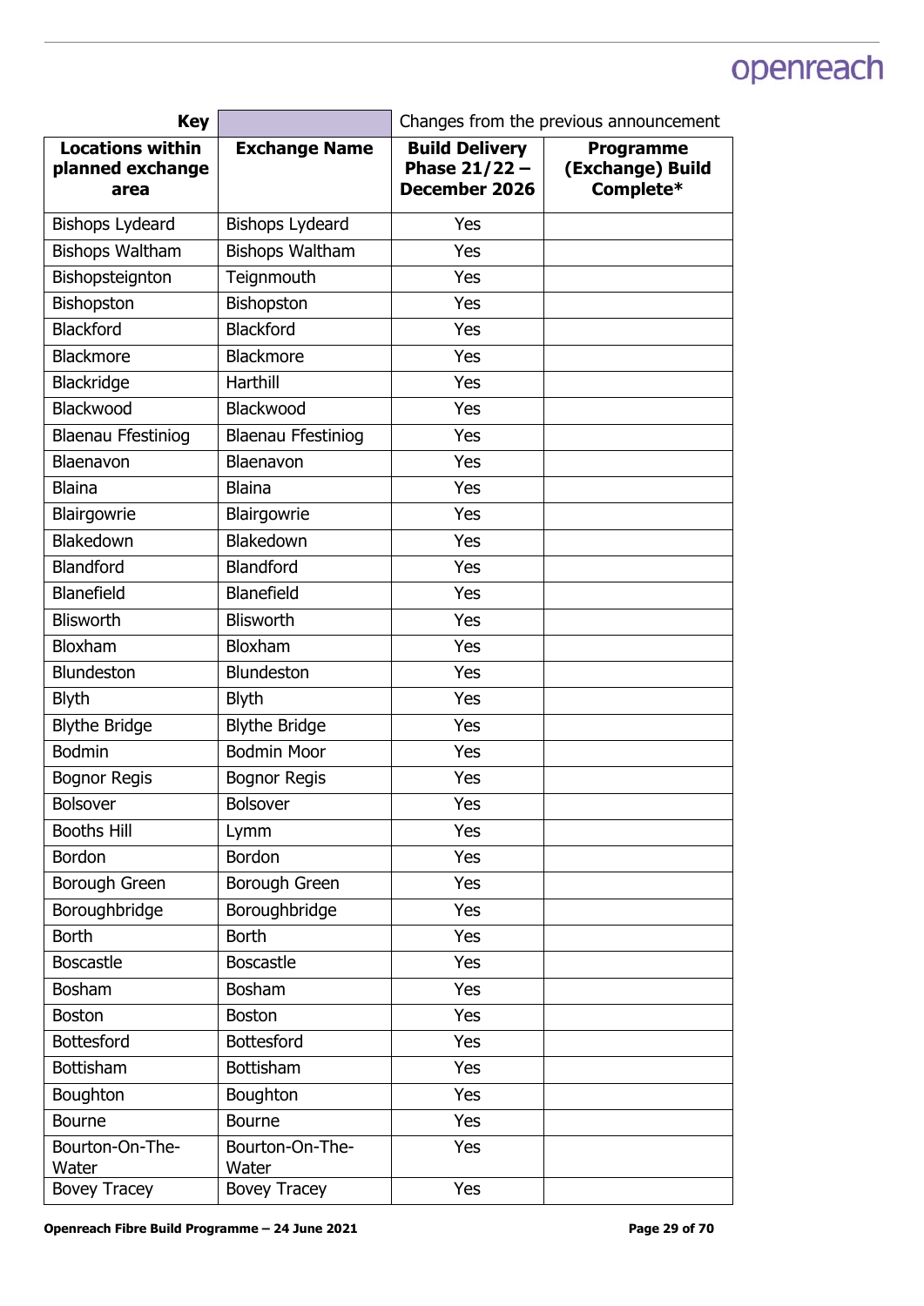| Key | | Changes from the previous announcement | |
|---|---|---|---|
| **Locations within planned exchange area** | **Exchange Name** | **Build Delivery Phase 21/22 – December 2026** | **Programme (Exchange) Build Complete*** |
| Bishops Lydeard | Bishops Lydeard | Yes | |
| Bishops Waltham | Bishops Waltham | Yes | |
| Bishopsteignton | Teignmouth | Yes | |
| Bishopston | Bishopston | Yes | |
| Blackford | Blackford | Yes | |
| Blackmore | Blackmore | Yes | |
| Blackridge | Harthill | Yes | |
| Blackwood | Blackwood | Yes | |
| Blaenau Ffestiniog | Blaenau Ffestiniog | Yes | |
| Blaenavon | Blaenavon | Yes | |
| Blaina | Blaina | Yes | |
| Blairgowrie | Blairgowrie | Yes | |
| Blakedown | Blakedown | Yes | |
| Blandford | Blandford | Yes | |
| Blanefield | Blanefield | Yes | |
| Blisworth | Blisworth | Yes | |
| Bloxham | Bloxham | Yes | |
| Blundeston | Blundeston | Yes | |
| Blyth | Blyth | Yes | |
| Blythe Bridge | Blythe Bridge | Yes | |
| Bodmin | Bodmin Moor | Yes | |
| Bognor Regis | Bognor Regis | Yes | |
| Bolsover | Bolsover | Yes | |
| Booths Hill | Lymm | Yes | |
| Bordon | Bordon | Yes | |
| Borough Green | Borough Green | Yes | |
| Boroughbridge | Boroughbridge | Yes | |
| Borth | Borth | Yes | |
| Boscastle | Boscastle | Yes | |
| Bosham | Bosham | Yes | |
| Boston | Boston | Yes | |
| Bottesford | Bottesford | Yes | |
| Bottisham | Bottisham | Yes | |
| Boughton | Boughton | Yes | |
| Bourne | Bourne | Yes | |
| Bourton-On-The-Water | Bourton-On-The-Water | Yes | |
| Bovey Tracey | Bovey Tracey | Yes | |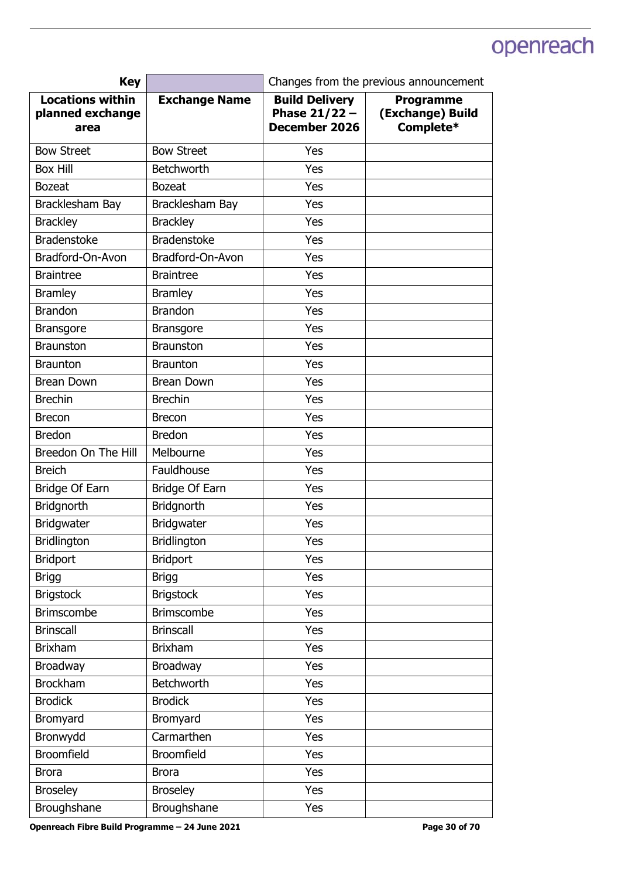| Key | | Changes from the previous announcement | |
|---|---|---|---|
| **Locations within planned exchange area** | **Exchange Name** | **Build Delivery Phase 21/22 – December 2026** | **Programme (Exchange) Build Complete*** |
| Bow Street | Bow Street | Yes | |
| Box Hill | Betchworth | Yes | |
| Bozeat | Bozeat | Yes | |
| Bracklesham Bay | Bracklesham Bay | Yes | |
| Brackley | Brackley | Yes | |
| Bradenstoke | Bradenstoke | Yes | |
| Bradford-On-Avon | Bradford-On-Avon | Yes | |
| Braintree | Braintree | Yes | |
| Bramley | Bramley | Yes | |
| Brandon | Brandon | Yes | |
| Bransgore | Bransgore | Yes | |
| Braunston | Braunston | Yes | |
| Braunton | Braunton | Yes | |
| Brean Down | Brean Down | Yes | |
| Brechin | Brechin | Yes | |
| Brecon | Brecon | Yes | |
| Bredon | Bredon | Yes | |
| Breedon On The Hill | Melbourne | Yes | |
| Breich | Fauldhouse | Yes | |
| Bridge Of Earn | Bridge Of Earn | Yes | |
| Bridgnorth | Bridgnorth | Yes | |
| Bridgwater | Bridgwater | Yes | |
| Bridlington | Bridlington | Yes | |
| Bridport | Bridport | Yes | |
| Brigg | Brigg | Yes | |
| Brigstock | Brigstock | Yes | |
| Brimscombe | Brimscombe | Yes | |
| Brinscall | Brinscall | Yes | |
| Brixham | Brixham | Yes | |
| Broadway | Broadway | Yes | |
| Brockham | Betchworth | Yes | |
| Brodick | Brodick | Yes | |
| Bromyard | Bromyard | Yes | |
| Bronwydd | Carmarthen | Yes | |
| Broomfield | Broomfield | Yes | |
| Brora | Brora | Yes | |
| Broseley | Broseley | Yes | |
| Broughshane | Broughshane | Yes | |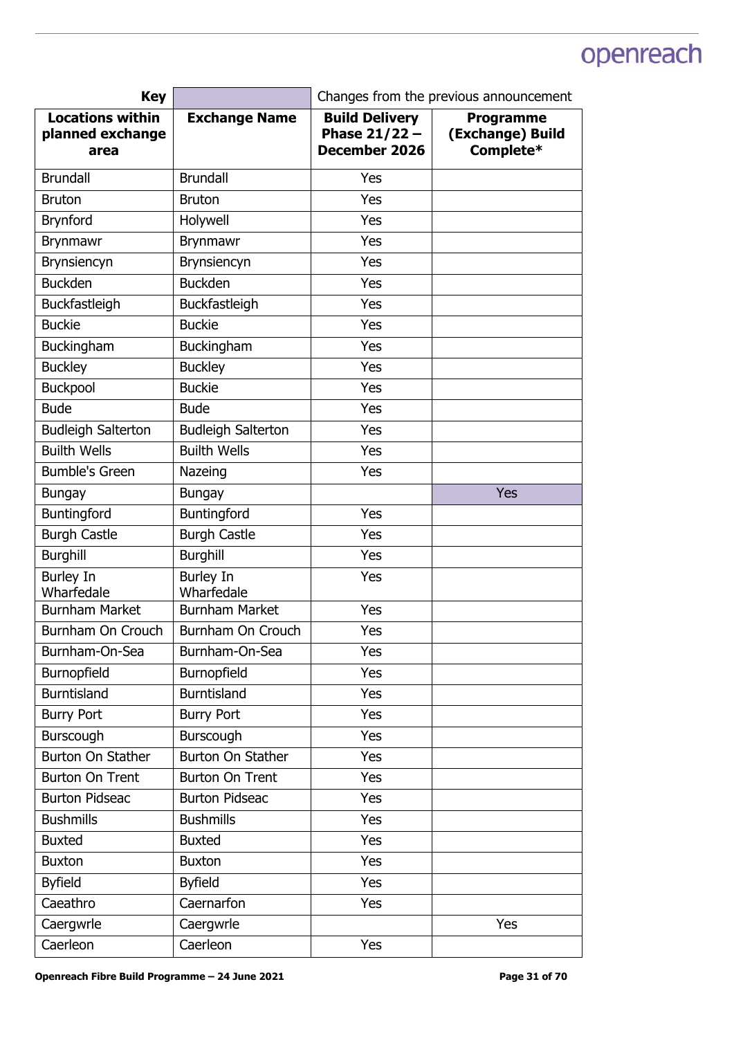| Key | | Changes from the previous announcement | |
|---|---|---|---|
| **Locations within planned exchange area** | **Exchange Name** | **Build Delivery Phase 21/22 – December 2026** | **Programme (Exchange) Build Complete*** |
| Brundall | Brundall | Yes | |
| Bruton | Bruton | Yes | |
| Brynford | Holywell | Yes | |
| Brynmawr | Brynmawr | Yes | |
| Brynsiencyn | Brynsiencyn | Yes | |
| Buckden | Buckden | Yes | |
| Buckfastleigh | Buckfastleigh | Yes | |
| Buckie | Buckie | Yes | |
| Buckingham | Buckingham | Yes | |
| Buckley | Buckley | Yes | |
| Buckpool | Buckie | Yes | |
| Bude | Bude | Yes | |
| Budleigh Salterton | Budleigh Salterton | Yes | |
| Builth Wells | Builth Wells | Yes | |
| Bumble's Green | Nazeing | Yes | |
| Bungay | Bungay | | Yes |
| Buntingford | Buntingford | Yes | |
| Burgh Castle | Burgh Castle | Yes | |
| Burghill | Burghill | Yes | |
| Burley In Wharfedale | Burley In Wharfedale | Yes | |
| Burnham Market | Burnham Market | Yes | |
| Burnham On Crouch | Burnham On Crouch | Yes | |
| Burnham-On-Sea | Burnham-On-Sea | Yes | |
| Burnopfield | Burnopfield | Yes | |
| Burntisland | Burntisland | Yes | |
| Burry Port | Burry Port | Yes | |
| Burscough | Burscough | Yes | |
| Burton On Stather | Burton On Stather | Yes | |
| Burton On Trent | Burton On Trent | Yes | |
| Burton Pidseac | Burton Pidseac | Yes | |
| Bushmills | Bushmills | Yes | |
| Buxted | Buxted | Yes | |
| Buxton | Buxton | Yes | |
| Byfield | Byfield | Yes | |
| Caeathro | Caernarfon | Yes | |
| Caergwrle | Caergwrle | | Yes |
| Caerleon | Caerleon | Yes | |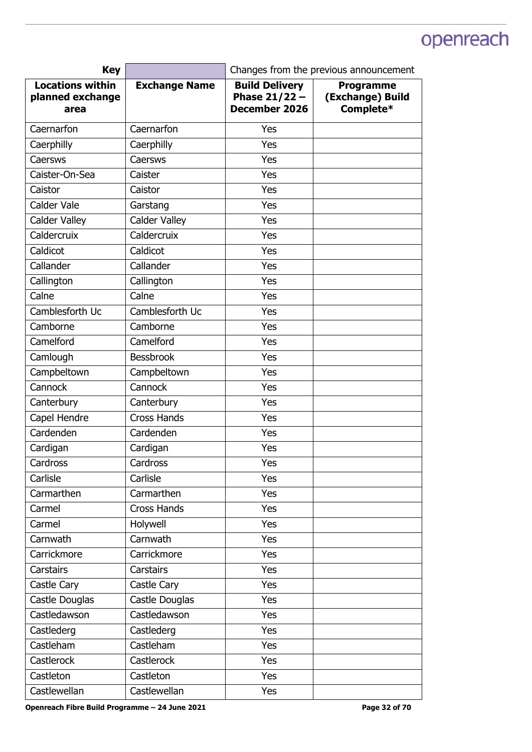| Key | | Changes from the previous announcement | |
|---|---|---|---|
| **Locations within planned exchange area** | **Exchange Name** | **Build Delivery Phase 21/22 – December 2026** | **Programme (Exchange) Build Complete*** |
| Caernarfon | Caernarfon | Yes | |
| Caerphilly | Caerphilly | Yes | |
| Caersws | Caersws | Yes | |
| Caister-On-Sea | Caister | Yes | |
| Caistor | Caistor | Yes | |
| Calder Vale | Garstang | Yes | |
| Calder Valley | Calder Valley | Yes | |
| Caldercruix | Caldercruix | Yes | |
| Caldicot | Caldicot | Yes | |
| Callander | Callander | Yes | |
| Callington | Callington | Yes | |
| Calne | Calne | Yes | |
| Camblesforth Uc | Camblesforth Uc | Yes | |
| Camborne | Camborne | Yes | |
| Camelford | Camelford | Yes | |
| Camlough | Bessbrook | Yes | |
| Campbeltown | Campbeltown | Yes | |
| Cannock | Cannock | Yes | |
| Canterbury | Canterbury | Yes | |
| Capel Hendre | Cross Hands | Yes | |
| Cardenden | Cardenden | Yes | |
| Cardigan | Cardigan | Yes | |
| Cardross | Cardross | Yes | |
| Carlisle | Carlisle | Yes | |
| Carmarthen | Carmarthen | Yes | |
| Carmel | Cross Hands | Yes | |
| Carmel | Holywell | Yes | |
| Carnwath | Carnwath | Yes | |
| Carrickmore | Carrickmore | Yes | |
| Carstairs | Carstairs | Yes | |
| Castle Cary | Castle Cary | Yes | |
| Castle Douglas | Castle Douglas | Yes | |
| Castledawson | Castledawson | Yes | |
| Castlederg | Castlederg | Yes | |
| Castleham | Castleham | Yes | |
| Castlerock | Castlerock | Yes | |
| Castleton | Castleton | Yes | |
| Castlewellan | Castlewellan | Yes | |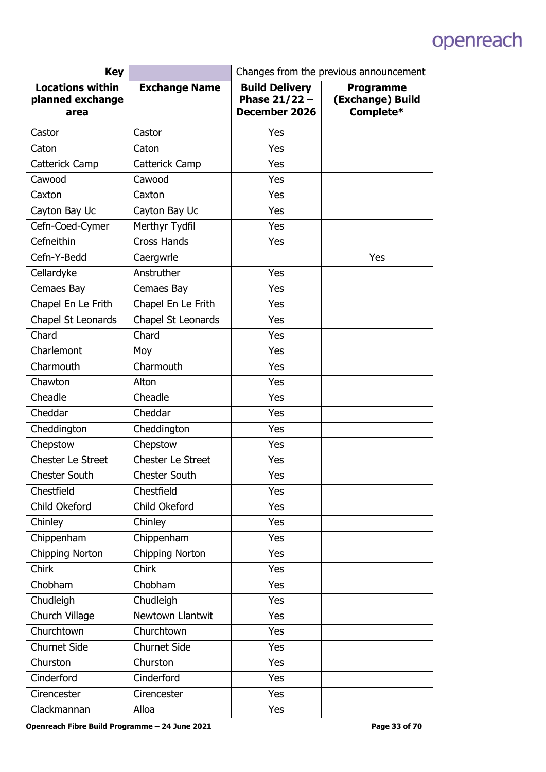| Key | | Changes from the previous announcement | |
|---|---|---|---|
| **Locations within planned exchange area** | **Exchange Name** | **Build Delivery Phase 21/22 – December 2026** | **Programme (Exchange) Build Complete*** |
| Castor | Castor | Yes | |
| Caton | Caton | Yes | |
| Catterick Camp | Catterick Camp | Yes | |
| Cawood | Cawood | Yes | |
| Caxton | Caxton | Yes | |
| Cayton Bay Uc | Cayton Bay Uc | Yes | |
| Cefn-Coed-Cymer | Merthyr Tydfil | Yes | |
| Cefneithin | Cross Hands | Yes | |
| Cefn-Y-Bedd | Caergwrle | | Yes |
| Cellardyke | Anstruther | Yes | |
| Cemaes Bay | Cemaes Bay | Yes | |
| Chapel En Le Frith | Chapel En Le Frith | Yes | |
| Chapel St Leonards | Chapel St Leonards | Yes | |
| Chard | Chard | Yes | |
| Charlemont | Moy | Yes | |
| Charmouth | Charmouth | Yes | |
| Chawton | Alton | Yes | |
| Cheadle | Cheadle | Yes | |
| Cheddar | Cheddar | Yes | |
| Cheddington | Cheddington | Yes | |
| Chepstow | Chepstow | Yes | |
| Chester Le Street | Chester Le Street | Yes | |
| Chester South | Chester South | Yes | |
| Chestfield | Chestfield | Yes | |
| Child Okeford | Child Okeford | Yes | |
| Chinley | Chinley | Yes | |
| Chippenham | Chippenham | Yes | |
| Chipping Norton | Chipping Norton | Yes | |
| Chirk | Chirk | Yes | |
| Chobham | Chobham | Yes | |
| Chudleigh | Chudleigh | Yes | |
| Church Village | Newtown Llantwit | Yes | |
| Churchtown | Churchtown | Yes | |
| Churnet Side | Churnet Side | Yes | |
| Churston | Churston | Yes | |
| Cinderford | Cinderford | Yes | |
| Cirencester | Cirencester | Yes | |
| Clackmannan | Alloa | Yes | |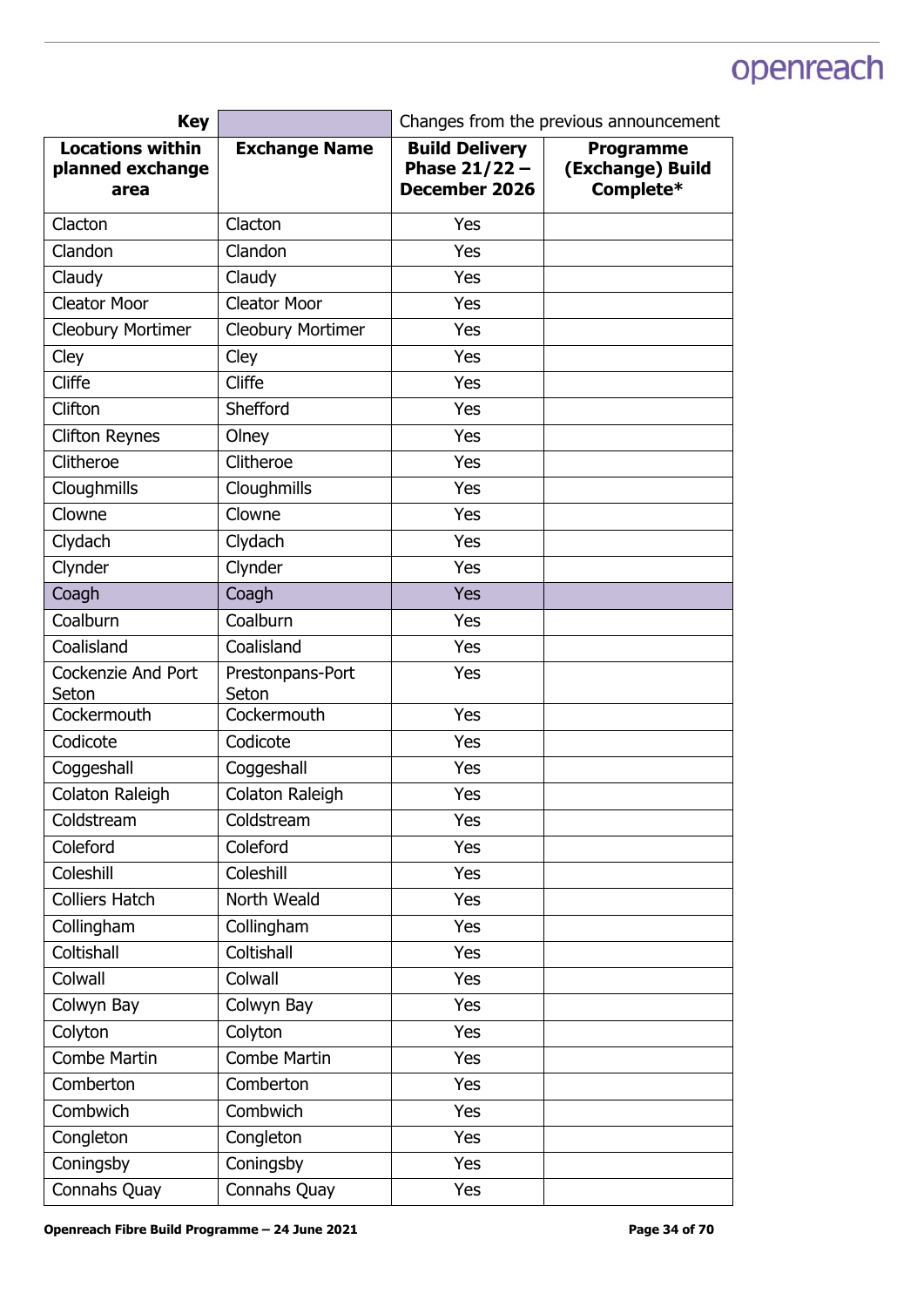| Key | | Changes from the previous announcement | |
|---|---|---|---|
| **Locations within planned exchange area** | **Exchange Name** | **Build Delivery Phase 21/22 – December 2026** | **Programme (Exchange) Build Complete*** |
| Clacton | Clacton | Yes | |
| Clandon | Clandon | Yes | |
| Claudy | Claudy | Yes | |
| Cleator Moor | Cleator Moor | Yes | |
| Cleobury Mortimer | Cleobury Mortimer | Yes | |
| Cley | Cley | Yes | |
| Cliffe | Cliffe | Yes | |
| Clifton | Shefford | Yes | |
| Clifton Reynes | Olney | Yes | |
| Clitheroe | Clitheroe | Yes | |
| Cloughmills | Cloughmills | Yes | |
| Clowne | Clowne | Yes | |
| Clydach | Clydach | Yes | |
| Clynder | Clynder | Yes | |
| Coagh | Coagh | Yes | |
| Coalburn | Coalburn | Yes | |
| Coalisland | Coalisland | Yes | |
| Cockenzie And Port Seton | Prestonpans-Port Seton | Yes | |
| Cockermouth | Cockermouth | Yes | |
| Codicote | Codicote | Yes | |
| Coggeshall | Coggeshall | Yes | |
| Colaton Raleigh | Colaton Raleigh | Yes | |
| Coldstream | Coldstream | Yes | |
| Coleford | Coleford | Yes | |
| Coleshill | Coleshill | Yes | |
| Colliers Hatch | North Weald | Yes | |
| Collingham | Collingham | Yes | |
| Coltishall | Coltishall | Yes | |
| Colwall | Colwall | Yes | |
| Colwyn Bay | Colwyn Bay | Yes | |
| Colyton | Colyton | Yes | |
| Combe Martin | Combe Martin | Yes | |
| Comberton | Comberton | Yes | |
| Combwich | Combwich | Yes | |
| Congleton | Congleton | Yes | |
| Coningsby | Coningsby | Yes | |
| Connahs Quay | Connahs Quay | Yes | |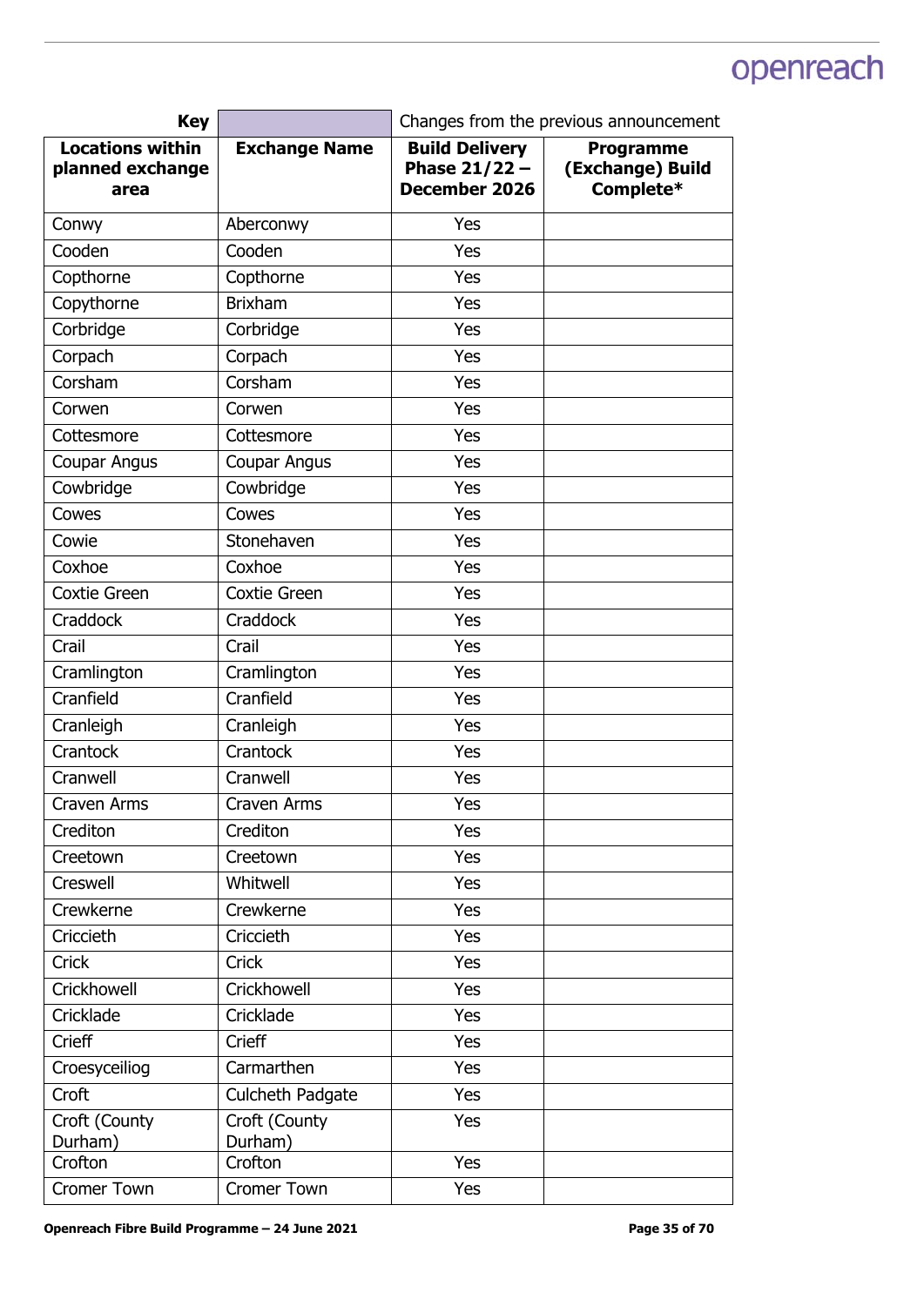| Key | | Changes from the previous announcement | |
|---|---|---|---|
| **Locations within planned exchange area** | **Exchange Name** | **Build Delivery Phase 21/22 – December 2026** | **Programme (Exchange) Build Complete*** |
| Conwy | Aberconwy | Yes | |
| Cooden | Cooden | Yes | |
| Copthorne | Copthorne | Yes | |
| Copythorne | Brixham | Yes | |
| Corbridge | Corbridge | Yes | |
| Corpach | Corpach | Yes | |
| Corsham | Corsham | Yes | |
| Corwen | Corwen | Yes | |
| Cottesmore | Cottesmore | Yes | |
| Coupar Angus | Coupar Angus | Yes | |
| Cowbridge | Cowbridge | Yes | |
| Cowes | Cowes | Yes | |
| Cowie | Stonehaven | Yes | |
| Coxhoe | Coxhoe | Yes | |
| Coxtie Green | Coxtie Green | Yes | |
| Craddock | Craddock | Yes | |
| Crail | Crail | Yes | |
| Cramlington | Cramlington | Yes | |
| Cranfield | Cranfield | Yes | |
| Cranleigh | Cranleigh | Yes | |
| Crantock | Crantock | Yes | |
| Cranwell | Cranwell | Yes | |
| Craven Arms | Craven Arms | Yes | |
| Crediton | Crediton | Yes | |
| Creetown | Creetown | Yes | |
| Creswell | Whitwell | Yes | |
| Crewkerne | Crewkerne | Yes | |
| Criccieth | Criccieth | Yes | |
| Crick | Crick | Yes | |
| Crickhowell | Crickhowell | Yes | |
| Cricklade | Cricklade | Yes | |
| Crieff | Crieff | Yes | |
| Croesyceiliog | Carmarthen | Yes | |
| Croft | Culcheth Padgate | Yes | |
| Croft (County Durham) | Croft (County Durham) | Yes | |
| Crofton | Crofton | Yes | |
| Cromer Town | Cromer Town | Yes | |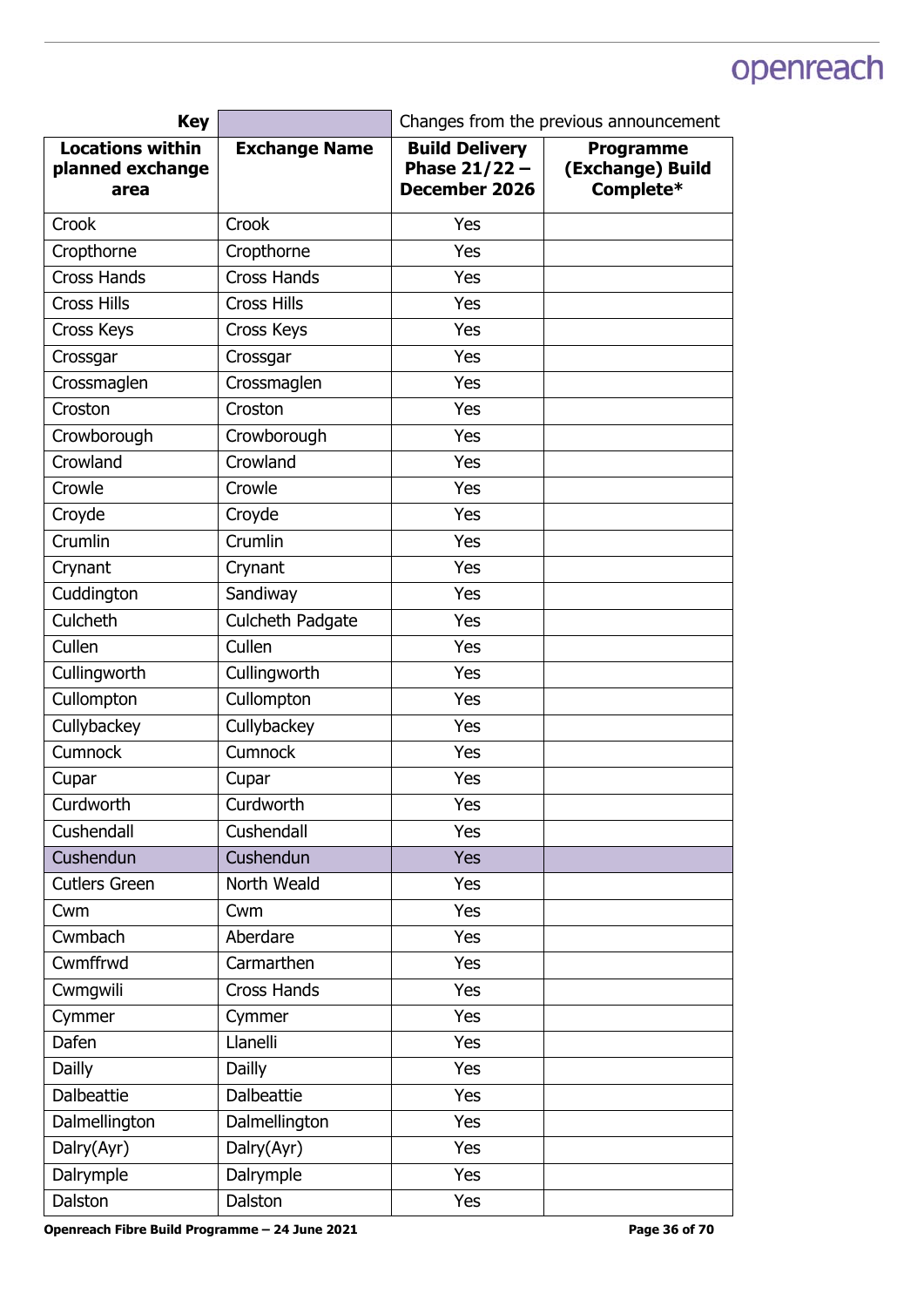| Key | | Changes from the previous announcement | |
|---|---|---|---|
| **Locations within planned exchange area** | **Exchange Name** | **Build Delivery Phase 21/22 – December 2026** | **Programme (Exchange) Build Complete*** |
| Crook | Crook | Yes | |
| Cropthorne | Cropthorne | Yes | |
| Cross Hands | Cross Hands | Yes | |
| Cross Hills | Cross Hills | Yes | |
| Cross Keys | Cross Keys | Yes | |
| Crossgar | Crossgar | Yes | |
| Crossmaglen | Crossmaglen | Yes | |
| Croston | Croston | Yes | |
| Crowborough | Crowborough | Yes | |
| Crowland | Crowland | Yes | |
| Crowle | Crowle | Yes | |
| Croyde | Croyde | Yes | |
| Crumlin | Crumlin | Yes | |
| Crynant | Crynant | Yes | |
| Cuddington | Sandiway | Yes | |
| Culcheth | Culcheth Padgate | Yes | |
| Cullen | Cullen | Yes | |
| Cullingworth | Cullingworth | Yes | |
| Cullompton | Cullompton | Yes | |
| Cullybackey | Cullybackey | Yes | |
| Cumnock | Cumnock | Yes | |
| Cupar | Cupar | Yes | |
| Curdworth | Curdworth | Yes | |
| Cushendall | Cushendall | Yes | |
| Cushendun | Cushendun | Yes | |
| Cutlers Green | North Weald | Yes | |
| Cwm | Cwm | Yes | |
| Cwmbach | Aberdare | Yes | |
| Cwmffrwd | Carmarthen | Yes | |
| Cwmgwili | Cross Hands | Yes | |
| Cymmer | Cymmer | Yes | |
| Dafen | Llanelli | Yes | |
| Dailly | Dailly | Yes | |
| Dalbeattie | Dalbeattie | Yes | |
| Dalmellington | Dalmellington | Yes | |
| Dalry(Ayr) | Dalry(Ayr) | Yes | |
| Dalrymple | Dalrymple | Yes | |
| Dalston | Dalston | Yes | |

Openreach Fibre Build Programme – 24 June 2021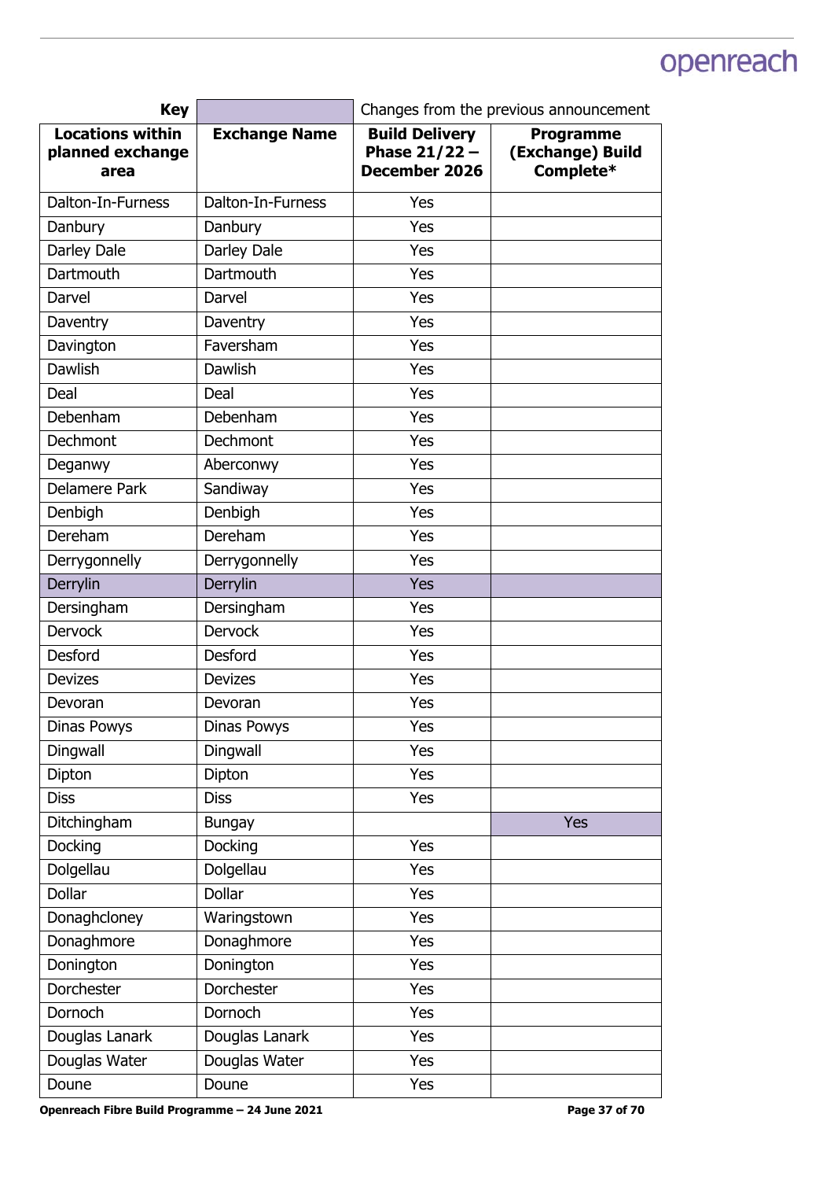| Key | | Changes from the previous announcement | |
|---|---|---|---|
| **Locations within planned exchange area** | **Exchange Name** | **Build Delivery Phase 21/22 – December 2026** | **Programme (Exchange) Build Complete*** |
| Dalton-In-Furness | Dalton-In-Furness | Yes | |
| Danbury | Danbury | Yes | |
| Darley Dale | Darley Dale | Yes | |
| Dartmouth | Dartmouth | Yes | |
| Darvel | Darvel | Yes | |
| Daventry | Daventry | Yes | |
| Davington | Faversham | Yes | |
| Dawlish | Dawlish | Yes | |
| Deal | Deal | Yes | |
| Debenham | Debenham | Yes | |
| Dechmont | Dechmont | Yes | |
| Deganwy | Aberconwy | Yes | |
| Delamere Park | Sandiway | Yes | |
| Denbigh | Denbigh | Yes | |
| Dereham | Dereham | Yes | |
| Derrygonnelly | Derrygonnelly | Yes | |
| Derrylin | Derrylin | Yes | |
| Dersingham | Dersingham | Yes | |
| Dervock | Dervock | Yes | |
| Desford | Desford | Yes | |
| Devizes | Devizes | Yes | |
| Devoran | Devoran | Yes | |
| Dinas Powys | Dinas Powys | Yes | |
| Dingwall | Dingwall | Yes | |
| Dipton | Dipton | Yes | |
| Diss | Diss | Yes | |
| Ditchingham | Bungay | | Yes |
| Docking | Docking | Yes | |
| Dolgellau | Dolgellau | Yes | |
| Dollar | Dollar | Yes | |
| Donaghcloney | Waringstown | Yes | |
| Donaghmore | Donaghmore | Yes | |
| Donington | Donington | Yes | |
| Dorchester | Dorchester | Yes | |
| Dornoch | Dornoch | Yes | |
| Douglas Lanark | Douglas Lanark | Yes | |
| Douglas Water | Douglas Water | Yes | |
| Doune | Doune | Yes | |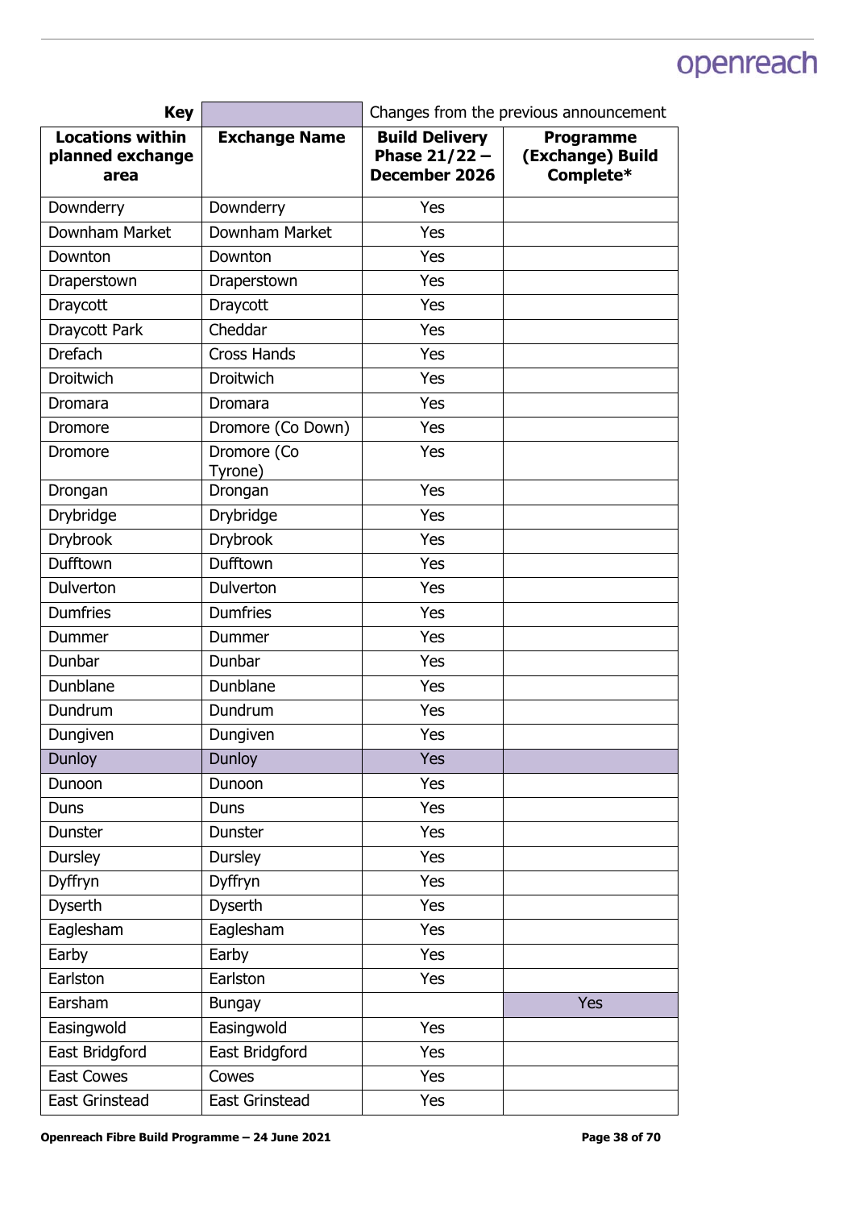| Key | | Changes from the previous announcement | |
|---|---|---|---|
| **Locations within planned exchange area** | **Exchange Name** | **Build Delivery Phase 21/22 – December 2026** | **Programme (Exchange) Build Complete*** |
| Downderry | Downderry | Yes | |
| Downham Market | Downham Market | Yes | |
| Downton | Downton | Yes | |
| Draperstown | Draperstown | Yes | |
| Draycott | Draycott | Yes | |
| Draycott Park | Cheddar | Yes | |
| Drefach | Cross Hands | Yes | |
| Droitwich | Droitwich | Yes | |
| Dromara | Dromara | Yes | |
| Dromore | Dromore (Co Down) | Yes | |
| Dromore | Dromore (Co Tyrone) | Yes | |
| Drongan | Drongan | Yes | |
| Drybridge | Drybridge | Yes | |
| Drybrook | Drybrook | Yes | |
| Dufftown | Dufftown | Yes | |
| Dulverton | Dulverton | Yes | |
| Dumfries | Dumfries | Yes | |
| Dummer | Dummer | Yes | |
| Dunbar | Dunbar | Yes | |
| Dunblane | Dunblane | Yes | |
| Dundrum | Dundrum | Yes | |
| Dungiven | Dungiven | Yes | |
| Dunloy | Dunloy | Yes | |
| Dunoon | Dunoon | Yes | |
| Duns | Duns | Yes | |
| Dunster | Dunster | Yes | |
| Dursley | Dursley | Yes | |
| Dyffryn | Dyffryn | Yes | |
| Dyserth | Dyserth | Yes | |
| Eaglesham | Eaglesham | Yes | |
| Earby | Earby | Yes | |
| Earlston | Earlston | Yes | |
| Earsham | Bungay | | Yes |
| Easingwold | Easingwold | Yes | |
| East Bridgford | East Bridgford | Yes | |
| East Cowes | Cowes | Yes | |
| East Grinstead | East Grinstead | Yes | |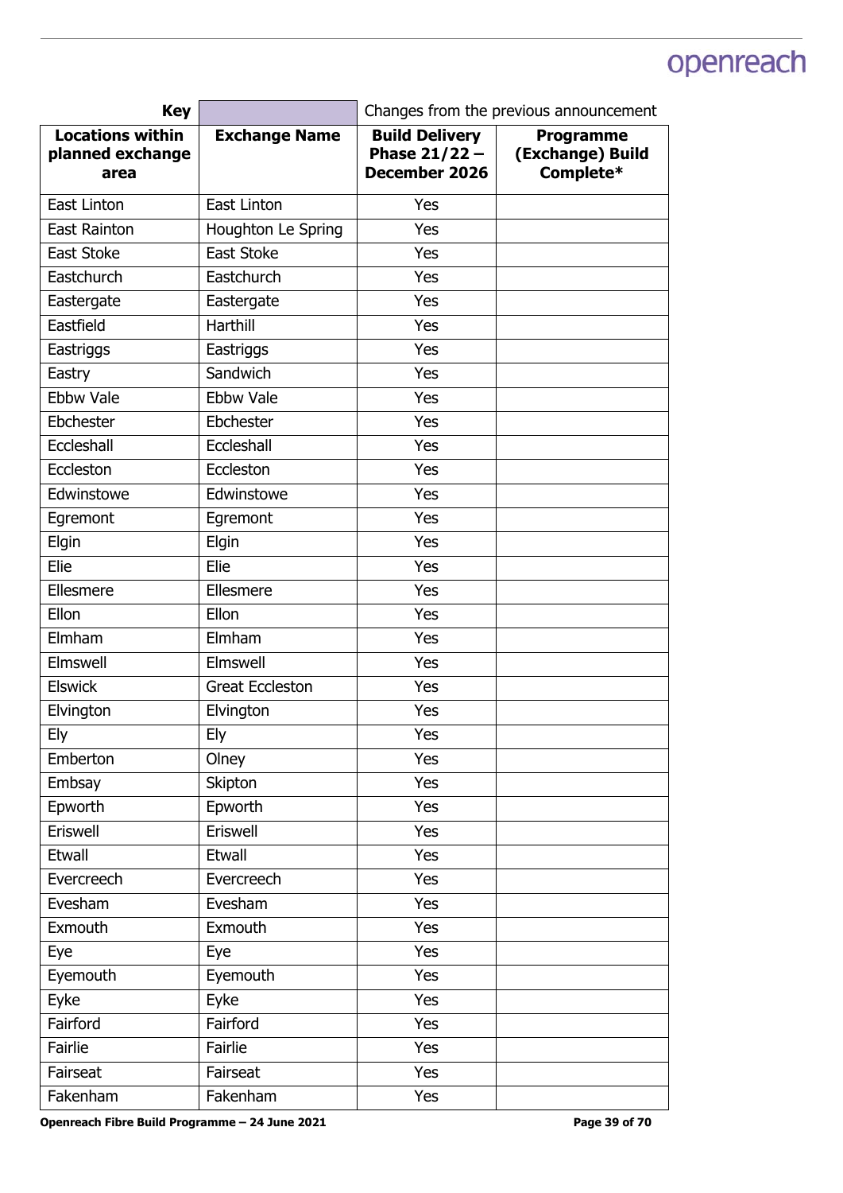| Key | | Changes from the previous announcement | |
|---|---|---|---|
| **Locations within planned exchange area** | **Exchange Name** | **Build Delivery Phase 21/22 – December 2026** | **Programme (Exchange) Build Complete*** |
| East Linton | East Linton | Yes | |
| East Rainton | Houghton Le Spring | Yes | |
| East Stoke | East Stoke | Yes | |
| Eastchurch | Eastchurch | Yes | |
| Eastergate | Eastergate | Yes | |
| Eastfield | Harthill | Yes | |
| Eastriggs | Eastriggs | Yes | |
| Eastry | Sandwich | Yes | |
| Ebbw Vale | Ebbw Vale | Yes | |
| Ebchester | Ebchester | Yes | |
| Eccleshall | Eccleshall | Yes | |
| Eccleston | Eccleston | Yes | |
| Edwinstowe | Edwinstowe | Yes | |
| Egremont | Egremont | Yes | |
| Elgin | Elgin | Yes | |
| Elie | Elie | Yes | |
| Ellesmere | Ellesmere | Yes | |
| Ellon | Ellon | Yes | |
| Elmham | Elmham | Yes | |
| Elmswell | Elmswell | Yes | |
| Elswick | Great Eccleston | Yes | |
| Elvington | Elvington | Yes | |
| Ely | Ely | Yes | |
| Emberton | Olney | Yes | |
| Embsay | Skipton | Yes | |
| Epworth | Epworth | Yes | |
| Eriswell | Eriswell | Yes | |
| Etwall | Etwall | Yes | |
| Evercreech | Evercreech | Yes | |
| Evesham | Evesham | Yes | |
| Exmouth | Exmouth | Yes | |
| Eye | Eye | Yes | |
| Eyemouth | Eyemouth | Yes | |
| Eyke | Eyke | Yes | |
| Fairford | Fairford | Yes | |
| Fairlie | Fairlie | Yes | |
| Fairseat | Fairseat | Yes | |
| Fakenham | Fakenham | Yes | |

**Openreach Fibre Build Programme – 24 June 2021**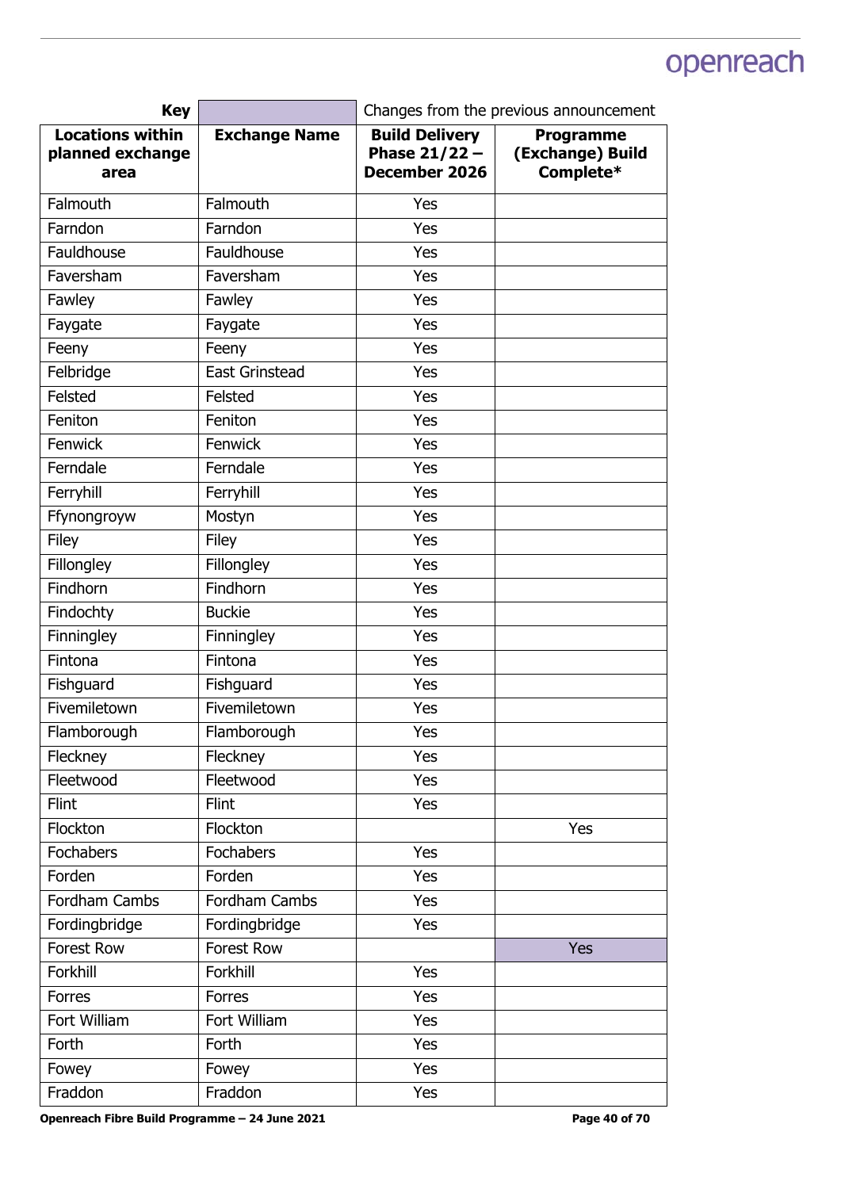| Key | | Changes from the previous announcement | |
|---|---|---|---|
| **Locations within planned exchange area** | **Exchange Name** | **Build Delivery Phase 21/22 – December 2026** | **Programme (Exchange) Build Complete*** |
| Falmouth | Falmouth | Yes | |
| Farndon | Farndon | Yes | |
| Fauldhouse | Fauldhouse | Yes | |
| Faversham | Faversham | Yes | |
| Fawley | Fawley | Yes | |
| Faygate | Faygate | Yes | |
| Feeny | Feeny | Yes | |
| Felbridge | East Grinstead | Yes | |
| Felsted | Felsted | Yes | |
| Feniton | Feniton | Yes | |
| Fenwick | Fenwick | Yes | |
| Ferndale | Ferndale | Yes | |
| Ferryhill | Ferryhill | Yes | |
| Ffynongroyw | Mostyn | Yes | |
| Filey | Filey | Yes | |
| Fillongley | Fillongley | Yes | |
| Findhorn | Findhorn | Yes | |
| Findochty | Buckie | Yes | |
| Finningley | Finningley | Yes | |
| Fintona | Fintona | Yes | |
| Fishguard | Fishguard | Yes | |
| Fivemiletown | Fivemiletown | Yes | |
| Flamborough | Flamborough | Yes | |
| Fleckney | Fleckney | Yes | |
| Fleetwood | Fleetwood | Yes | |
| Flint | Flint | Yes | |
| Flockton | Flockton | | Yes |
| Fochabers | Fochabers | Yes | |
| Forden | Forden | Yes | |
| Fordham Cambs | Fordham Cambs | Yes | |
| Fordingbridge | Fordingbridge | Yes | |
| Forest Row | Forest Row | | Yes |
| Forkhill | Forkhill | Yes | |
| Forres | Forres | Yes | |
| Fort William | Fort William | Yes | |
| Forth | Forth | Yes | |
| Fowey | Fowey | Yes | |
| Fraddon | Fraddon | Yes | |

**Openreach Fibre Build Programme – 24 June 2021**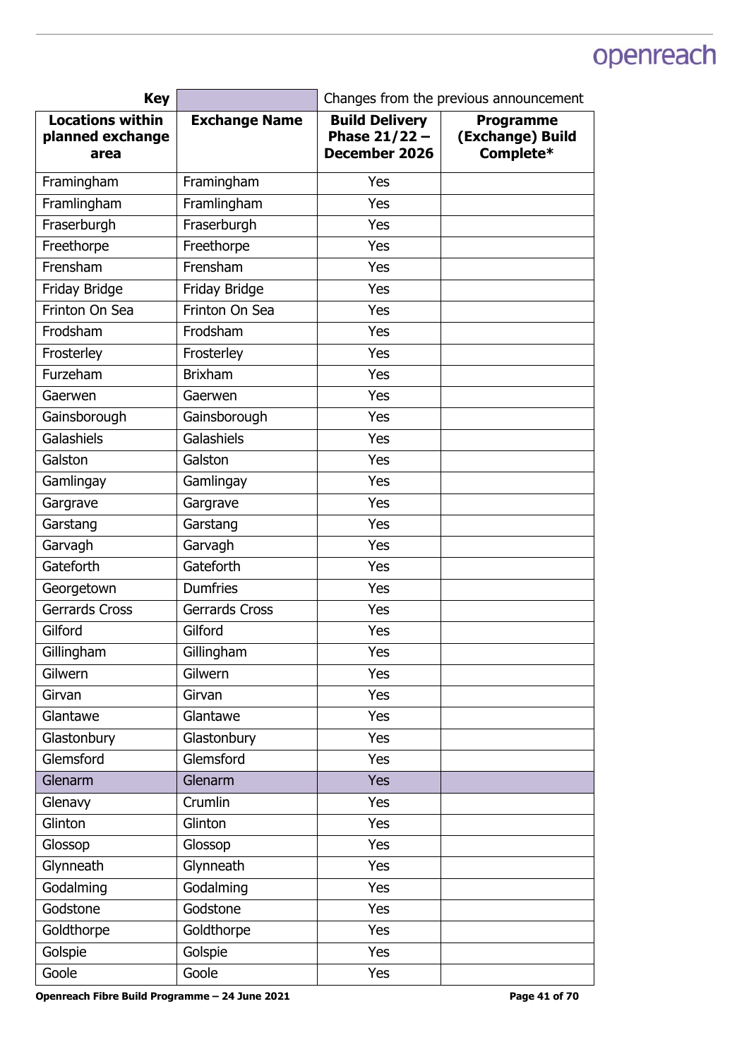| Key | | Changes from the previous announcement | |
|---|---|---|---|
| **Locations within planned exchange area** | **Exchange Name** | **Build Delivery Phase 21/22 – December 2026** | **Programme (Exchange) Build Complete*** |
| Framingham | Framingham | Yes | |
| Framlingham | Framlingham | Yes | |
| Fraserburgh | Fraserburgh | Yes | |
| Freethorpe | Freethorpe | Yes | |
| Frensham | Frensham | Yes | |
| Friday Bridge | Friday Bridge | Yes | |
| Frinton On Sea | Frinton On Sea | Yes | |
| Frodsham | Frodsham | Yes | |
| Frosterley | Frosterley | Yes | |
| Furzeham | Brixham | Yes | |
| Gaerwen | Gaerwen | Yes | |
| Gainsborough | Gainsborough | Yes | |
| Galashiels | Galashiels | Yes | |
| Galston | Galston | Yes | |
| Gamlingay | Gamlingay | Yes | |
| Gargrave | Gargrave | Yes | |
| Garstang | Garstang | Yes | |
| Garvagh | Garvagh | Yes | |
| Gateforth | Gateforth | Yes | |
| Georgetown | Dumfries | Yes | |
| Gerrards Cross | Gerrards Cross | Yes | |
| Gilford | Gilford | Yes | |
| Gillingham | Gillingham | Yes | |
| Gilwern | Gilwern | Yes | |
| Girvan | Girvan | Yes | |
| Glantawe | Glantawe | Yes | |
| Glastonbury | Glastonbury | Yes | |
| Glemsford | Glemsford | Yes | |
| Glenarm | Glenarm | Yes | |
| Glenavy | Crumlin | Yes | |
| Glinton | Glinton | Yes | |
| Glossop | Glossop | Yes | |
| Glynneath | Glynneath | Yes | |
| Godalming | Godalming | Yes | |
| Godstone | Godstone | Yes | |
| Goldthorpe | Goldthorpe | Yes | |
| Golspie | Golspie | Yes | |
| Goole | Goole | Yes | |

Openreach Fibre Build Programme – 24 June 2021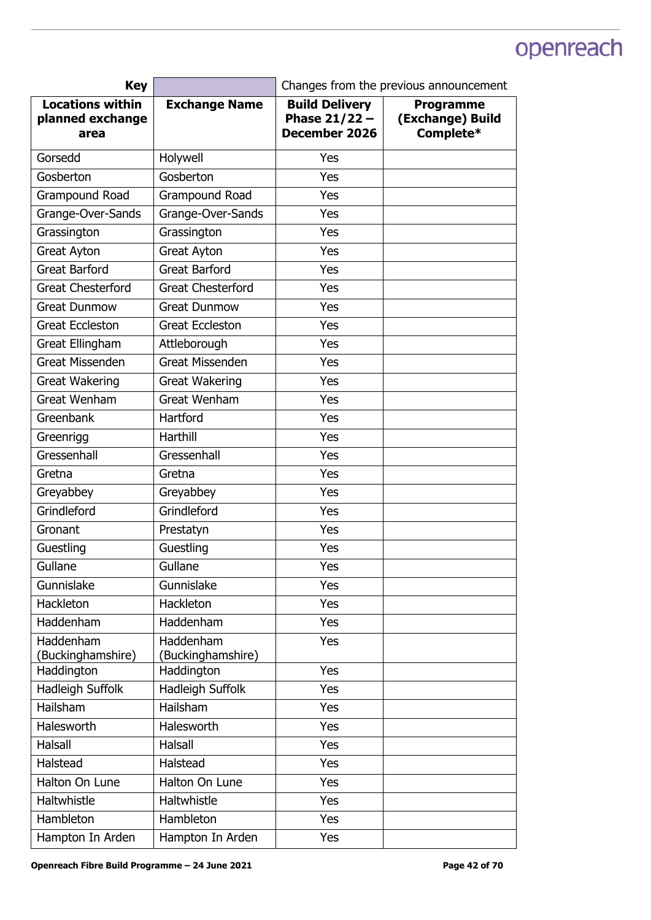| Key | | Changes from the previous announcement | |
|---|---|---|---|
| **Locations within planned exchange area** | **Exchange Name** | **Build Delivery Phase 21/22 – December 2026** | **Programme (Exchange) Build Complete*** |
| Gorsedd | Holywell | Yes | |
| Gosberton | Gosberton | Yes | |
| Grampound Road | Grampound Road | Yes | |
| Grange-Over-Sands | Grange-Over-Sands | Yes | |
| Grassington | Grassington | Yes | |
| Great Ayton | Great Ayton | Yes | |
| Great Barford | Great Barford | Yes | |
| Great Chesterford | Great Chesterford | Yes | |
| Great Dunmow | Great Dunmow | Yes | |
| Great Eccleston | Great Eccleston | Yes | |
| Great Ellingham | Attleborough | Yes | |
| Great Missenden | Great Missenden | Yes | |
| Great Wakering | Great Wakering | Yes | |
| Great Wenham | Great Wenham | Yes | |
| Greenbank | Hartford | Yes | |
| Greenrigg | Harthill | Yes | |
| Gressenhall | Gressenhall | Yes | |
| Gretna | Gretna | Yes | |
| Greyabbey | Greyabbey | Yes | |
| Grindleford | Grindleford | Yes | |
| Gronant | Prestatyn | Yes | |
| Guestling | Guestling | Yes | |
| Gullane | Gullane | Yes | |
| Gunnislake | Gunnislake | Yes | |
| Hackleton | Hackleton | Yes | |
| Haddenham | Haddenham | Yes | |
| Haddenham (Buckinghamshire) | Haddenham (Buckinghamshire) | Yes | |
| Haddington | Haddington | Yes | |
| Hadleigh Suffolk | Hadleigh Suffolk | Yes | |
| Hailsham | Hailsham | Yes | |
| Halesworth | Halesworth | Yes | |
| Halsall | Halsall | Yes | |
| Halstead | Halstead | Yes | |
| Halton On Lune | Halton On Lune | Yes | |
| Haltwhistle | Haltwhistle | Yes | |
| Hambleton | Hambleton | Yes | |
| Hampton In Arden | Hampton In Arden | Yes | |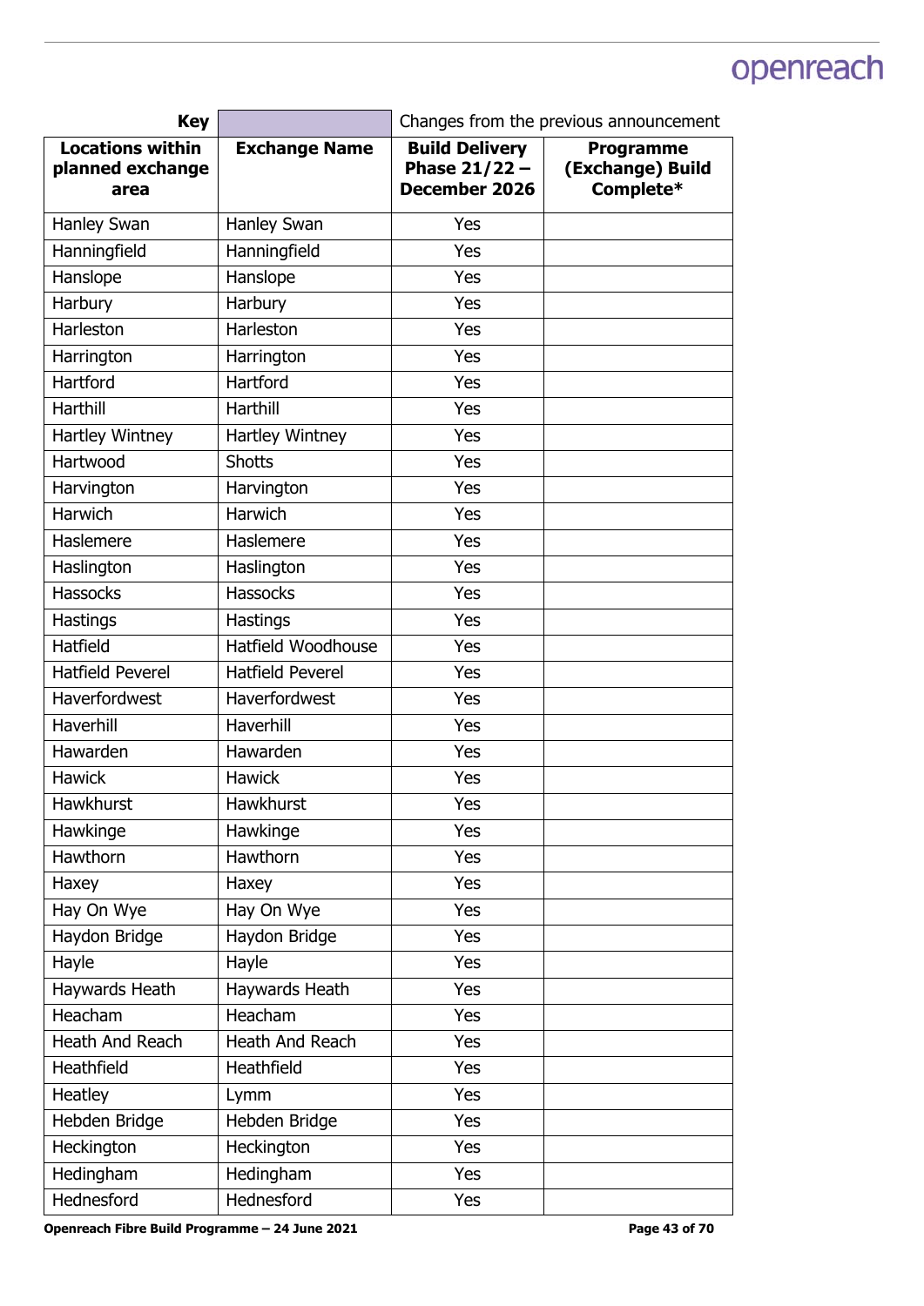| Key | | Changes from the previous announcement | |
|---|---|---|---|
| **Locations within planned exchange area** | **Exchange Name** | **Build Delivery Phase 21/22 – December 2026** | **Programme (Exchange) Build Complete*** |
| Hanley Swan | Hanley Swan | Yes | |
| Hanningfield | Hanningfield | Yes | |
| Hanslope | Hanslope | Yes | |
| Harbury | Harbury | Yes | |
| Harleston | Harleston | Yes | |
| Harrington | Harrington | Yes | |
| Hartford | Hartford | Yes | |
| Harthill | Harthill | Yes | |
| Hartley Wintney | Hartley Wintney | Yes | |
| Hartwood | Shotts | Yes | |
| Harvington | Harvington | Yes | |
| Harwich | Harwich | Yes | |
| Haslemere | Haslemere | Yes | |
| Haslington | Haslington | Yes | |
| Hassocks | Hassocks | Yes | |
| Hastings | Hastings | Yes | |
| Hatfield | Hatfield Woodhouse | Yes | |
| Hatfield Peverel | Hatfield Peverel | Yes | |
| Haverfordwest | Haverfordwest | Yes | |
| Haverhill | Haverhill | Yes | |
| Hawarden | Hawarden | Yes | |
| Hawick | Hawick | Yes | |
| Hawkhurst | Hawkhurst | Yes | |
| Hawkinge | Hawkinge | Yes | |
| Hawthorn | Hawthorn | Yes | |
| Haxey | Haxey | Yes | |
| Hay On Wye | Hay On Wye | Yes | |
| Haydon Bridge | Haydon Bridge | Yes | |
| Hayle | Hayle | Yes | |
| Haywards Heath | Haywards Heath | Yes | |
| Heacham | Heacham | Yes | |
| Heath And Reach | Heath And Reach | Yes | |
| Heathfield | Heathfield | Yes | |
| Heatley | Lymm | Yes | |
| Hebden Bridge | Hebden Bridge | Yes | |
| Heckington | Heckington | Yes | |
| Hedingham | Hedingham | Yes | |
| Hednesford | Hednesford | Yes | |

**Openreach Fibre Build Programme – 24 June 2021**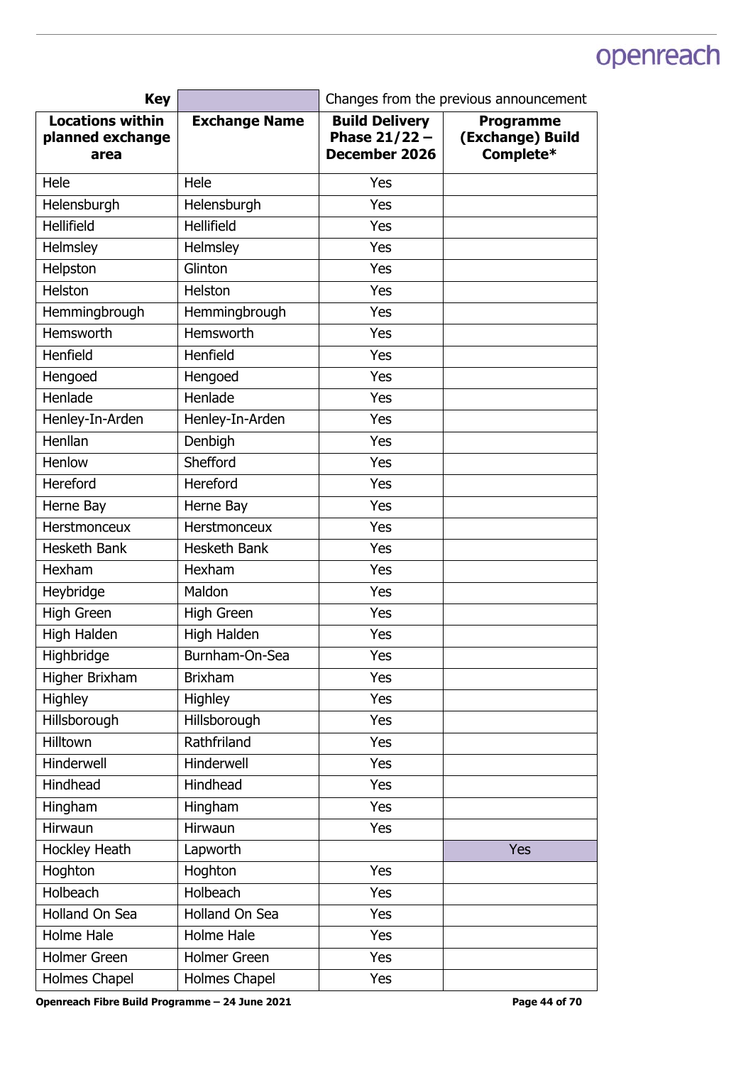| Key | | Changes from the previous announcement | |
|---|---|---|---|
| **Locations within planned exchange area** | **Exchange Name** | **Build Delivery Phase 21/22 – December 2026** | **Programme (Exchange) Build Complete*** |
| Hele | Hele | Yes | |
| Helensburgh | Helensburgh | Yes | |
| Hellifield | Hellifield | Yes | |
| Helmsley | Helmsley | Yes | |
| Helpston | Glinton | Yes | |
| Helston | Helston | Yes | |
| Hemmingbrough | Hemmingbrough | Yes | |
| Hemsworth | Hemsworth | Yes | |
| Henfield | Henfield | Yes | |
| Hengoed | Hengoed | Yes | |
| Henlade | Henlade | Yes | |
| Henley-In-Arden | Henley-In-Arden | Yes | |
| Henllan | Denbigh | Yes | |
| Henlow | Shefford | Yes | |
| Hereford | Hereford | Yes | |
| Herne Bay | Herne Bay | Yes | |
| Herstmonceux | Herstmonceux | Yes | |
| Hesketh Bank | Hesketh Bank | Yes | |
| Hexham | Hexham | Yes | |
| Heybridge | Maldon | Yes | |
| High Green | High Green | Yes | |
| High Halden | High Halden | Yes | |
| Highbridge | Burnham-On-Sea | Yes | |
| Higher Brixham | Brixham | Yes | |
| Highley | Highley | Yes | |
| Hillsborough | Hillsborough | Yes | |
| Hilltown | Rathfriland | Yes | |
| Hinderwell | Hinderwell | Yes | |
| Hindhead | Hindhead | Yes | |
| Hingham | Hingham | Yes | |
| Hirwaun | Hirwaun | Yes | |
| Hockley Heath | Lapworth | | Yes |
| Hoghton | Hoghton | Yes | |
| Holbeach | Holbeach | Yes | |
| Holland On Sea | Holland On Sea | Yes | |
| Holme Hale | Holme Hale | Yes | |
| Holmer Green | Holmer Green | Yes | |
| Holmes Chapel | Holmes Chapel | Yes | |

**Openreach Fibre Build Programme – 24 June 2021**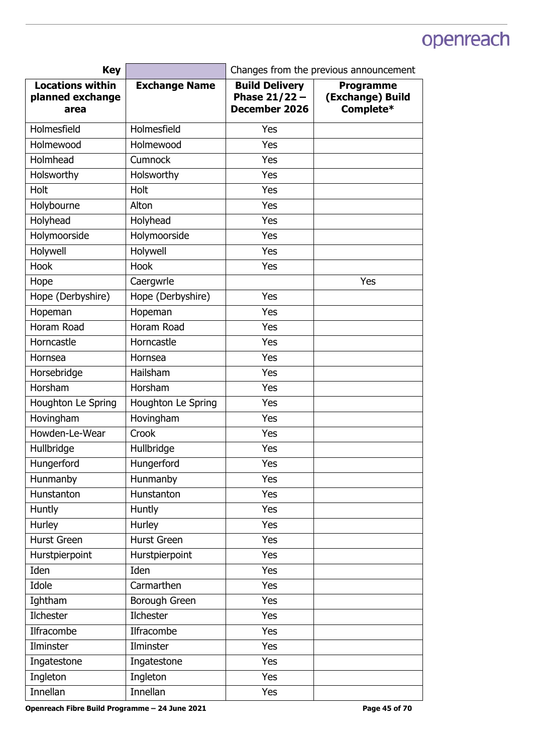| Key | | Changes from the previous announcement | |
|---|---|---|---|
| **Locations within planned exchange area** | **Exchange Name** | **Build Delivery Phase 21/22 – December 2026** | **Programme (Exchange) Build Complete*** |
| Holmesfield | Holmesfield | Yes | |
| Holmewood | Holmewood | Yes | |
| Holmhead | Cumnock | Yes | |
| Holsworthy | Holsworthy | Yes | |
| Holt | Holt | Yes | |
| Holybourne | Alton | Yes | |
| Holyhead | Holyhead | Yes | |
| Holymoorside | Holymoorside | Yes | |
| Holywell | Holywell | Yes | |
| Hook | Hook | Yes | |
| Hope | Caergwrle | | Yes |
| Hope (Derbyshire) | Hope (Derbyshire) | Yes | |
| Hopeman | Hopeman | Yes | |
| Horam Road | Horam Road | Yes | |
| Horncastle | Horncastle | Yes | |
| Hornsea | Hornsea | Yes | |
| Horsebridge | Hailsham | Yes | |
| Horsham | Horsham | Yes | |
| Houghton Le Spring | Houghton Le Spring | Yes | |
| Hovingham | Hovingham | Yes | |
| Howden-Le-Wear | Crook | Yes | |
| Hullbridge | Hullbridge | Yes | |
| Hungerford | Hungerford | Yes | |
| Hunmanby | Hunmanby | Yes | |
| Hunstanton | Hunstanton | Yes | |
| Huntly | Huntly | Yes | |
| Hurley | Hurley | Yes | |
| Hurst Green | Hurst Green | Yes | |
| Hurstpierpoint | Hurstpierpoint | Yes | |
| Iden | Iden | Yes | |
| Idole | Carmarthen | Yes | |
| Ightham | Borough Green | Yes | |
| Ilchester | Ilchester | Yes | |
| Ilfracombe | Ilfracombe | Yes | |
| Ilminster | Ilminster | Yes | |
| Ingatestone | Ingatestone | Yes | |
| Ingleton | Ingleton | Yes | |
| Innellan | Innellan | Yes | |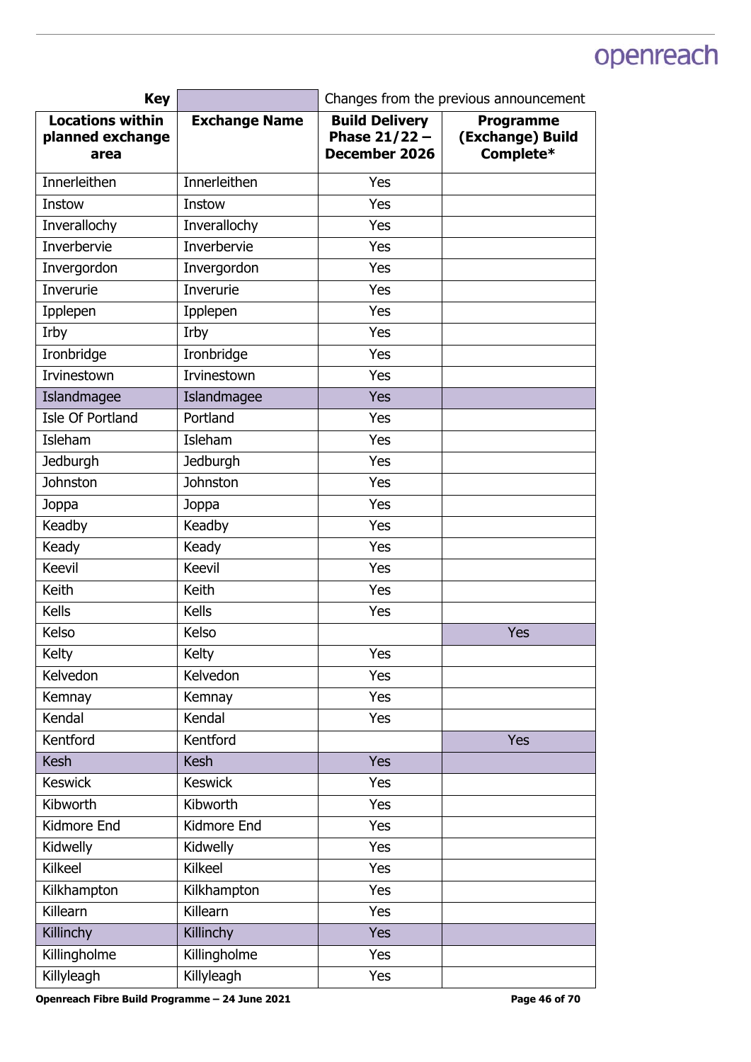| Key | | Changes from the previous announcement | |
|---|---|---|---|
| **Locations within planned exchange area** | **Exchange Name** | **Build Delivery Phase 21/22 – December 2026** | **Programme (Exchange) Build Complete*** |
| Innerleithen | Innerleithen | Yes | |
| Instow | Instow | Yes | |
| Inverallochy | Inverallochy | Yes | |
| Inverbervie | Inverbervie | Yes | |
| Invergordon | Invergordon | Yes | |
| Inverurie | Inverurie | Yes | |
| Ipplepen | Ipplepen | Yes | |
| Irby | Irby | Yes | |
| Ironbridge | Ironbridge | Yes | |
| Irvinestown | Irvinestown | Yes | |
| Islandmagee | Islandmagee | Yes | |
| Isle Of Portland | Portland | Yes | |
| Isleham | Isleham | Yes | |
| Jedburgh | Jedburgh | Yes | |
| Johnston | Johnston | Yes | |
| Joppa | Joppa | Yes | |
| Keadby | Keadby | Yes | |
| Keady | Keady | Yes | |
| Keevil | Keevil | Yes | |
| Keith | Keith | Yes | |
| Kells | Kells | Yes | |
| Kelso | Kelso | | Yes |
| Kelty | Kelty | Yes | |
| Kelvedon | Kelvedon | Yes | |
| Kemnay | Kemnay | Yes | |
| Kendal | Kendal | Yes | |
| Kentford | Kentford | | Yes |
| Kesh | Kesh | Yes | |
| Keswick | Keswick | Yes | |
| Kibworth | Kibworth | Yes | |
| Kidmore End | Kidmore End | Yes | |
| Kidwelly | Kidwelly | Yes | |
| Kilkeel | Kilkeel | Yes | |
| Kilkhampton | Kilkhampton | Yes | |
| Killearn | Killearn | Yes | |
| Killinchy | Killinchy | Yes | |
| Killingholme | Killingholme | Yes | |
| Killyleagh | Killyleagh | Yes | |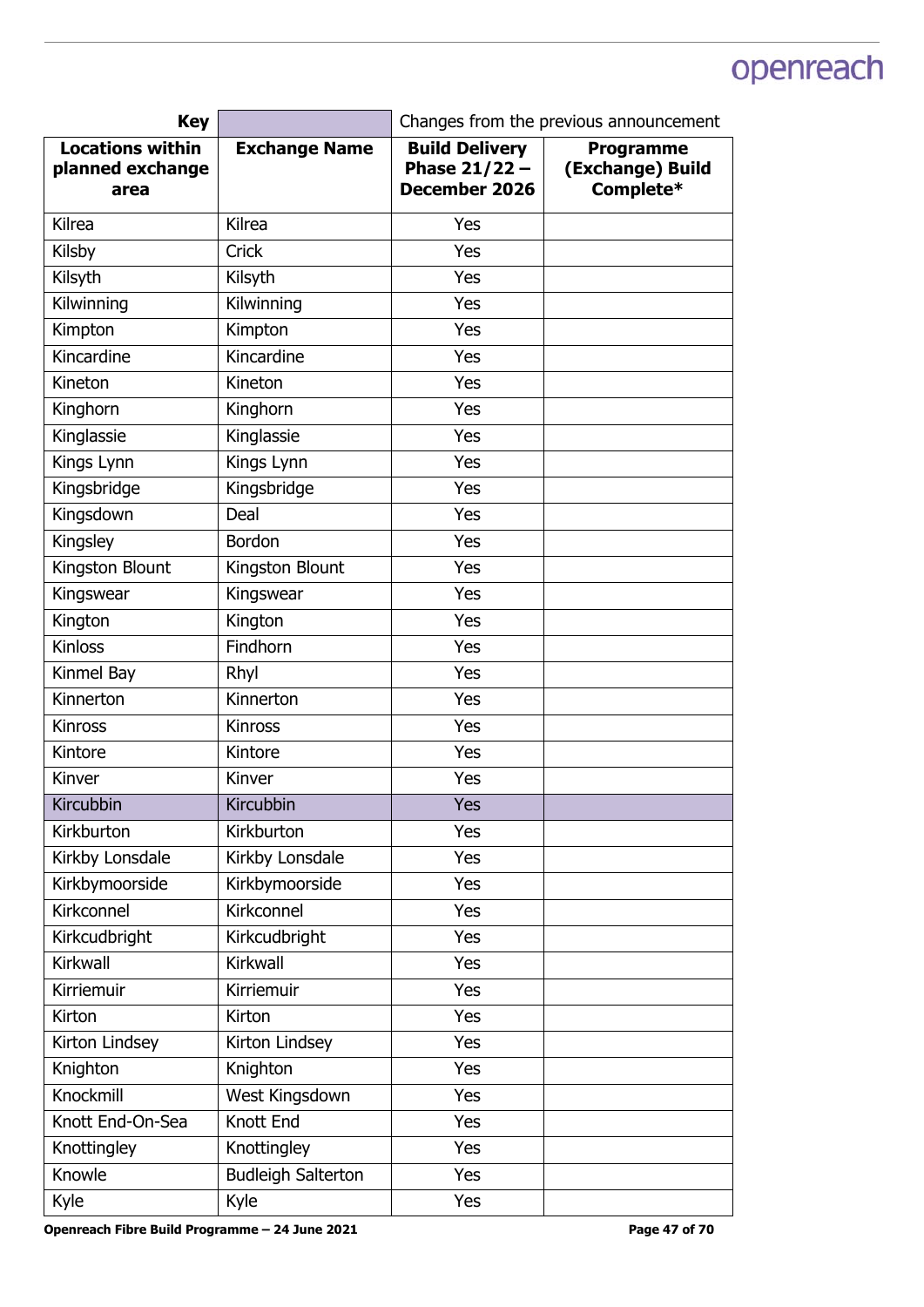| Key | | Changes from the previous announcement | |
|---|---|---|---|
| **Locations within planned exchange area** | **Exchange Name** | **Build Delivery Phase 21/22 – December 2026** | **Programme (Exchange) Build Complete*** |
| Kilrea | Kilrea | Yes | |
| Kilsby | Crick | Yes | |
| Kilsyth | Kilsyth | Yes | |
| Kilwinning | Kilwinning | Yes | |
| Kimpton | Kimpton | Yes | |
| Kincardine | Kincardine | Yes | |
| Kineton | Kineton | Yes | |
| Kinghorn | Kinghorn | Yes | |
| Kinglassie | Kinglassie | Yes | |
| Kings Lynn | Kings Lynn | Yes | |
| Kingsbridge | Kingsbridge | Yes | |
| Kingsdown | Deal | Yes | |
| Kingsley | Bordon | Yes | |
| Kingston Blount | Kingston Blount | Yes | |
| Kingswear | Kingswear | Yes | |
| Kington | Kington | Yes | |
| Kinloss | Findhorn | Yes | |
| Kinmel Bay | Rhyl | Yes | |
| Kinnerton | Kinnerton | Yes | |
| Kinross | Kinross | Yes | |
| Kintore | Kintore | Yes | |
| Kinver | Kinver | Yes | |
| Kircubbin | Kircubbin | Yes | |
| Kirkburton | Kirkburton | Yes | |
| Kirkby Lonsdale | Kirkby Lonsdale | Yes | |
| Kirkbymoorside | Kirkbymoorside | Yes | |
| Kirkconnel | Kirkconnel | Yes | |
| Kirkcudbright | Kirkcudbright | Yes | |
| Kirkwall | Kirkwall | Yes | |
| Kirriemuir | Kirriemuir | Yes | |
| Kirton | Kirton | Yes | |
| Kirton Lindsey | Kirton Lindsey | Yes | |
| Knighton | Knighton | Yes | |
| Knockmill | West Kingsdown | Yes | |
| Knott End-On-Sea | Knott End | Yes | |
| Knottingley | Knottingley | Yes | |
| Knowle | Budleigh Salterton | Yes | |
| Kyle | Kyle | Yes | |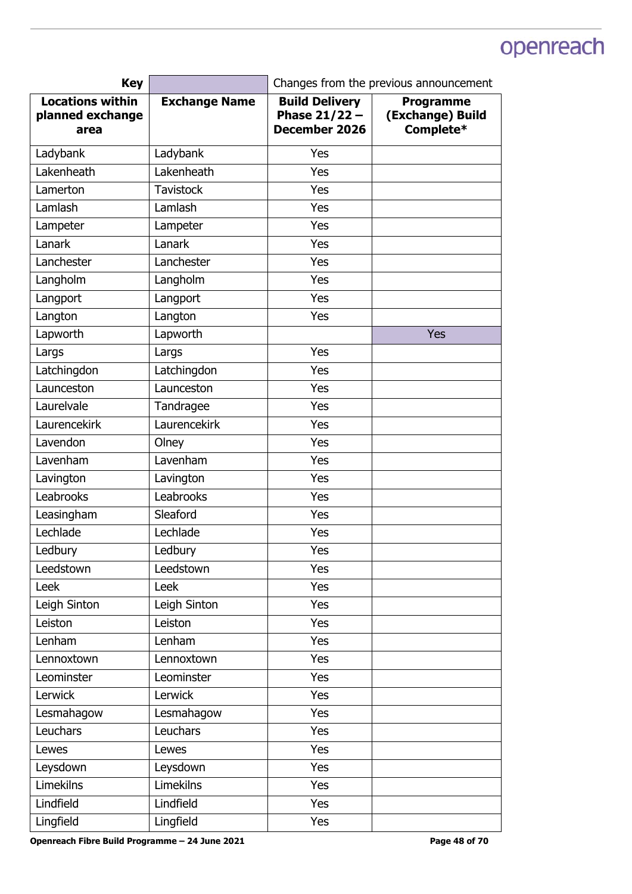| Key | | Changes from the previous announcement | |
|---|---|---|---|
| **Locations within planned exchange area** | **Exchange Name** | **Build Delivery Phase 21/22 – December 2026** | **Programme (Exchange) Build Complete*** |
| Ladybank | Ladybank | Yes | |
| Lakenheath | Lakenheath | Yes | |
| Lamerton | Tavistock | Yes | |
| Lamlash | Lamlash | Yes | |
| Lampeter | Lampeter | Yes | |
| Lanark | Lanark | Yes | |
| Lanchester | Lanchester | Yes | |
| Langholm | Langholm | Yes | |
| Langport | Langport | Yes | |
| Langton | Langton | Yes | |
| Lapworth | Lapworth | | Yes |
| Largs | Largs | Yes | |
| Latchingdon | Latchingdon | Yes | |
| Launceston | Launceston | Yes | |
| Laurelvale | Tandragee | Yes | |
| Laurencekirk | Laurencekirk | Yes | |
| Lavendon | Olney | Yes | |
| Lavenham | Lavenham | Yes | |
| Lavington | Lavington | Yes | |
| Leabrooks | Leabrooks | Yes | |
| Leasingham | Sleaford | Yes | |
| Lechlade | Lechlade | Yes | |
| Ledbury | Ledbury | Yes | |
| Leedstown | Leedstown | Yes | |
| Leek | Leek | Yes | |
| Leigh Sinton | Leigh Sinton | Yes | |
| Leiston | Leiston | Yes | |
| Lenham | Lenham | Yes | |
| Lennoxtown | Lennoxtown | Yes | |
| Leominster | Leominster | Yes | |
| Lerwick | Lerwick | Yes | |
| Lesmahagow | Lesmahagow | Yes | |
| Leuchars | Leuchars | Yes | |
| Lewes | Lewes | Yes | |
| Leysdown | Leysdown | Yes | |
| Limekilns | Limekilns | Yes | |
| Lindfield | Lindfield | Yes | |
| Lingfield | Lingfield | Yes | |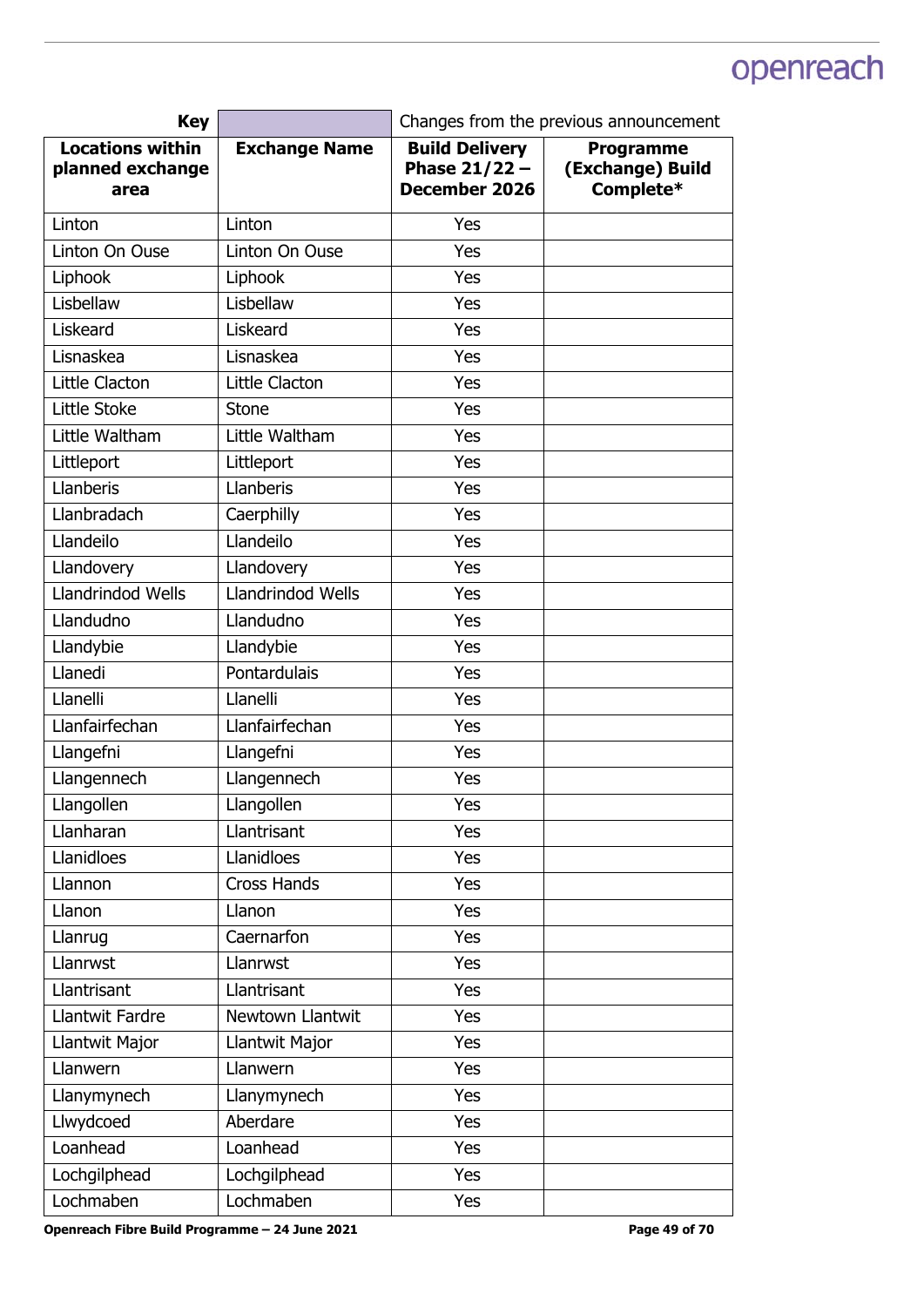| Key | | Changes from the previous announcement | |
|---|---|---|---|
| **Locations within planned exchange area** | **Exchange Name** | **Build Delivery Phase 21/22 – December 2026** | **Programme (Exchange) Build Complete*** |
| Linton | Linton | Yes | |
| Linton On Ouse | Linton On Ouse | Yes | |
| Liphook | Liphook | Yes | |
| Lisbellaw | Lisbellaw | Yes | |
| Liskeard | Liskeard | Yes | |
| Lisnaskea | Lisnaskea | Yes | |
| Little Clacton | Little Clacton | Yes | |
| Little Stoke | Stone | Yes | |
| Little Waltham | Little Waltham | Yes | |
| Littleport | Littleport | Yes | |
| Llanberis | Llanberis | Yes | |
| Llanbradach | Caerphilly | Yes | |
| Llandeilo | Llandeilo | Yes | |
| Llandovery | Llandovery | Yes | |
| Llandrindod Wells | Llandrindod Wells | Yes | |
| Llandudno | Llandudno | Yes | |
| Llandybie | Llandybie | Yes | |
| Llanedi | Pontardulais | Yes | |
| Llanelli | Llanelli | Yes | |
| Llanfairfechan | Llanfairfechan | Yes | |
| Llangefni | Llangefni | Yes | |
| Llangennech | Llangennech | Yes | |
| Llangollen | Llangollen | Yes | |
| Llanharan | Llantrisant | Yes | |
| Llanidloes | Llanidloes | Yes | |
| Llannon | Cross Hands | Yes | |
| Llanon | Llanon | Yes | |
| Llanrug | Caernarfon | Yes | |
| Llanrwst | Llanrwst | Yes | |
| Llantrisant | Llantrisant | Yes | |
| Llantwit Fardre | Newtown Llantwit | Yes | |
| Llantwit Major | Llantwit Major | Yes | |
| Llanwern | Llanwern | Yes | |
| Llanymynech | Llanymynech | Yes | |
| Llwydcoed | Aberdare | Yes | |
| Loanhead | Loanhead | Yes | |
| Lochgilphead | Lochgilphead | Yes | |
| Lochmaben | Lochmaben | Yes | |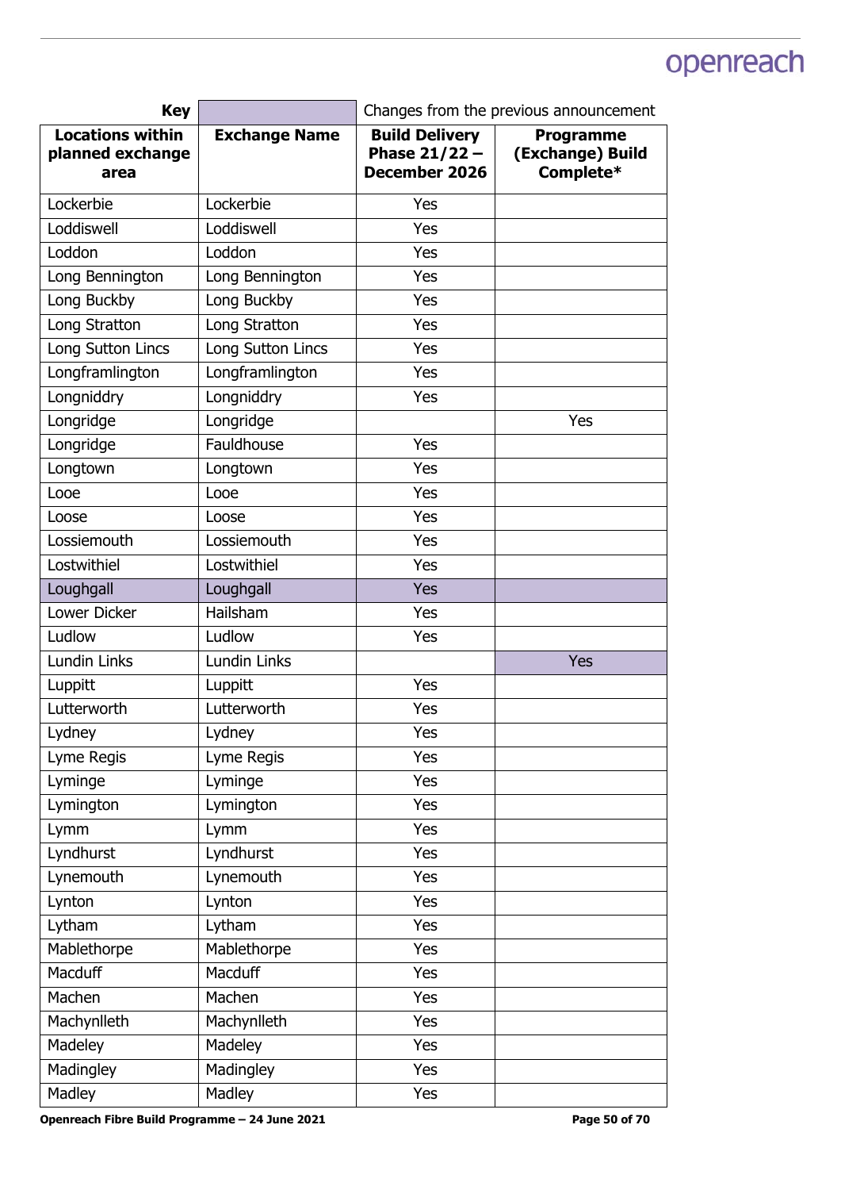| Key | | Changes from the previous announcement | |
|---|---|---|---|
| **Locations within planned exchange area** | **Exchange Name** | **Build Delivery Phase 21/22 – December 2026** | **Programme (Exchange) Build Complete*** |
| Lockerbie | Lockerbie | Yes | |
| Loddiswell | Loddiswell | Yes | |
| Loddon | Loddon | Yes | |
| Long Bennington | Long Bennington | Yes | |
| Long Buckby | Long Buckby | Yes | |
| Long Stratton | Long Stratton | Yes | |
| Long Sutton Lincs | Long Sutton Lincs | Yes | |
| Longframlington | Longframlington | Yes | |
| Longniddry | Longniddry | Yes | |
| Longridge | Longridge | | Yes |
| Longridge | Fauldhouse | Yes | |
| Longtown | Longtown | Yes | |
| Looe | Looe | Yes | |
| Loose | Loose | Yes | |
| Lossiemouth | Lossiemouth | Yes | |
| Lostwithiel | Lostwithiel | Yes | |
| Loughgall | Loughgall | Yes | |
| Lower Dicker | Hailsham | Yes | |
| Ludlow | Ludlow | Yes | |
| Lundin Links | Lundin Links | | Yes |
| Luppitt | Luppitt | Yes | |
| Lutterworth | Lutterworth | Yes | |
| Lydney | Lydney | Yes | |
| Lyme Regis | Lyme Regis | Yes | |
| Lyminge | Lyminge | Yes | |
| Lymington | Lymington | Yes | |
| Lymm | Lymm | Yes | |
| Lyndhurst | Lyndhurst | Yes | |
| Lynemouth | Lynemouth | Yes | |
| Lynton | Lynton | Yes | |
| Lytham | Lytham | Yes | |
| Mablethorpe | Mablethorpe | Yes | |
| Macduff | Macduff | Yes | |
| Machen | Machen | Yes | |
| Machynlleth | Machynlleth | Yes | |
| Madeley | Madeley | Yes | |
| Madingley | Madingley | Yes | |
| Madley | Madley | Yes | |

Openreach Fibre Build Programme – 24 June 2021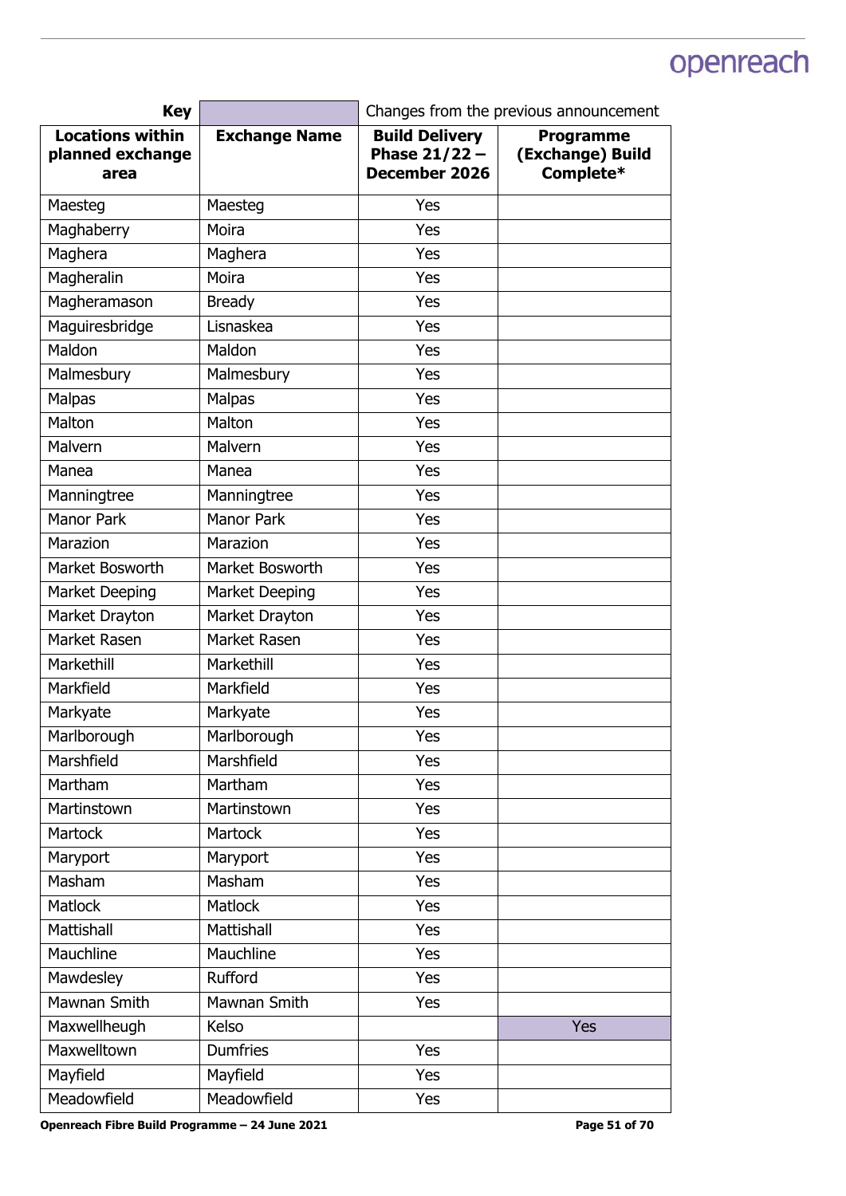| Key | | Changes from the previous announcement | |
|---|---|---|---|
| **Locations within planned exchange area** | **Exchange Name** | **Build Delivery Phase 21/22 – December 2026** | **Programme (Exchange) Build Complete*** |
| Maesteg | Maesteg | Yes | |
| Maghaberry | Moira | Yes | |
| Maghera | Maghera | Yes | |
| Magheralin | Moira | Yes | |
| Magheramason | Bready | Yes | |
| Maguiresbridge | Lisnaskea | Yes | |
| Maldon | Maldon | Yes | |
| Malmesbury | Malmesbury | Yes | |
| Malpas | Malpas | Yes | |
| Malton | Malton | Yes | |
| Malvern | Malvern | Yes | |
| Manea | Manea | Yes | |
| Manningtree | Manningtree | Yes | |
| Manor Park | Manor Park | Yes | |
| Marazion | Marazion | Yes | |
| Market Bosworth | Market Bosworth | Yes | |
| Market Deeping | Market Deeping | Yes | |
| Market Drayton | Market Drayton | Yes | |
| Market Rasen | Market Rasen | Yes | |
| Markethill | Markethill | Yes | |
| Markfield | Markfield | Yes | |
| Markyate | Markyate | Yes | |
| Marlborough | Marlborough | Yes | |
| Marshfield | Marshfield | Yes | |
| Martham | Martham | Yes | |
| Martinstown | Martinstown | Yes | |
| Martock | Martock | Yes | |
| Maryport | Maryport | Yes | |
| Masham | Masham | Yes | |
| Matlock | Matlock | Yes | |
| Mattishall | Mattishall | Yes | |
| Mauchline | Mauchline | Yes | |
| Mawdesley | Rufford | Yes | |
| Mawnan Smith | Mawnan Smith | Yes | |
| Maxwellheugh | Kelso | | Yes |
| Maxwelltown | Dumfries | Yes | |
| Mayfield | Mayfield | Yes | |
| Meadowfield | Meadowfield | Yes | |

**Openreach Fibre Build Programme – 24 June 2021**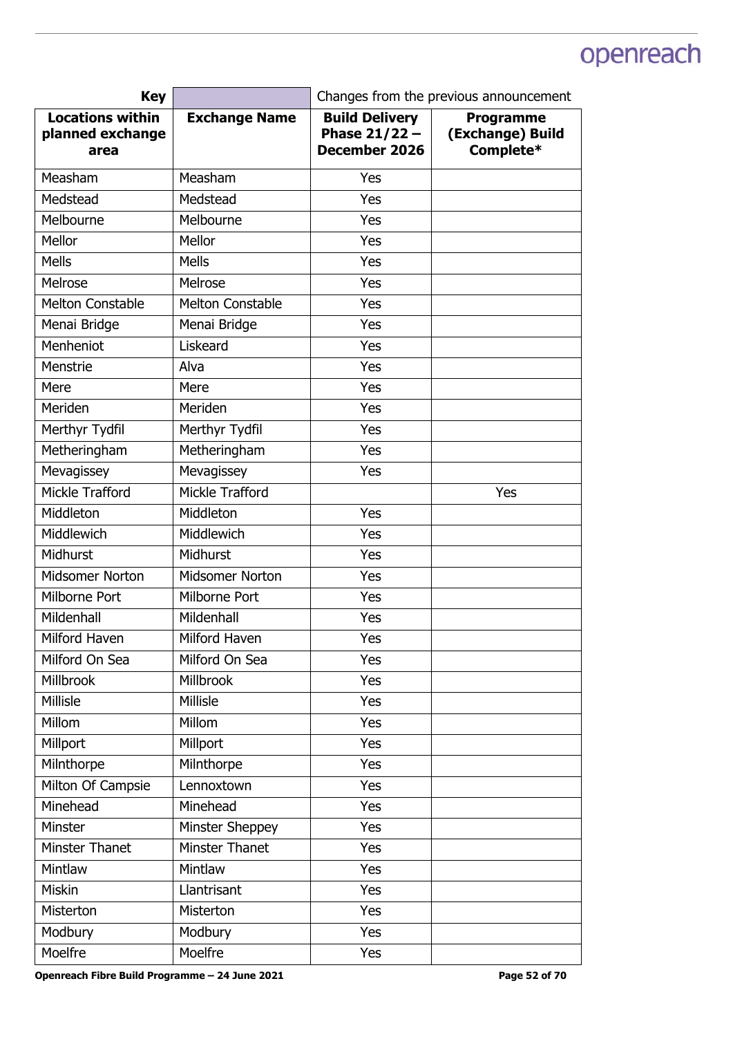| Key | | Changes from the previous announcement | |
|---|---|---|---|
| **Locations within planned exchange area** | **Exchange Name** | **Build Delivery Phase 21/22 – December 2026** | **Programme (Exchange) Build Complete*** |
| Measham | Measham | Yes | |
| Medstead | Medstead | Yes | |
| Melbourne | Melbourne | Yes | |
| Mellor | Mellor | Yes | |
| Mells | Mells | Yes | |
| Melrose | Melrose | Yes | |
| Melton Constable | Melton Constable | Yes | |
| Menai Bridge | Menai Bridge | Yes | |
| Menheniot | Liskeard | Yes | |
| Menstrie | Alva | Yes | |
| Mere | Mere | Yes | |
| Meriden | Meriden | Yes | |
| Merthyr Tydfil | Merthyr Tydfil | Yes | |
| Metheringham | Metheringham | Yes | |
| Mevagissey | Mevagissey | Yes | |
| Mickle Trafford | Mickle Trafford | | Yes |
| Middleton | Middleton | Yes | |
| Middlewich | Middlewich | Yes | |
| Midhurst | Midhurst | Yes | |
| Midsomer Norton | Midsomer Norton | Yes | |
| Milborne Port | Milborne Port | Yes | |
| Mildenhall | Mildenhall | Yes | |
| Milford Haven | Milford Haven | Yes | |
| Milford On Sea | Milford On Sea | Yes | |
| Millbrook | Millbrook | Yes | |
| Millisle | Millisle | Yes | |
| Millom | Millom | Yes | |
| Millport | Millport | Yes | |
| Milnthorpe | Milnthorpe | Yes | |
| Milton Of Campsie | Lennoxtown | Yes | |
| Minehead | Minehead | Yes | |
| Minster | Minster Sheppey | Yes | |
| Minster Thanet | Minster Thanet | Yes | |
| Mintlaw | Mintlaw | Yes | |
| Miskin | Llantrisant | Yes | |
| Misterton | Misterton | Yes | |
| Modbury | Modbury | Yes | |
| Moelfre | Moelfre | Yes | |

**Openreach Fibre Build Programme – 24 June 2021**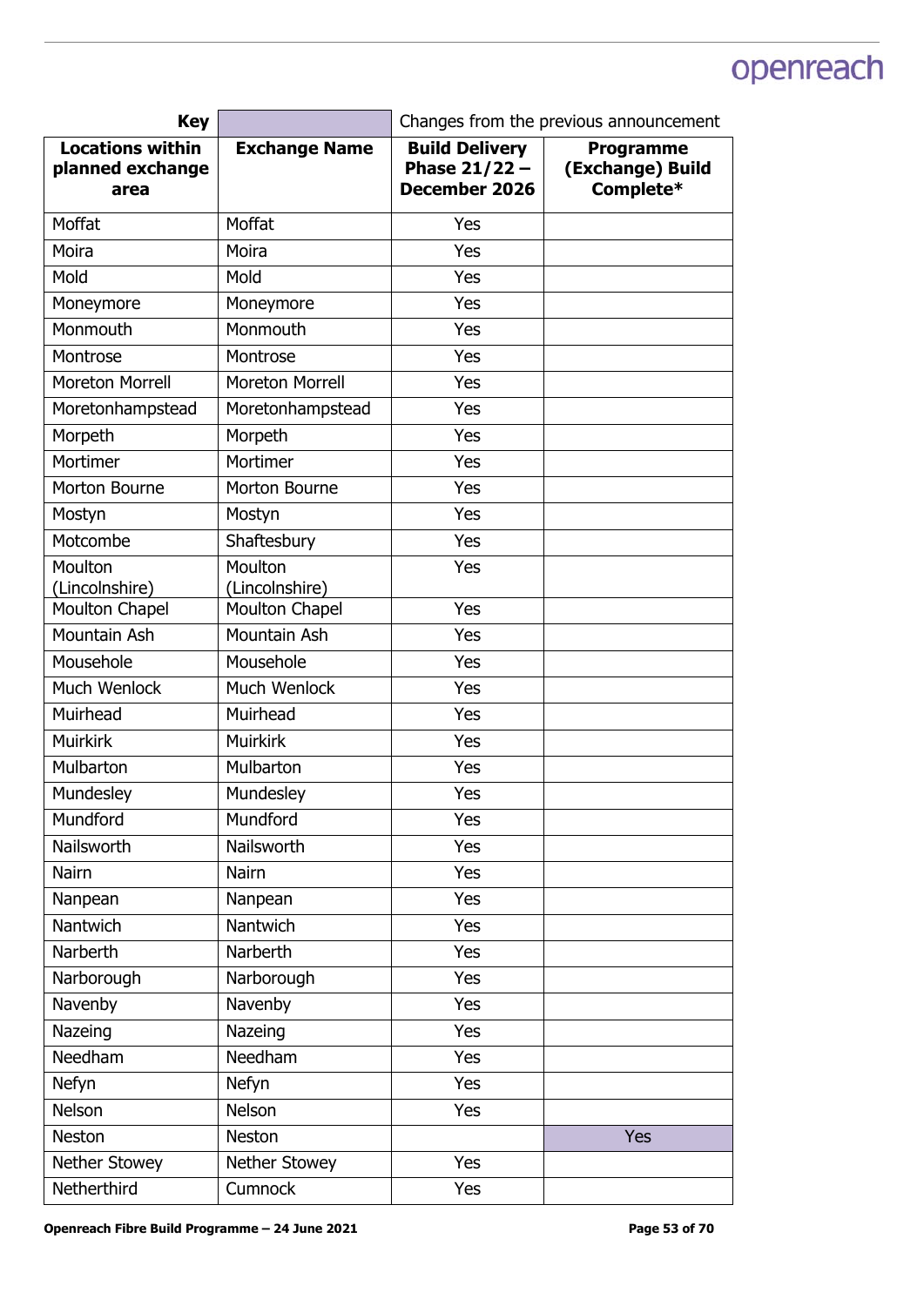| Key | | Changes from the previous announcement | |
|---|---|---|---|
| **Locations within planned exchange area** | **Exchange Name** | **Build Delivery Phase 21/22 – December 2026** | **Programme (Exchange) Build Complete*** |
| Moffat | Moffat | Yes | |
| Moira | Moira | Yes | |
| Mold | Mold | Yes | |
| Moneymore | Moneymore | Yes | |
| Monmouth | Monmouth | Yes | |
| Montrose | Montrose | Yes | |
| Moreton Morrell | Moreton Morrell | Yes | |
| Moretonhampstead | Moretonhampstead | Yes | |
| Morpeth | Morpeth | Yes | |
| Mortimer | Mortimer | Yes | |
| Morton Bourne | Morton Bourne | Yes | |
| Mostyn | Mostyn | Yes | |
| Motcombe | Shaftesbury | Yes | |
| Moulton (Lincolnshire) | Moulton (Lincolnshire) | Yes | |
| Moulton Chapel | Moulton Chapel | Yes | |
| Mountain Ash | Mountain Ash | Yes | |
| Mousehole | Mousehole | Yes | |
| Much Wenlock | Much Wenlock | Yes | |
| Muirhead | Muirhead | Yes | |
| Muirkirk | Muirkirk | Yes | |
| Mulbarton | Mulbarton | Yes | |
| Mundesley | Mundesley | Yes | |
| Mundford | Mundford | Yes | |
| Nailsworth | Nailsworth | Yes | |
| Nairn | Nairn | Yes | |
| Nanpean | Nanpean | Yes | |
| Nantwich | Nantwich | Yes | |
| Narberth | Narberth | Yes | |
| Narborough | Narborough | Yes | |
| Navenby | Navenby | Yes | |
| Nazeing | Nazeing | Yes | |
| Needham | Needham | Yes | |
| Nefyn | Nefyn | Yes | |
| Nelson | Nelson | Yes | |
| Neston | Neston | | Yes |
| Nether Stowey | Nether Stowey | Yes | |
| Netherthird | Cumnock | Yes | |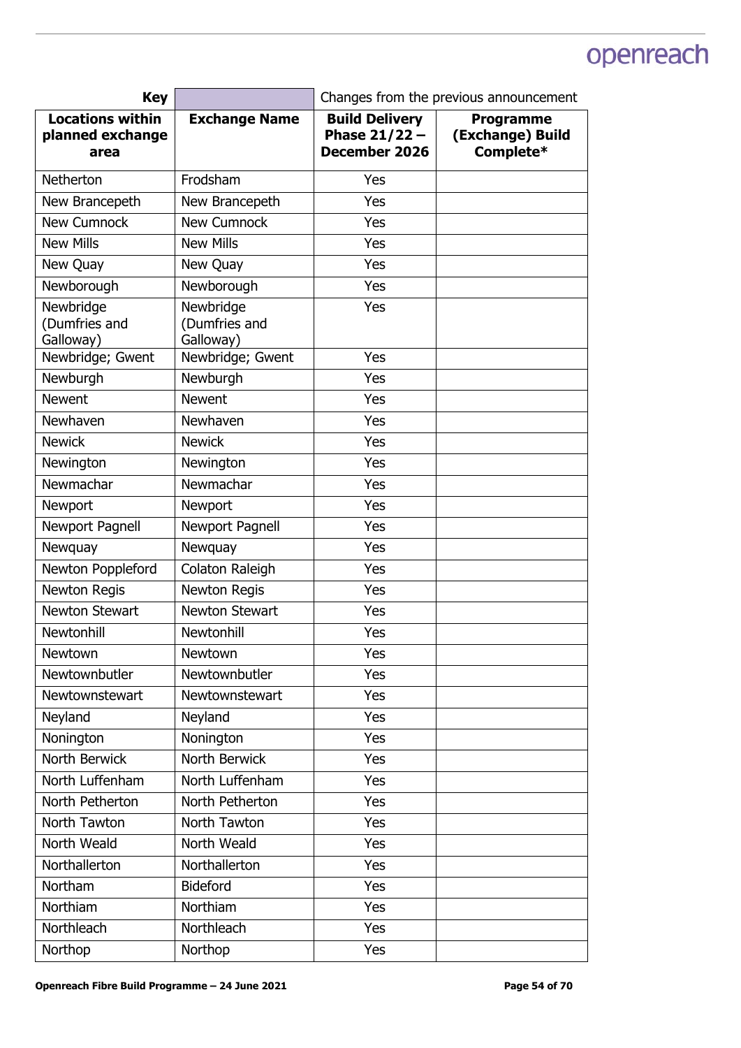| Key | | Changes from the previous announcement | |
|---|---|---|---|
| **Locations within planned exchange area** | **Exchange Name** | **Build Delivery Phase 21/22 – December 2026** | **Programme (Exchange) Build Complete*** |
| Netherton | Frodsham | Yes | |
| New Brancepeth | New Brancepeth | Yes | |
| New Cumnock | New Cumnock | Yes | |
| New Mills | New Mills | Yes | |
| New Quay | New Quay | Yes | |
| Newborough | Newborough | Yes | |
| Newbridge (Dumfries and Galloway) | Newbridge (Dumfries and Galloway) | Yes | |
| Newbridge; Gwent | Newbridge; Gwent | Yes | |
| Newburgh | Newburgh | Yes | |
| Newent | Newent | Yes | |
| Newhaven | Newhaven | Yes | |
| Newick | Newick | Yes | |
| Newington | Newington | Yes | |
| Newmachar | Newmachar | Yes | |
| Newport | Newport | Yes | |
| Newport Pagnell | Newport Pagnell | Yes | |
| Newquay | Newquay | Yes | |
| Newton Poppleford | Colaton Raleigh | Yes | |
| Newton Regis | Newton Regis | Yes | |
| Newton Stewart | Newton Stewart | Yes | |
| Newtonhill | Newtonhill | Yes | |
| Newtown | Newtown | Yes | |
| Newtownbutler | Newtownbutler | Yes | |
| Newtownstewart | Newtownstewart | Yes | |
| Neyland | Neyland | Yes | |
| Nonington | Nonington | Yes | |
| North Berwick | North Berwick | Yes | |
| North Luffenham | North Luffenham | Yes | |
| North Petherton | North Petherton | Yes | |
| North Tawton | North Tawton | Yes | |
| North Weald | North Weald | Yes | |
| Northallerton | Northallerton | Yes | |
| Northam | Bideford | Yes | |
| Northiam | Northiam | Yes | |
| Northleach | Northleach | Yes | |
| Northop | Northop | Yes | |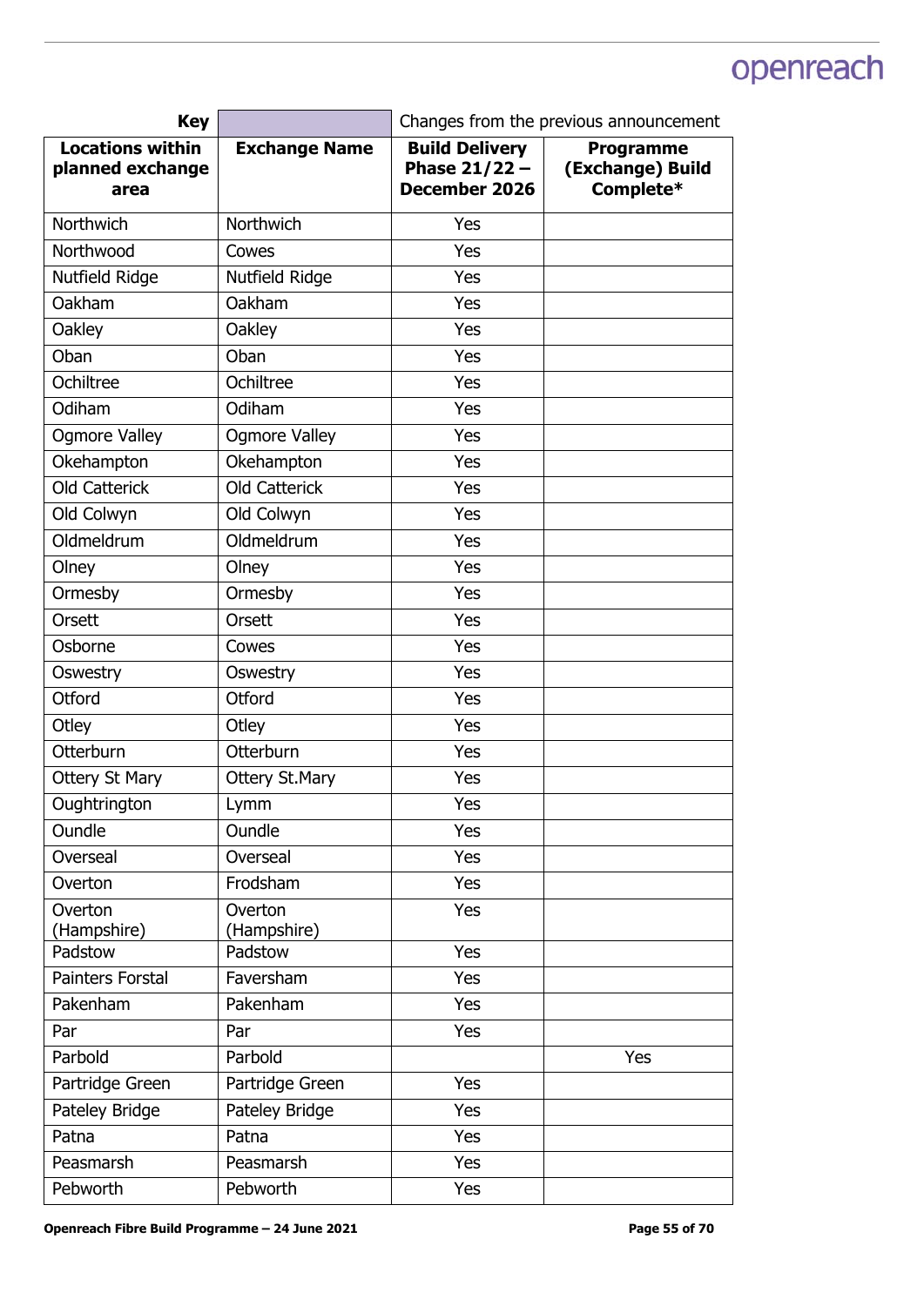| Key | | Changes from the previous announcement | |
|---|---|---|---|
| **Locations within planned exchange area** | **Exchange Name** | **Build Delivery Phase 21/22 – December 2026** | **Programme (Exchange) Build Complete*** |
| Northwich | Northwich | Yes | |
| Northwood | Cowes | Yes | |
| Nutfield Ridge | Nutfield Ridge | Yes | |
| Oakham | Oakham | Yes | |
| Oakley | Oakley | Yes | |
| Oban | Oban | Yes | |
| Ochiltree | Ochiltree | Yes | |
| Odiham | Odiham | Yes | |
| Ogmore Valley | Ogmore Valley | Yes | |
| Okehampton | Okehampton | Yes | |
| Old Catterick | Old Catterick | Yes | |
| Old Colwyn | Old Colwyn | Yes | |
| Oldmeldrum | Oldmeldrum | Yes | |
| Olney | Olney | Yes | |
| Ormesby | Ormesby | Yes | |
| Orsett | Orsett | Yes | |
| Osborne | Cowes | Yes | |
| Oswestry | Oswestry | Yes | |
| Otford | Otford | Yes | |
| Otley | Otley | Yes | |
| Otterburn | Otterburn | Yes | |
| Ottery St Mary | Ottery St.Mary | Yes | |
| Oughtrington | Lymm | Yes | |
| Oundle | Oundle | Yes | |
| Overseal | Overseal | Yes | |
| Overton | Frodsham | Yes | |
| Overton (Hampshire) | Overton (Hampshire) | Yes | |
| Padstow | Padstow | Yes | |
| Painters Forstal | Faversham | Yes | |
| Pakenham | Pakenham | Yes | |
| Par | Par | Yes | |
| Parbold | Parbold | | Yes |
| Partridge Green | Partridge Green | Yes | |
| Pateley Bridge | Pateley Bridge | Yes | |
| Patna | Patna | Yes | |
| Peasmarsh | Peasmarsh | Yes | |
| Pebworth | Pebworth | Yes | |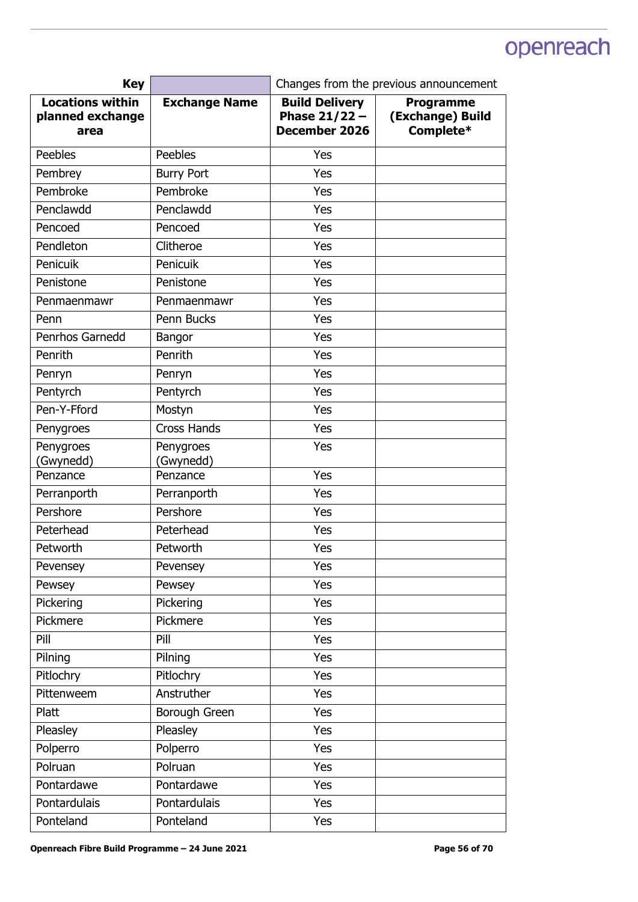| Key | | Changes from the previous announcement | |
|---|---|---|---|
| **Locations within planned exchange area** | **Exchange Name** | **Build Delivery Phase 21/22 – December 2026** | **Programme (Exchange) Build Complete*** |
| Peebles | Peebles | Yes | |
| Pembrey | Burry Port | Yes | |
| Pembroke | Pembroke | Yes | |
| Penclawdd | Penclawdd | Yes | |
| Pencoed | Pencoed | Yes | |
| Pendleton | Clitheroe | Yes | |
| Penicuik | Penicuik | Yes | |
| Penistone | Penistone | Yes | |
| Penmaenmawr | Penmaenmawr | Yes | |
| Penn | Penn Bucks | Yes | |
| Penrhos Garnedd | Bangor | Yes | |
| Penrith | Penrith | Yes | |
| Penryn | Penryn | Yes | |
| Pentyrch | Pentyrch | Yes | |
| Pen-Y-Fford | Mostyn | Yes | |
| Penygroes | Cross Hands | Yes | |
| Penygroes (Gwynedd) | Penygroes (Gwynedd) | Yes | |
| Penzance | Penzance | Yes | |
| Perranporth | Perranporth | Yes | |
| Pershore | Pershore | Yes | |
| Peterhead | Peterhead | Yes | |
| Petworth | Petworth | Yes | |
| Pevensey | Pevensey | Yes | |
| Pewsey | Pewsey | Yes | |
| Pickering | Pickering | Yes | |
| Pickmere | Pickmere | Yes | |
| Pill | Pill | Yes | |
| Pilning | Pilning | Yes | |
| Pitlochry | Pitlochry | Yes | |
| Pittenweem | Anstruther | Yes | |
| Platt | Borough Green | Yes | |
| Pleasley | Pleasley | Yes | |
| Polperro | Polperro | Yes | |
| Polruan | Polruan | Yes | |
| Pontardawe | Pontardawe | Yes | |
| Pontardulais | Pontardulais | Yes | |
| Ponteland | Ponteland | Yes | |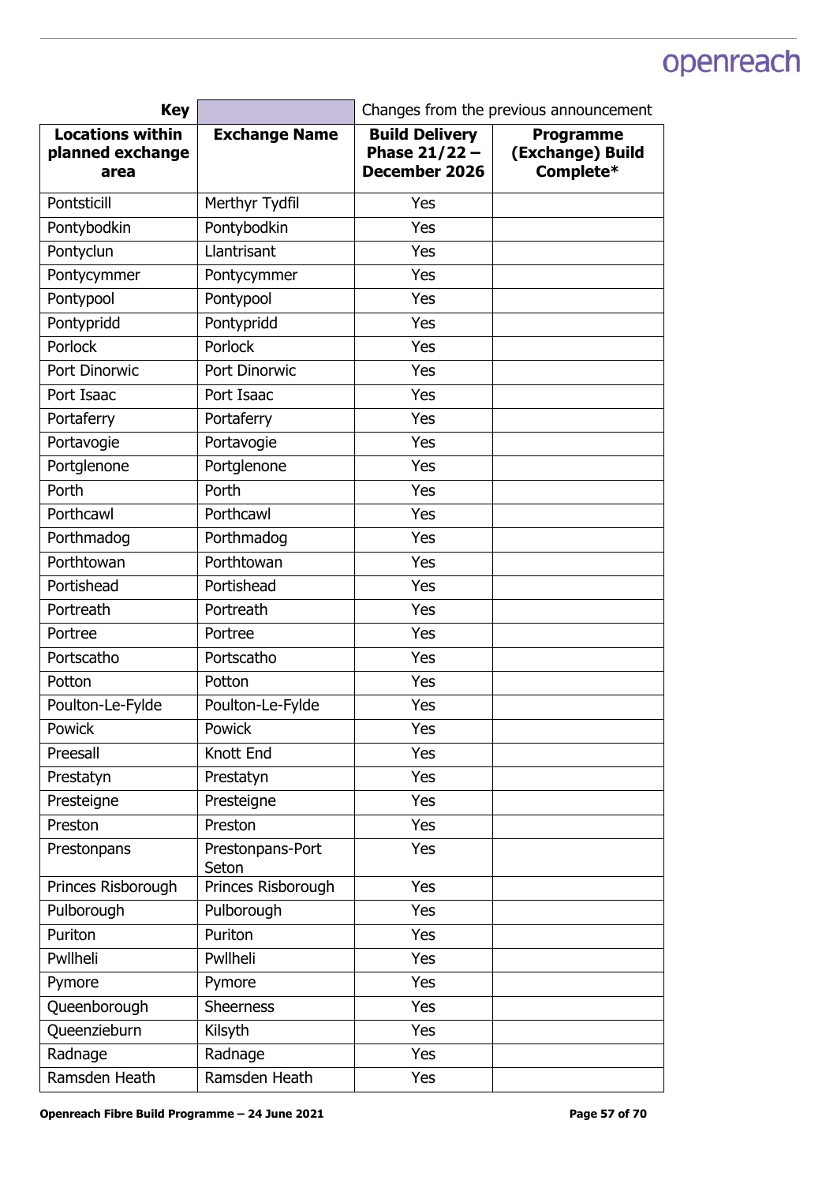| Key | | Changes from the previous announcement | |
|---|---|---|---|
| **Locations within planned exchange area** | **Exchange Name** | **Build Delivery Phase 21/22 – December 2026** | **Programme (Exchange) Build Complete*** |
| Pontsticill | Merthyr Tydfil | Yes | |
| Pontybodkin | Pontybodkin | Yes | |
| Pontyclun | Llantrisant | Yes | |
| Pontycymmer | Pontycymmer | Yes | |
| Pontypool | Pontypool | Yes | |
| Pontypridd | Pontypridd | Yes | |
| Porlock | Porlock | Yes | |
| Port Dinorwic | Port Dinorwic | Yes | |
| Port Isaac | Port Isaac | Yes | |
| Portaferry | Portaferry | Yes | |
| Portavogie | Portavogie | Yes | |
| Portglenone | Portglenone | Yes | |
| Porth | Porth | Yes | |
| Porthcawl | Porthcawl | Yes | |
| Porthmadog | Porthmadog | Yes | |
| Porthtowan | Porthtowan | Yes | |
| Portishead | Portishead | Yes | |
| Portreath | Portreath | Yes | |
| Portree | Portree | Yes | |
| Portscatho | Portscatho | Yes | |
| Potton | Potton | Yes | |
| Poulton-Le-Fylde | Poulton-Le-Fylde | Yes | |
| Powick | Powick | Yes | |
| Preesall | Knott End | Yes | |
| Prestatyn | Prestatyn | Yes | |
| Presteigne | Presteigne | Yes | |
| Preston | Preston | Yes | |
| Prestonpans | Prestonpans-Port Seton | Yes | |
| Princes Risborough | Princes Risborough | Yes | |
| Pulborough | Pulborough | Yes | |
| Puriton | Puriton | Yes | |
| Pwllheli | Pwllheli | Yes | |
| Pymore | Pymore | Yes | |
| Queenborough | Sheerness | Yes | |
| Queenzieburn | Kilsyth | Yes | |
| Radnage | Radnage | Yes | |
| Ramsden Heath | Ramsden Heath | Yes | |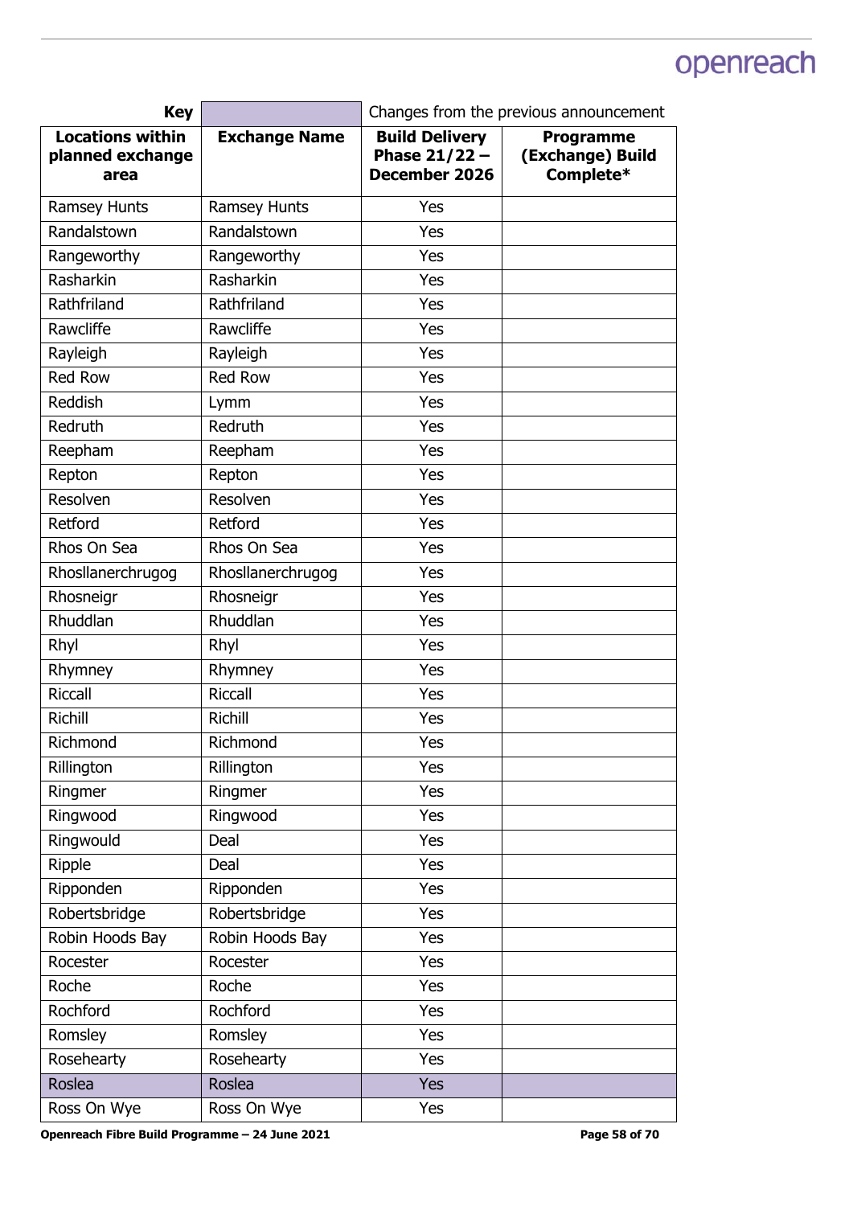| Key | | Changes from the previous announcement | |
|---|---|---|---|
| **Locations within planned exchange area** | **Exchange Name** | **Build Delivery Phase 21/22 – December 2026** | **Programme (Exchange) Build Complete*** |
| Ramsey Hunts | Ramsey Hunts | Yes | |
| Randalstown | Randalstown | Yes | |
| Rangeworthy | Rangeworthy | Yes | |
| Rasharkin | Rasharkin | Yes | |
| Rathfriland | Rathfriland | Yes | |
| Rawcliffe | Rawcliffe | Yes | |
| Rayleigh | Rayleigh | Yes | |
| Red Row | Red Row | Yes | |
| Reddish | Lymm | Yes | |
| Redruth | Redruth | Yes | |
| Reepham | Reepham | Yes | |
| Repton | Repton | Yes | |
| Resolven | Resolven | Yes | |
| Retford | Retford | Yes | |
| Rhos On Sea | Rhos On Sea | Yes | |
| Rhosllanerchrugog | Rhosllanerchrugog | Yes | |
| Rhosneigr | Rhosneigr | Yes | |
| Rhuddlan | Rhuddlan | Yes | |
| Rhyl | Rhyl | Yes | |
| Rhymney | Rhymney | Yes | |
| Riccall | Riccall | Yes | |
| Richill | Richill | Yes | |
| Richmond | Richmond | Yes | |
| Rillington | Rillington | Yes | |
| Ringmer | Ringmer | Yes | |
| Ringwood | Ringwood | Yes | |
| Ringwould | Deal | Yes | |
| Ripple | Deal | Yes | |
| Ripponden | Ripponden | Yes | |
| Robertsbridge | Robertsbridge | Yes | |
| Robin Hoods Bay | Robin Hoods Bay | Yes | |
| Rocester | Rocester | Yes | |
| Roche | Roche | Yes | |
| Rochford | Rochford | Yes | |
| Romsley | Romsley | Yes | |
| Rosehearty | Rosehearty | Yes | |
| Roslea | Roslea | Yes | |
| Ross On Wye | Ross On Wye | Yes | |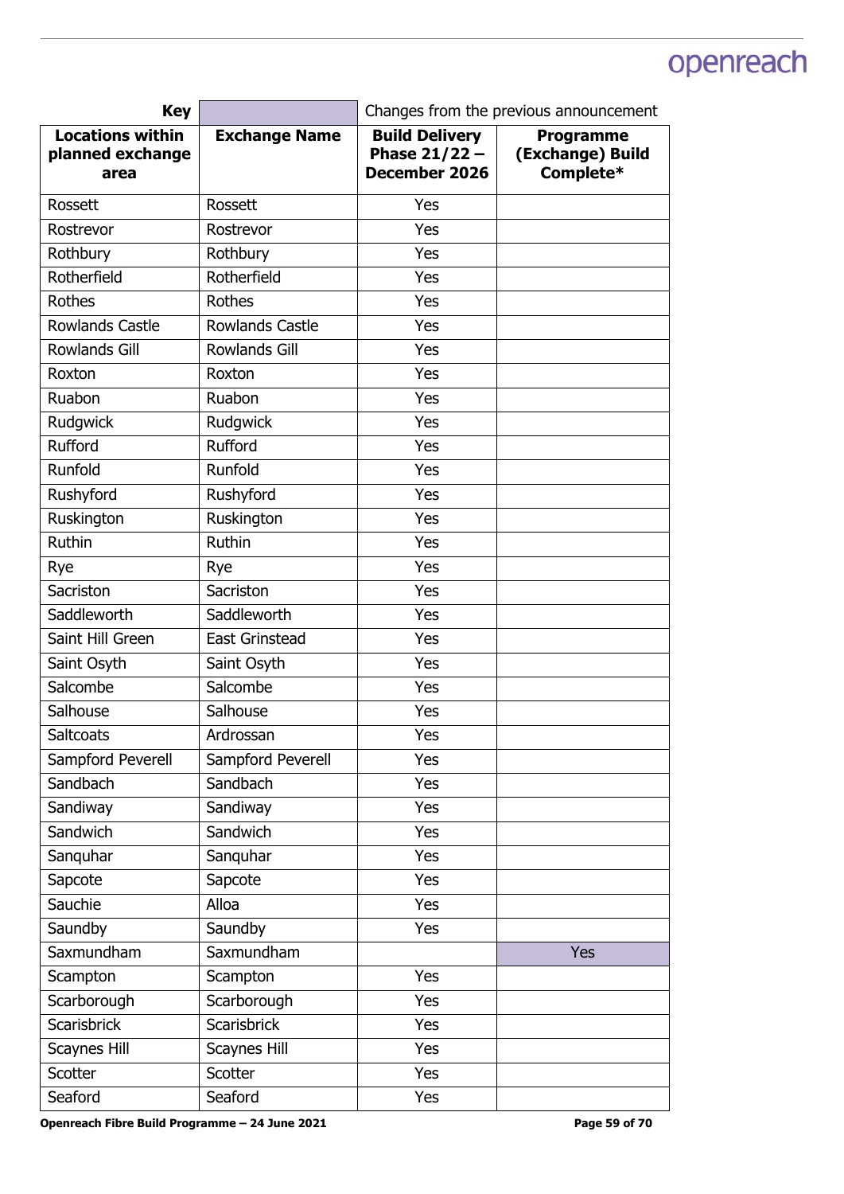| Key | | Changes from the previous announcement | |
|---|---|---|---|
| **Locations within planned exchange area** | **Exchange Name** | **Build Delivery Phase 21/22 – December 2026** | **Programme (Exchange) Build Complete*** |
| Rossett | Rossett | Yes | |
| Rostrevor | Rostrevor | Yes | |
| Rothbury | Rothbury | Yes | |
| Rotherfield | Rotherfield | Yes | |
| Rothes | Rothes | Yes | |
| Rowlands Castle | Rowlands Castle | Yes | |
| Rowlands Gill | Rowlands Gill | Yes | |
| Roxton | Roxton | Yes | |
| Ruabon | Ruabon | Yes | |
| Rudgwick | Rudgwick | Yes | |
| Rufford | Rufford | Yes | |
| Runfold | Runfold | Yes | |
| Rushyford | Rushyford | Yes | |
| Ruskington | Ruskington | Yes | |
| Ruthin | Ruthin | Yes | |
| Rye | Rye | Yes | |
| Sacriston | Sacriston | Yes | |
| Saddleworth | Saddleworth | Yes | |
| Saint Hill Green | East Grinstead | Yes | |
| Saint Osyth | Saint Osyth | Yes | |
| Salcombe | Salcombe | Yes | |
| Salhouse | Salhouse | Yes | |
| Saltcoats | Ardrossan | Yes | |
| Sampford Peverell | Sampford Peverell | Yes | |
| Sandbach | Sandbach | Yes | |
| Sandiway | Sandiway | Yes | |
| Sandwich | Sandwich | Yes | |
| Sanquhar | Sanquhar | Yes | |
| Sapcote | Sapcote | Yes | |
| Sauchie | Alloa | Yes | |
| Saundby | Saundby | Yes | |
| Saxmundham | Saxmundham | | Yes |
| Scampton | Scampton | Yes | |
| Scarborough | Scarborough | Yes | |
| Scarisbrick | Scarisbrick | Yes | |
| Scaynes Hill | Scaynes Hill | Yes | |
| Scotter | Scotter | Yes | |
| Seaford | Seaford | Yes | |

**Openreach Fibre Build Programme – 24 June 2021**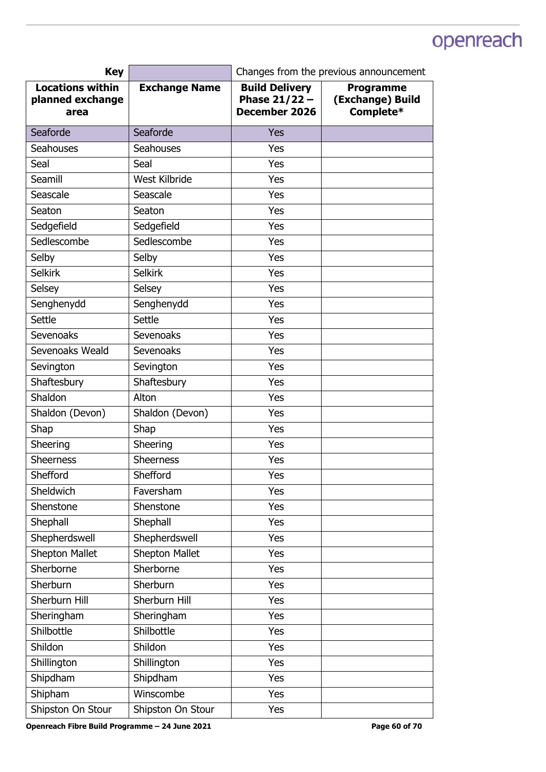| Key | | Changes from the previous announcement | |
|---|---|---|---|
| **Locations within planned exchange area** | **Exchange Name** | **Build Delivery Phase 21/22 – December 2026** | **Programme (Exchange) Build Complete*** |
| Seaforde | Seaforde | Yes | |
| Seahouses | Seahouses | Yes | |
| Seal | Seal | Yes | |
| Seamill | West Kilbride | Yes | |
| Seascale | Seascale | Yes | |
| Seaton | Seaton | Yes | |
| Sedgefield | Sedgefield | Yes | |
| Sedlescombe | Sedlescombe | Yes | |
| Selby | Selby | Yes | |
| Selkirk | Selkirk | Yes | |
| Selsey | Selsey | Yes | |
| Senghenydd | Senghenydd | Yes | |
| Settle | Settle | Yes | |
| Sevenoaks | Sevenoaks | Yes | |
| Sevenoaks Weald | Sevenoaks | Yes | |
| Sevington | Sevington | Yes | |
| Shaftesbury | Shaftesbury | Yes | |
| Shaldon | Alton | Yes | |
| Shaldon (Devon) | Shaldon (Devon) | Yes | |
| Shap | Shap | Yes | |
| Sheering | Sheering | Yes | |
| Sheerness | Sheerness | Yes | |
| Shefford | Shefford | Yes | |
| Sheldwich | Faversham | Yes | |
| Shenstone | Shenstone | Yes | |
| Shephall | Shephall | Yes | |
| Shepherdswell | Shepherdswell | Yes | |
| Shepton Mallet | Shepton Mallet | Yes | |
| Sherborne | Sherborne | Yes | |
| Sherburn | Sherburn | Yes | |
| Sherburn Hill | Sherburn Hill | Yes | |
| Sheringham | Sheringham | Yes | |
| Shilbottle | Shilbottle | Yes | |
| Shildon | Shildon | Yes | |
| Shillington | Shillington | Yes | |
| Shipdham | Shipdham | Yes | |
| Shipham | Winscombe | Yes | |
| Shipston On Stour | Shipston On Stour | Yes | |

**Openreach Fibre Build Programme – 24 June 2021**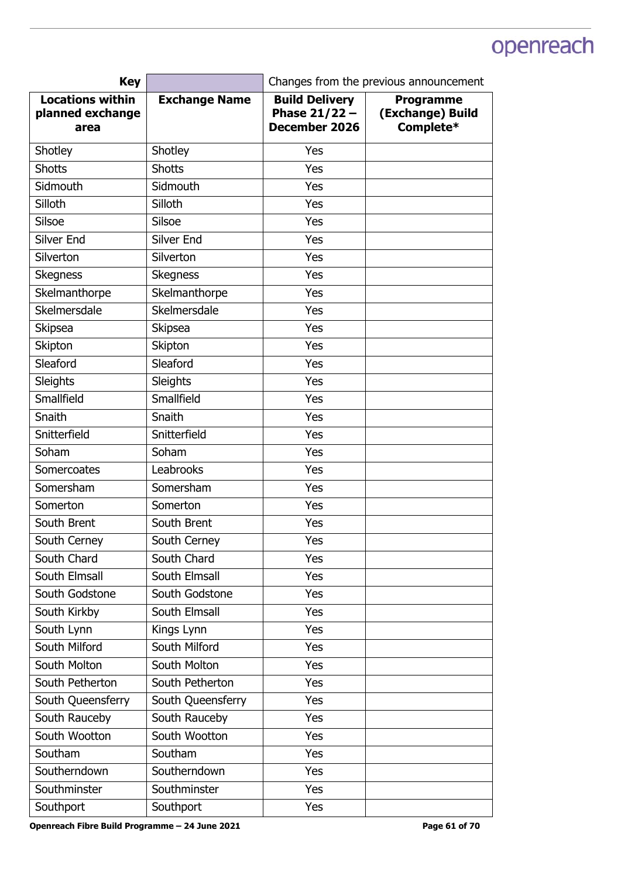| Key | | Changes from the previous announcement | |
|---|---|---|---|
| **Locations within planned exchange area** | **Exchange Name** | **Build Delivery Phase 21/22 – December 2026** | **Programme (Exchange) Build Complete*** |
| Shotley | Shotley | Yes | |
| Shotts | Shotts | Yes | |
| Sidmouth | Sidmouth | Yes | |
| Silloth | Silloth | Yes | |
| Silsoe | Silsoe | Yes | |
| Silver End | Silver End | Yes | |
| Silverton | Silverton | Yes | |
| Skegness | Skegness | Yes | |
| Skelmanthorpe | Skelmanthorpe | Yes | |
| Skelmersdale | Skelmersdale | Yes | |
| Skipsea | Skipsea | Yes | |
| Skipton | Skipton | Yes | |
| Sleaford | Sleaford | Yes | |
| Sleights | Sleights | Yes | |
| Smallfield | Smallfield | Yes | |
| Snaith | Snaith | Yes | |
| Snitterfield | Snitterfield | Yes | |
| Soham | Soham | Yes | |
| Somercoates | Leabrooks | Yes | |
| Somersham | Somersham | Yes | |
| Somerton | Somerton | Yes | |
| South Brent | South Brent | Yes | |
| South Cerney | South Cerney | Yes | |
| South Chard | South Chard | Yes | |
| South Elmsall | South Elmsall | Yes | |
| South Godstone | South Godstone | Yes | |
| South Kirkby | South Elmsall | Yes | |
| South Lynn | Kings Lynn | Yes | |
| South Milford | South Milford | Yes | |
| South Molton | South Molton | Yes | |
| South Petherton | South Petherton | Yes | |
| South Queensferry | South Queensferry | Yes | |
| South Rauceby | South Rauceby | Yes | |
| South Wootton | South Wootton | Yes | |
| Southam | Southam | Yes | |
| Southerndown | Southerndown | Yes | |
| Southminster | Southminster | Yes | |
| Southport | Southport | Yes | |

**Openreach Fibre Build Programme – 24 June 2021**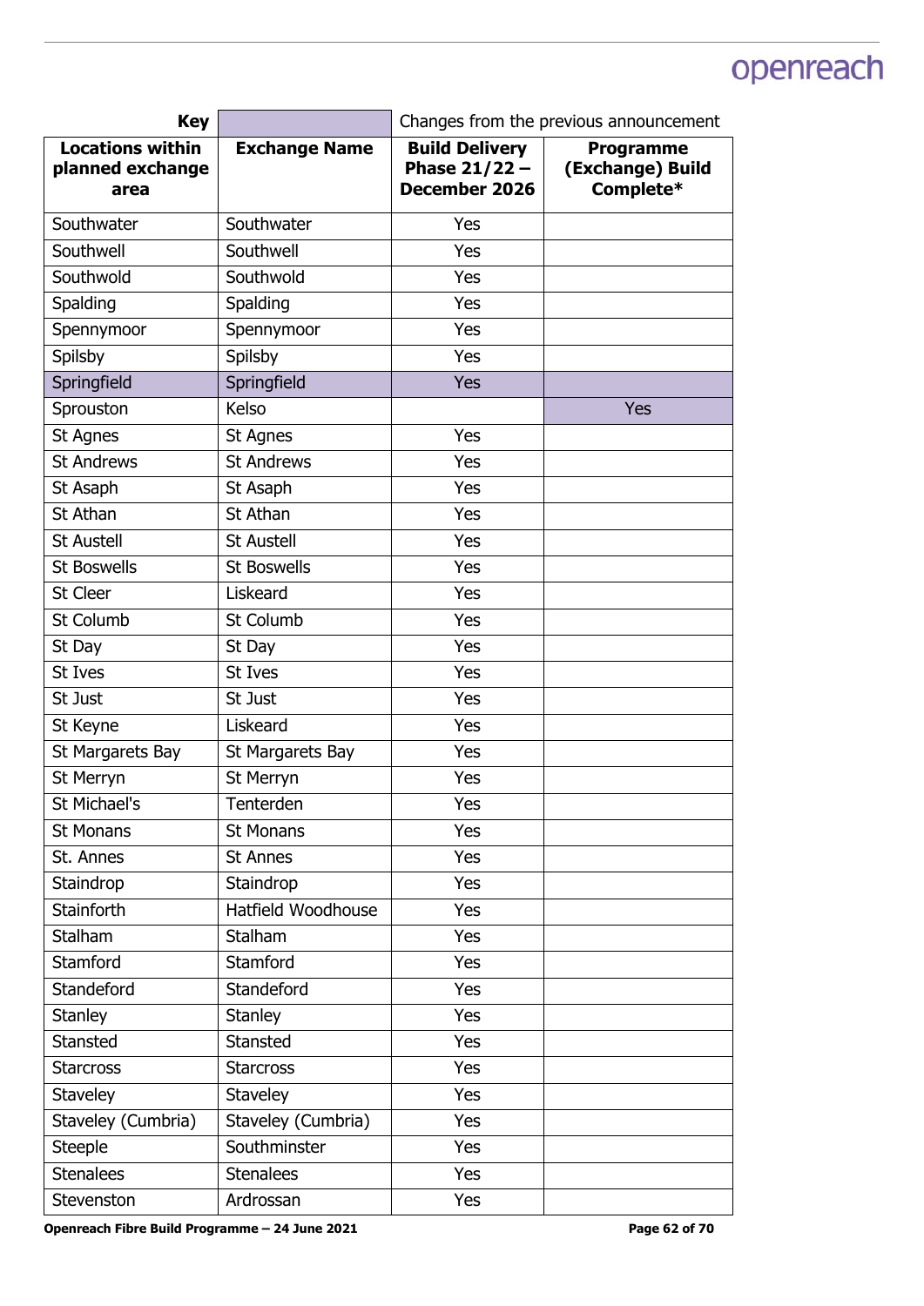| Key | | Changes from the previous announcement | |
|---|---|---|---|
| **Locations within planned exchange area** | **Exchange Name** | **Build Delivery Phase 21/22 – December 2026** | **Programme (Exchange) Build Complete*** |
| Southwater | Southwater | Yes | |
| Southwell | Southwell | Yes | |
| Southwold | Southwold | Yes | |
| Spalding | Spalding | Yes | |
| Spennymoor | Spennymoor | Yes | |
| Spilsby | Spilsby | Yes | |
| Springfield | Springfield | Yes | |
| Sprouston | Kelso | | Yes |
| St Agnes | St Agnes | Yes | |
| St Andrews | St Andrews | Yes | |
| St Asaph | St Asaph | Yes | |
| St Athan | St Athan | Yes | |
| St Austell | St Austell | Yes | |
| St Boswells | St Boswells | Yes | |
| St Cleer | Liskeard | Yes | |
| St Columb | St Columb | Yes | |
| St Day | St Day | Yes | |
| St Ives | St Ives | Yes | |
| St Just | St Just | Yes | |
| St Keyne | Liskeard | Yes | |
| St Margarets Bay | St Margarets Bay | Yes | |
| St Merryn | St Merryn | Yes | |
| St Michael's | Tenterden | Yes | |
| St Monans | St Monans | Yes | |
| St. Annes | St Annes | Yes | |
| Staindrop | Staindrop | Yes | |
| Stainforth | Hatfield Woodhouse | Yes | |
| Stalham | Stalham | Yes | |
| Stamford | Stamford | Yes | |
| Standeford | Standeford | Yes | |
| Stanley | Stanley | Yes | |
| Stansted | Stansted | Yes | |
| Starcross | Starcross | Yes | |
| Staveley | Staveley | Yes | |
| Staveley (Cumbria) | Staveley (Cumbria) | Yes | |
| Steeple | Southminster | Yes | |
| Stenalees | Stenalees | Yes | |
| Stevenston | Ardrossan | Yes | |

**Openreach Fibre Build Programme – 24 June 2021**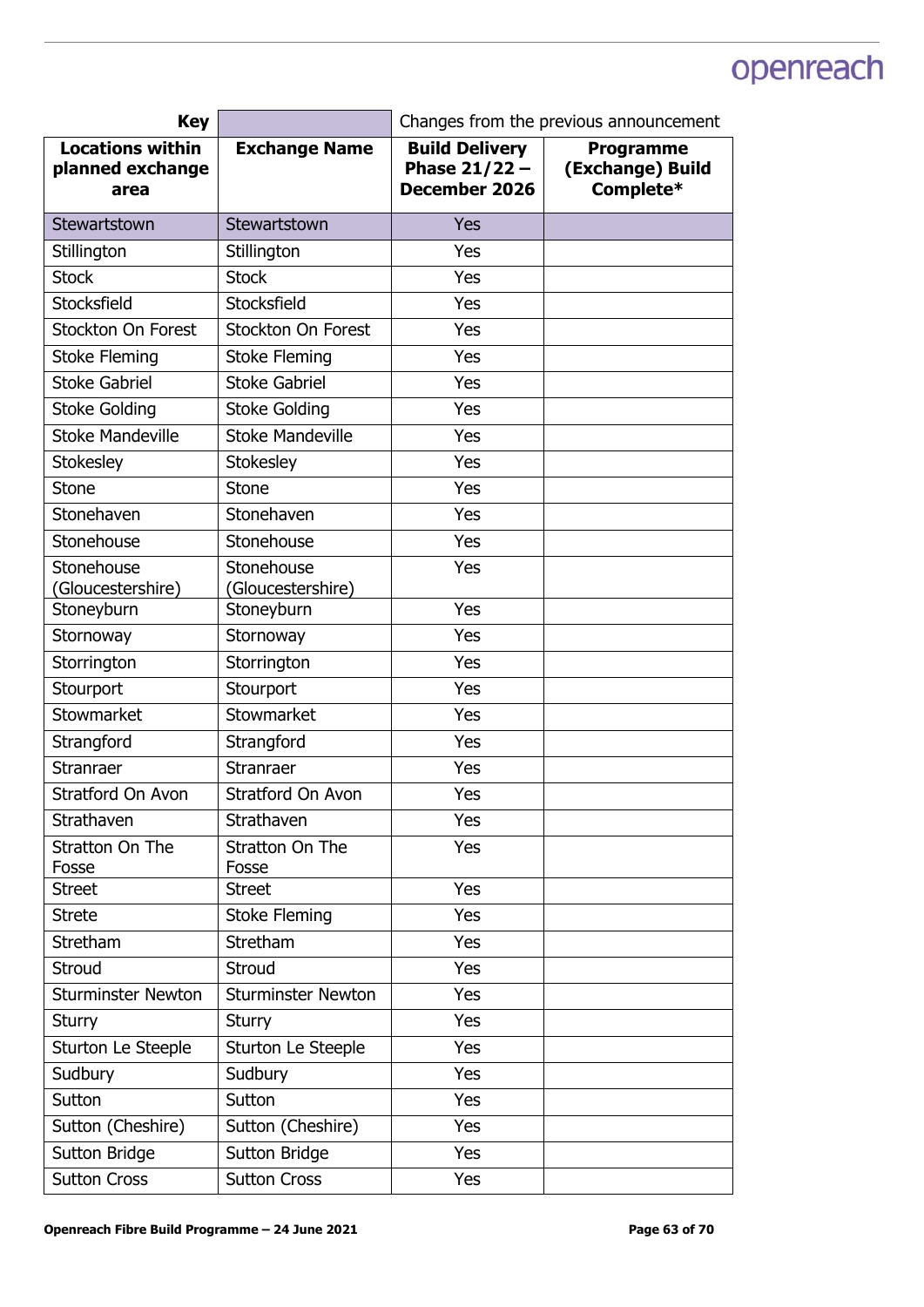| Key | | Changes from the previous announcement | |
|---|---|---|---|
| **Locations within planned exchange area** | **Exchange Name** | **Build Delivery Phase 21/22 – December 2026** | **Programme (Exchange) Build Complete*** |
| Stewartstown | Stewartstown | Yes | |
| Stillington | Stillington | Yes | |
| Stock | Stock | Yes | |
| Stocksfield | Stocksfield | Yes | |
| Stockton On Forest | Stockton On Forest | Yes | |
| Stoke Fleming | Stoke Fleming | Yes | |
| Stoke Gabriel | Stoke Gabriel | Yes | |
| Stoke Golding | Stoke Golding | Yes | |
| Stoke Mandeville | Stoke Mandeville | Yes | |
| Stokesley | Stokesley | Yes | |
| Stone | Stone | Yes | |
| Stonehaven | Stonehaven | Yes | |
| Stonehouse | Stonehouse | Yes | |
| Stonehouse (Gloucestershire) | Stonehouse (Gloucestershire) | Yes | |
| Stoneyburn | Stoneyburn | Yes | |
| Stornoway | Stornoway | Yes | |
| Storrington | Storrington | Yes | |
| Stourport | Stourport | Yes | |
| Stowmarket | Stowmarket | Yes | |
| Strangford | Strangford | Yes | |
| Stranraer | Stranraer | Yes | |
| Stratford On Avon | Stratford On Avon | Yes | |
| Strathaven | Strathaven | Yes | |
| Stratton On The Fosse | Stratton On The Fosse | Yes | |
| Street | Street | Yes | |
| Strete | Stoke Fleming | Yes | |
| Stretham | Stretham | Yes | |
| Stroud | Stroud | Yes | |
| Sturminster Newton | Sturminster Newton | Yes | |
| Sturry | Sturry | Yes | |
| Sturton Le Steeple | Sturton Le Steeple | Yes | |
| Sudbury | Sudbury | Yes | |
| Sutton | Sutton | Yes | |
| Sutton (Cheshire) | Sutton (Cheshire) | Yes | |
| Sutton Bridge | Sutton Bridge | Yes | |
| Sutton Cross | Sutton Cross | Yes | |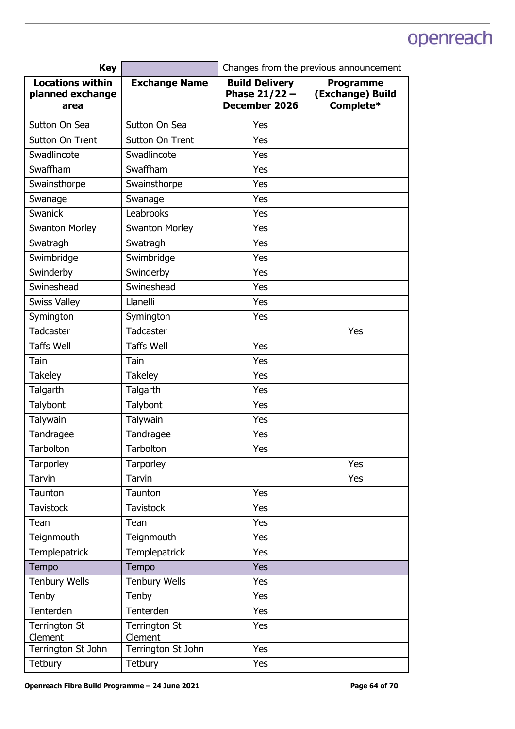| Key | | Changes from the previous announcement | |
|---|---|---|---|
| **Locations within planned exchange area** | **Exchange Name** | **Build Delivery Phase 21/22 – December 2026** | **Programme (Exchange) Build Complete*** |
| Sutton On Sea | Sutton On Sea | Yes | |
| Sutton On Trent | Sutton On Trent | Yes | |
| Swadlincote | Swadlincote | Yes | |
| Swaffham | Swaffham | Yes | |
| Swainsthorpe | Swainsthorpe | Yes | |
| Swanage | Swanage | Yes | |
| Swanick | Leabrooks | Yes | |
| Swanton Morley | Swanton Morley | Yes | |
| Swatragh | Swatragh | Yes | |
| Swimbridge | Swimbridge | Yes | |
| Swinderby | Swinderby | Yes | |
| Swineshead | Swineshead | Yes | |
| Swiss Valley | Llanelli | Yes | |
| Symington | Symington | Yes | |
| Tadcaster | Tadcaster | | Yes |
| Taffs Well | Taffs Well | Yes | |
| Tain | Tain | Yes | |
| Takeley | Takeley | Yes | |
| Talgarth | Talgarth | Yes | |
| Talybont | Talybont | Yes | |
| Talywain | Talywain | Yes | |
| Tandragee | Tandragee | Yes | |
| Tarbolton | Tarbolton | Yes | |
| Tarporley | Tarporley | | Yes |
| Tarvin | Tarvin | | Yes |
| Taunton | Taunton | Yes | |
| Tavistock | Tavistock | Yes | |
| Tean | Tean | Yes | |
| Teignmouth | Teignmouth | Yes | |
| Templepatrick | Templepatrick | Yes | |
| Tempo | Tempo | Yes | |
| Tenbury Wells | Tenbury Wells | Yes | |
| Tenby | Tenby | Yes | |
| Tenterden | Tenterden | Yes | |
| Terrington St Clement | Terrington St Clement | Yes | |
| Terrington St John | Terrington St John | Yes | |
| Tetbury | Tetbury | Yes | |

**Openreach Fibre Build Programme – 24 June 2021**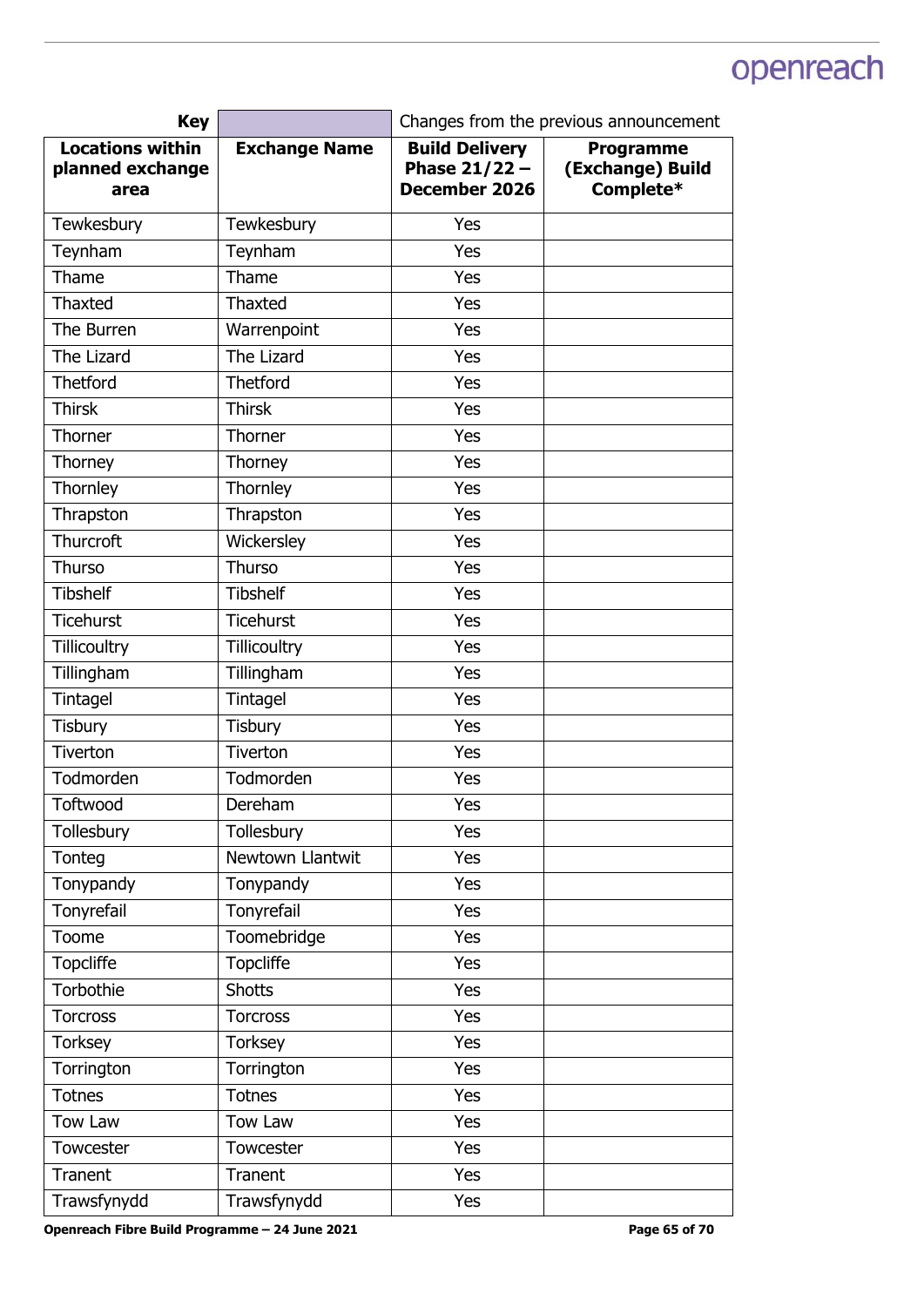| Key | | Changes from the previous announcement | |
|---|---|---|---|
| **Locations within planned exchange area** | **Exchange Name** | **Build Delivery Phase 21/22 – December 2026** | **Programme (Exchange) Build Complete*** |
| Tewkesbury | Tewkesbury | Yes | |
| Teynham | Teynham | Yes | |
| Thame | Thame | Yes | |
| Thaxted | Thaxted | Yes | |
| The Burren | Warrenpoint | Yes | |
| The Lizard | The Lizard | Yes | |
| Thetford | Thetford | Yes | |
| Thirsk | Thirsk | Yes | |
| Thorner | Thorner | Yes | |
| Thorney | Thorney | Yes | |
| Thornley | Thornley | Yes | |
| Thrapston | Thrapston | Yes | |
| Thurcroft | Wickersley | Yes | |
| Thurso | Thurso | Yes | |
| Tibshelf | Tibshelf | Yes | |
| Ticehurst | Ticehurst | Yes | |
| Tillicoultry | Tillicoultry | Yes | |
| Tillingham | Tillingham | Yes | |
| Tintagel | Tintagel | Yes | |
| Tisbury | Tisbury | Yes | |
| Tiverton | Tiverton | Yes | |
| Todmorden | Todmorden | Yes | |
| Toftwood | Dereham | Yes | |
| Tollesbury | Tollesbury | Yes | |
| Tonteg | Newtown Llantwit | Yes | |
| Tonypandy | Tonypandy | Yes | |
| Tonyrefail | Tonyrefail | Yes | |
| Toome | Toomebridge | Yes | |
| Topcliffe | Topcliffe | Yes | |
| Torbothie | Shotts | Yes | |
| Torcross | Torcross | Yes | |
| Torksey | Torksey | Yes | |
| Torrington | Torrington | Yes | |
| Totnes | Totnes | Yes | |
| Tow Law | Tow Law | Yes | |
| Towcester | Towcester | Yes | |
| Tranent | Tranent | Yes | |
| Trawsfynydd | Trawsfynydd | Yes | |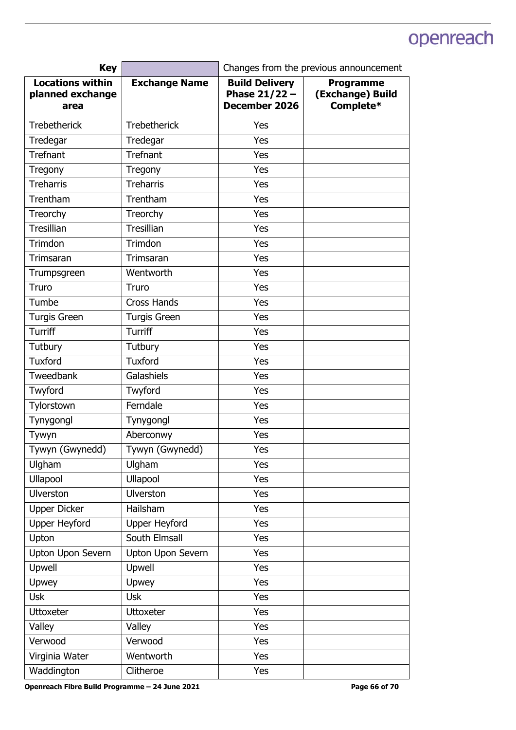| Key | | Changes from the previous announcement | |
|---|---|---|---|
| **Locations within planned exchange area** | **Exchange Name** | **Build Delivery Phase 21/22 – December 2026** | **Programme (Exchange) Build Complete*** |
| Trebetherick | Trebetherick | Yes | |
| Tredegar | Tredegar | Yes | |
| Trefnant | Trefnant | Yes | |
| Tregony | Tregony | Yes | |
| Treharris | Treharris | Yes | |
| Trentham | Trentham | Yes | |
| Treorchy | Treorchy | Yes | |
| Tresillian | Tresillian | Yes | |
| Trimdon | Trimdon | Yes | |
| Trimsaran | Trimsaran | Yes | |
| Trumpsgreen | Wentworth | Yes | |
| Truro | Truro | Yes | |
| Tumbe | Cross Hands | Yes | |
| Turgis Green | Turgis Green | Yes | |
| Turriff | Turriff | Yes | |
| Tutbury | Tutbury | Yes | |
| Tuxford | Tuxford | Yes | |
| Tweedbank | Galashiels | Yes | |
| Twyford | Twyford | Yes | |
| Tylorstown | Ferndale | Yes | |
| Tynygongl | Tynygongl | Yes | |
| Tywyn | Aberconwy | Yes | |
| Tywyn (Gwynedd) | Tywyn (Gwynedd) | Yes | |
| Ulgham | Ulgham | Yes | |
| Ullapool | Ullapool | Yes | |
| Ulverston | Ulverston | Yes | |
| Upper Dicker | Hailsham | Yes | |
| Upper Heyford | Upper Heyford | Yes | |
| Upton | South Elmsall | Yes | |
| Upton Upon Severn | Upton Upon Severn | Yes | |
| Upwell | Upwell | Yes | |
| Upwey | Upwey | Yes | |
| Usk | Usk | Yes | |
| Uttoxeter | Uttoxeter | Yes | |
| Valley | Valley | Yes | |
| Verwood | Verwood | Yes | |
| Virginia Water | Wentworth | Yes | |
| Waddington | Clitheroe | Yes | |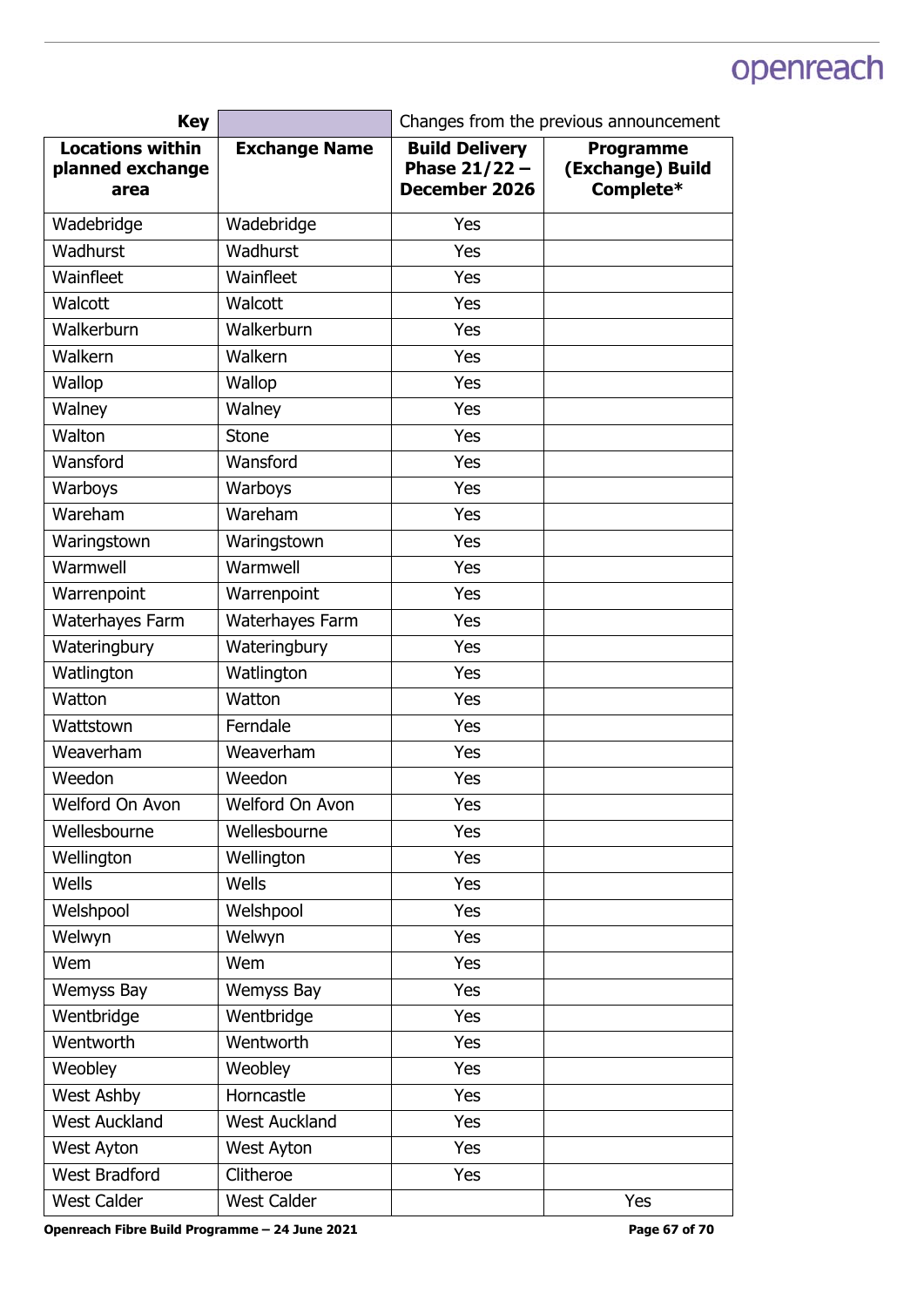| Key | | Changes from the previous announcement | |
|---|---|---|---|
| **Locations within planned exchange area** | **Exchange Name** | **Build Delivery Phase 21/22 – December 2026** | **Programme (Exchange) Build Complete*** |
| Wadebridge | Wadebridge | Yes | |
| Wadhurst | Wadhurst | Yes | |
| Wainfleet | Wainfleet | Yes | |
| Walcott | Walcott | Yes | |
| Walkerburn | Walkerburn | Yes | |
| Walkern | Walkern | Yes | |
| Wallop | Wallop | Yes | |
| Walney | Walney | Yes | |
| Walton | Stone | Yes | |
| Wansford | Wansford | Yes | |
| Warboys | Warboys | Yes | |
| Wareham | Wareham | Yes | |
| Waringstown | Waringstown | Yes | |
| Warmwell | Warmwell | Yes | |
| Warrenpoint | Warrenpoint | Yes | |
| Waterhayes Farm | Waterhayes Farm | Yes | |
| Wateringbury | Wateringbury | Yes | |
| Watlington | Watlington | Yes | |
| Watton | Watton | Yes | |
| Wattstown | Ferndale | Yes | |
| Weaverham | Weaverham | Yes | |
| Weedon | Weedon | Yes | |
| Welford On Avon | Welford On Avon | Yes | |
| Wellesbourne | Wellesbourne | Yes | |
| Wellington | Wellington | Yes | |
| Wells | Wells | Yes | |
| Welshpool | Welshpool | Yes | |
| Welwyn | Welwyn | Yes | |
| Wem | Wem | Yes | |
| Wemyss Bay | Wemyss Bay | Yes | |
| Wentbridge | Wentbridge | Yes | |
| Wentworth | Wentworth | Yes | |
| Weobley | Weobley | Yes | |
| West Ashby | Horncastle | Yes | |
| West Auckland | West Auckland | Yes | |
| West Ayton | West Ayton | Yes | |
| West Bradford | Clitheroe | Yes | |
| West Calder | West Calder | | Yes |

**Openreach Fibre Build Programme – 24 June 2021**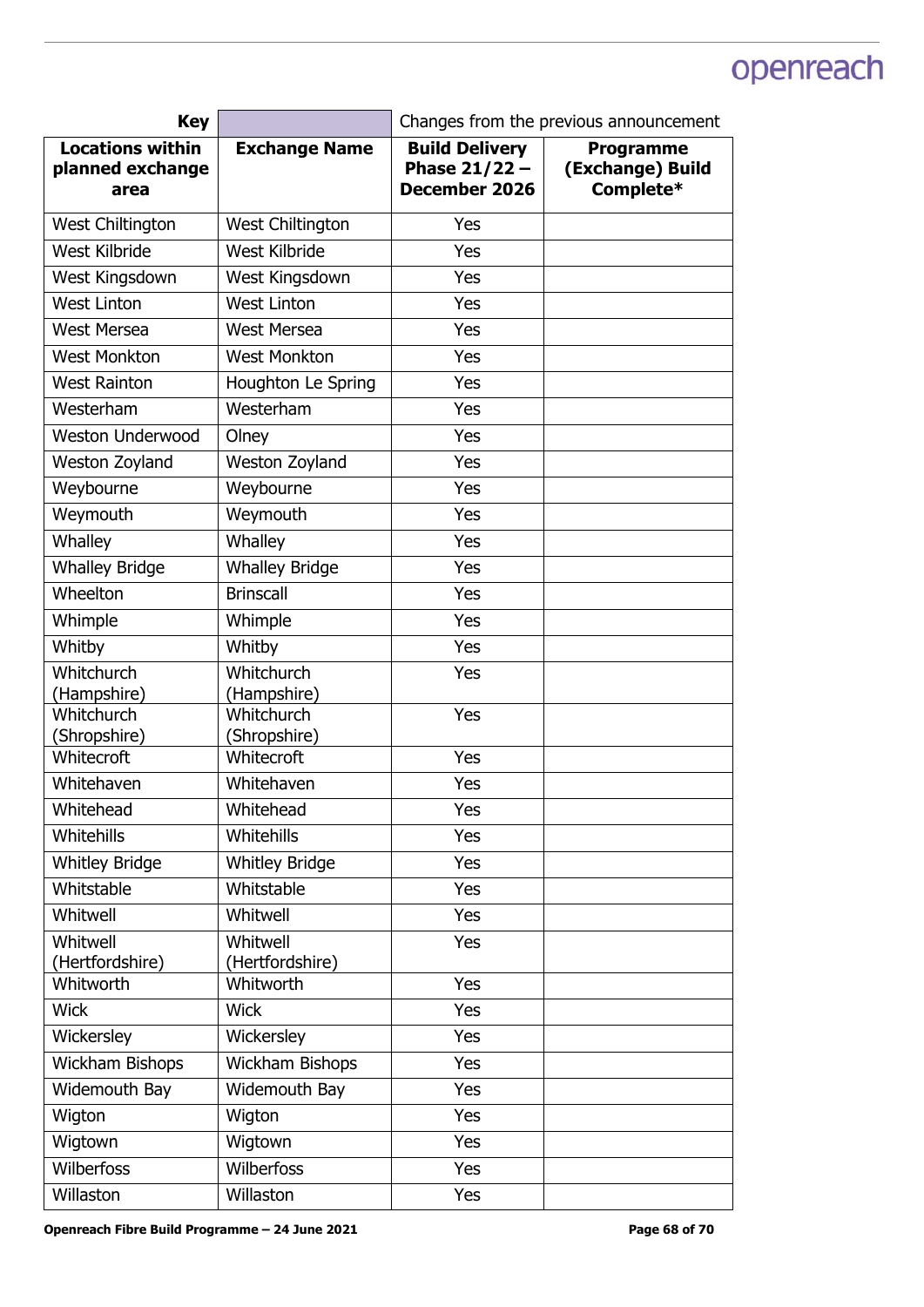| Key | | Changes from the previous announcement | |
|---|---|---|---|
| **Locations within planned exchange area** | **Exchange Name** | **Build Delivery Phase 21/22 – December 2026** | **Programme (Exchange) Build Complete*** |
| West Chiltington | West Chiltington | Yes | |
| West Kilbride | West Kilbride | Yes | |
| West Kingsdown | West Kingsdown | Yes | |
| West Linton | West Linton | Yes | |
| West Mersea | West Mersea | Yes | |
| West Monkton | West Monkton | Yes | |
| West Rainton | Houghton Le Spring | Yes | |
| Westerham | Westerham | Yes | |
| Weston Underwood | Olney | Yes | |
| Weston Zoyland | Weston Zoyland | Yes | |
| Weybourne | Weybourne | Yes | |
| Weymouth | Weymouth | Yes | |
| Whalley | Whalley | Yes | |
| Whalley Bridge | Whalley Bridge | Yes | |
| Wheelton | Brinscall | Yes | |
| Whimple | Whimple | Yes | |
| Whitby | Whitby | Yes | |
| Whitchurch (Hampshire) | Whitchurch (Hampshire) | Yes | |
| Whitchurch (Shropshire) | Whitchurch (Shropshire) | Yes | |
| Whitecroft | Whitecroft | Yes | |
| Whitehaven | Whitehaven | Yes | |
| Whitehead | Whitehead | Yes | |
| Whitehills | Whitehills | Yes | |
| Whitley Bridge | Whitley Bridge | Yes | |
| Whitstable | Whitstable | Yes | |
| Whitwell | Whitwell | Yes | |
| Whitwell (Hertfordshire) | Whitwell (Hertfordshire) | Yes | |
| Whitworth | Whitworth | Yes | |
| Wick | Wick | Yes | |
| Wickersley | Wickersley | Yes | |
| Wickham Bishops | Wickham Bishops | Yes | |
| Widemouth Bay | Widemouth Bay | Yes | |
| Wigton | Wigton | Yes | |
| Wigtown | Wigtown | Yes | |
| Wilberfoss | Wilberfoss | Yes | |
| Willaston | Willaston | Yes | |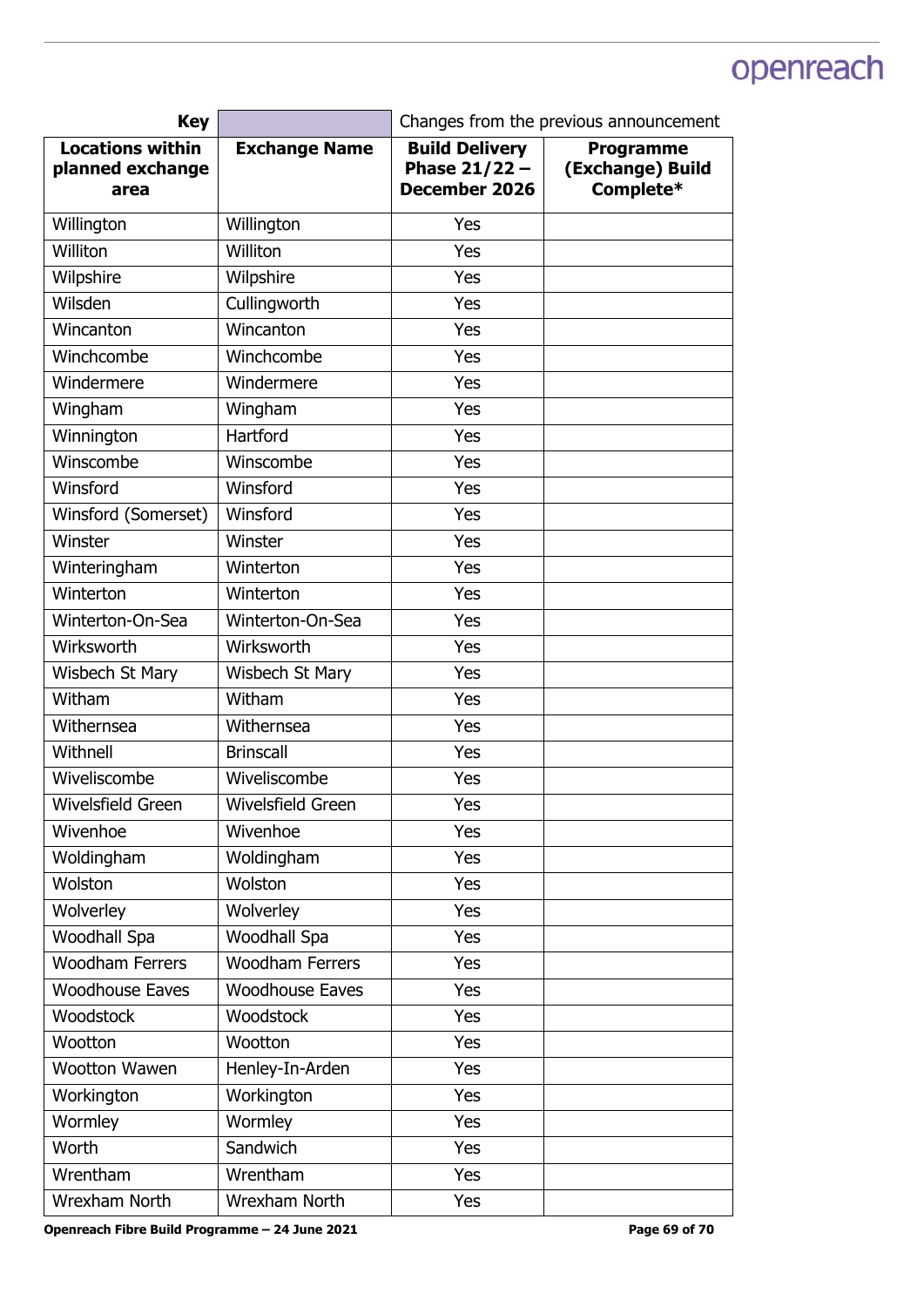| Key | | Changes from the previous announcement | |
|---|---|---|---|
| **Locations within planned exchange area** | **Exchange Name** | **Build Delivery Phase 21/22 – December 2026** | **Programme (Exchange) Build Complete*** |
| Willington | Willington | Yes | |
| Williton | Williton | Yes | |
| Wilpshire | Wilpshire | Yes | |
| Wilsden | Cullingworth | Yes | |
| Wincanton | Wincanton | Yes | |
| Winchcombe | Winchcombe | Yes | |
| Windermere | Windermere | Yes | |
| Wingham | Wingham | Yes | |
| Winnington | Hartford | Yes | |
| Winscombe | Winscombe | Yes | |
| Winsford | Winsford | Yes | |
| Winsford (Somerset) | Winsford | Yes | |
| Winster | Winster | Yes | |
| Winteringham | Winterton | Yes | |
| Winterton | Winterton | Yes | |
| Winterton-On-Sea | Winterton-On-Sea | Yes | |
| Wirksworth | Wirksworth | Yes | |
| Wisbech St Mary | Wisbech St Mary | Yes | |
| Witham | Witham | Yes | |
| Withernsea | Withernsea | Yes | |
| Withnell | Brinscall | Yes | |
| Wiveliscombe | Wiveliscombe | Yes | |
| Wivelsfield Green | Wivelsfield Green | Yes | |
| Wivenhoe | Wivenhoe | Yes | |
| Woldingham | Woldingham | Yes | |
| Wolston | Wolston | Yes | |
| Wolverley | Wolverley | Yes | |
| Woodhall Spa | Woodhall Spa | Yes | |
| Woodham Ferrers | Woodham Ferrers | Yes | |
| Woodhouse Eaves | Woodhouse Eaves | Yes | |
| Woodstock | Woodstock | Yes | |
| Wootton | Wootton | Yes | |
| Wootton Wawen | Henley-In-Arden | Yes | |
| Workington | Workington | Yes | |
| Wormley | Wormley | Yes | |
| Worth | Sandwich | Yes | |
| Wrentham | Wrentham | Yes | |
| Wrexham North | Wrexham North | Yes | |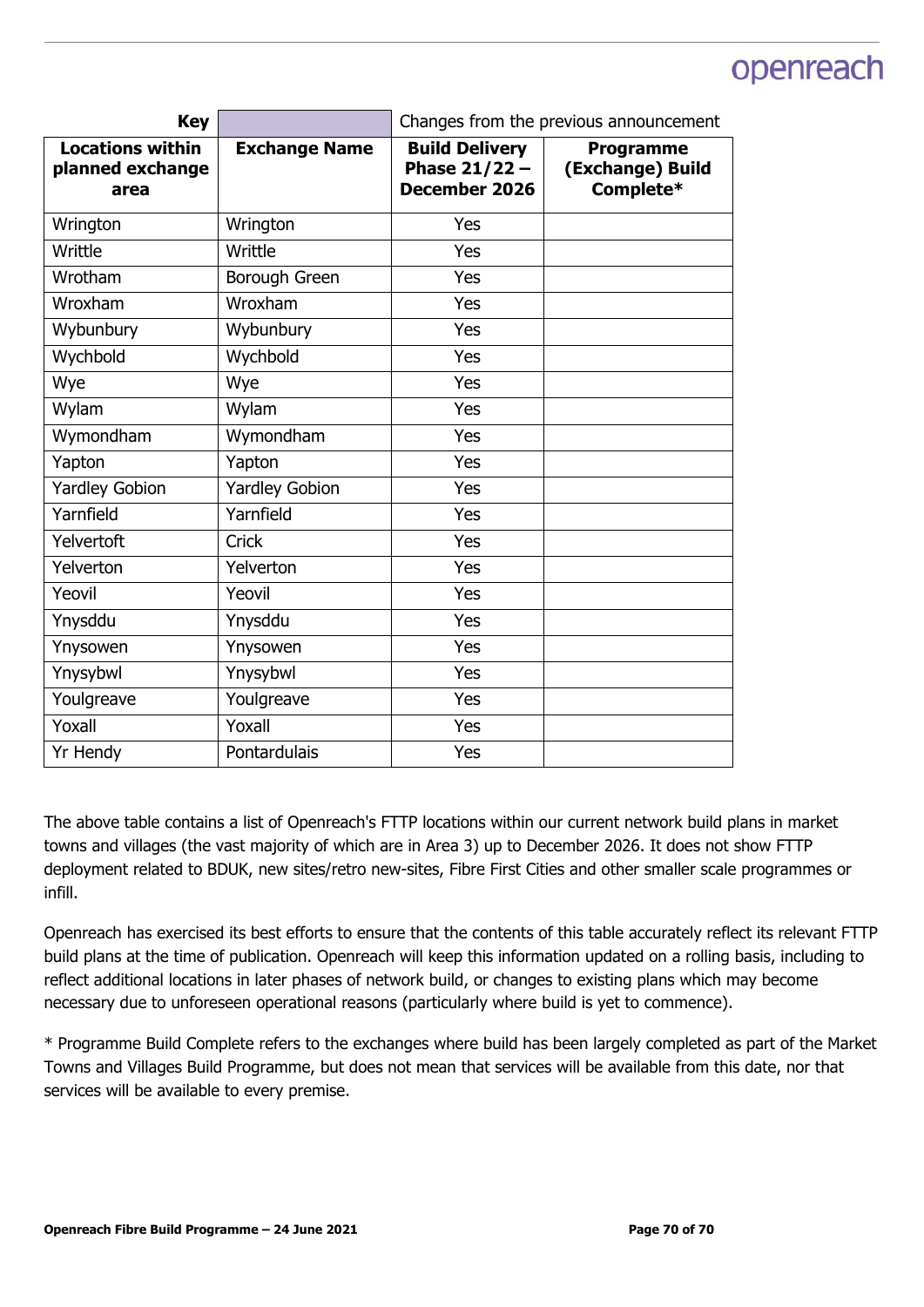| **Key** | | Changes from the previous announcement | |
|---|---|---|---|
| **Locations within planned exchange area** | **Exchange Name** | **Build Delivery Phase 21/22 – December 2026** | **Programme (Exchange) Build Complete*** |
| Wrington | Wrington | Yes | |
| Writtle | Writtle | Yes | |
| Wrotham | Borough Green | Yes | |
| Wroxham | Wroxham | Yes | |
| Wybunbury | Wybunbury | Yes | |
| Wychbold | Wychbold | Yes | |
| Wye | Wye | Yes | |
| Wylam | Wylam | Yes | |
| Wymondham | Wymondham | Yes | |
| Yapton | Yapton | Yes | |
| Yardley Gobion | Yardley Gobion | Yes | |
| Yarnfield | Yarnfield | Yes | |
| Yelvertoft | Crick | Yes | |
| Yelverton | Yelverton | Yes | |
| Yeovil | Yeovil | Yes | |
| Ynysddu | Ynysddu | Yes | |
| Ynysowen | Ynysowen | Yes | |
| Ynysybwl | Ynysybwl | Yes | |
| Youlgreave | Youlgreave | Yes | |
| Yoxall | Yoxall | Yes | |
| Yr Hendy | Pontardulais | Yes | |

The above table contains a list of Openreach's FTTP locations within our current network build plans in market towns and villages (the vast majority of which are in Area 3) up to December 2026. It does not show FTTP deployment related to BDUK, new sites/retro new-sites, Fibre First Cities and other smaller scale programmes or infill.

Openreach has exercised its best efforts to ensure that the contents of this table accurately reflect its relevant FTTP build plans at the time of publication. Openreach will keep this information updated on a rolling basis, including to reflect additional locations in later phases of network build, or changes to existing plans which may become necessary due to unforeseen operational reasons (particularly where build is yet to commence).

* Programme Build Complete refers to the exchanges where build has been largely completed as part of the Market Towns and Villages Build Programme, but does not mean that services will be available from this date, nor that services will be available to every premise.